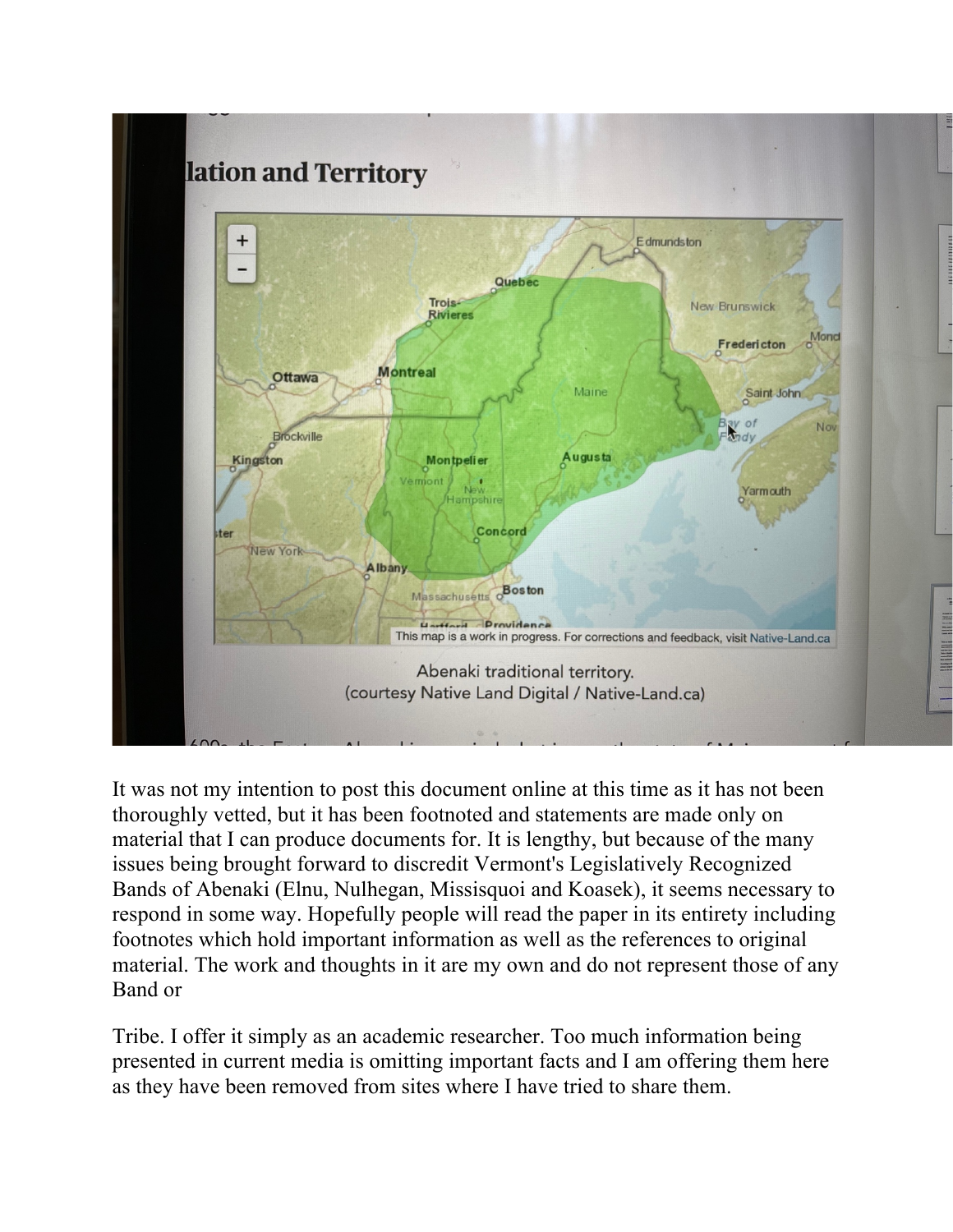It was not my intention to post this document online at this time as it has not been thoroughly vetted, but it has been footnoted and statements are made only on material that I can produce documents for. It is lengthy, but because of the many issues being brought forward to discredit Vermont's Legislatively Recognized Bands of Abenaki (Elnu, Nulhegan, Missisquoi and Koasek), it seems necessary to respond in some way. Hopefully people will read the paper in its entirety including footnotes which hold important information as well as the references to original material. The work and thoughts in it are my own and do not represent those of any Band or

Tribe. I offer it simply as an academic researcher. Too much information being presented in current media is omitting important facts and I am offering them here as they have been removed from sites where I have tried to share them.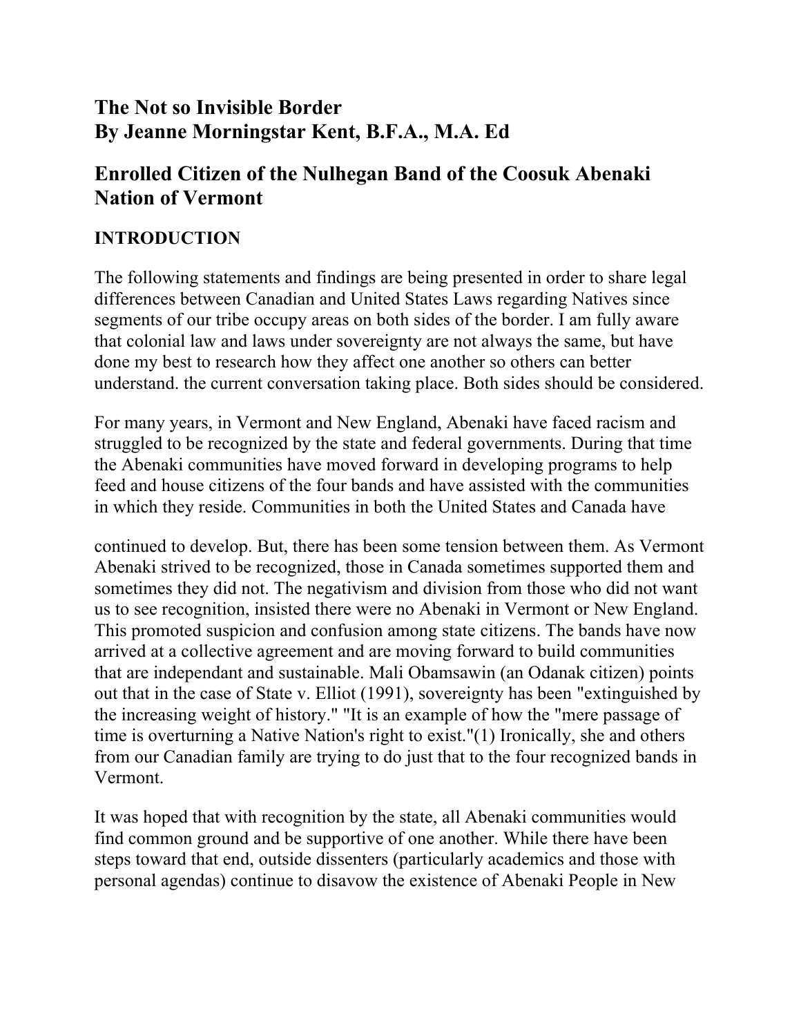# The Not so Invisible Border
# By Jeanne Morningstar Kent, B.F.A., M.A. Ed

## Enrolled Citizen of the Nulhegan Band of the Coosuk Abenaki Nation of Vermont

### INTRODUCTION

The following statements and findings are being presented in order to share legal differences between Canadian and United States Laws regarding Natives since segments of our tribe occupy areas on both sides of the border. I am fully aware that colonial law and laws under sovereignty are not always the same, but have done my best to research how they affect one another so others can better understand. the current conversation taking place. Both sides should be considered.

For many years, in Vermont and New England, Abenaki have faced racism and struggled to be recognized by the state and federal governments. During that time the Abenaki communities have moved forward in developing programs to help feed and house citizens of the four bands and have assisted with the communities in which they reside. Communities in both the United States and Canada have continued to develop. But, there has been some tension between them. As Vermont Abenaki strived to be recognized, those in Canada sometimes supported them and sometimes they did not. The negativism and division from those who did not want us to see recognition, insisted there were no Abenaki in Vermont or New England. This promoted suspicion and confusion among state citizens. The bands have now arrived at a collective agreement and are moving forward to build communities that are independant and sustainable. Mali Obamsawin (an Odanak citizen) points out that in the case of State v. Elliot (1991), sovereignty has been "extinguished by the increasing weight of history." "It is an example of how the "mere passage of time is overturning a Native Nation's right to exist."(1) Ironically, she and others from our Canadian family are trying to do just that to the four recognized bands in Vermont.

It was hoped that with recognition by the state, all Abenaki communities would find common ground and be supportive of one another. While there have been steps toward that end, outside dissenters (particularly academics and those with personal agendas) continue to disavow the existence of Abenaki People in New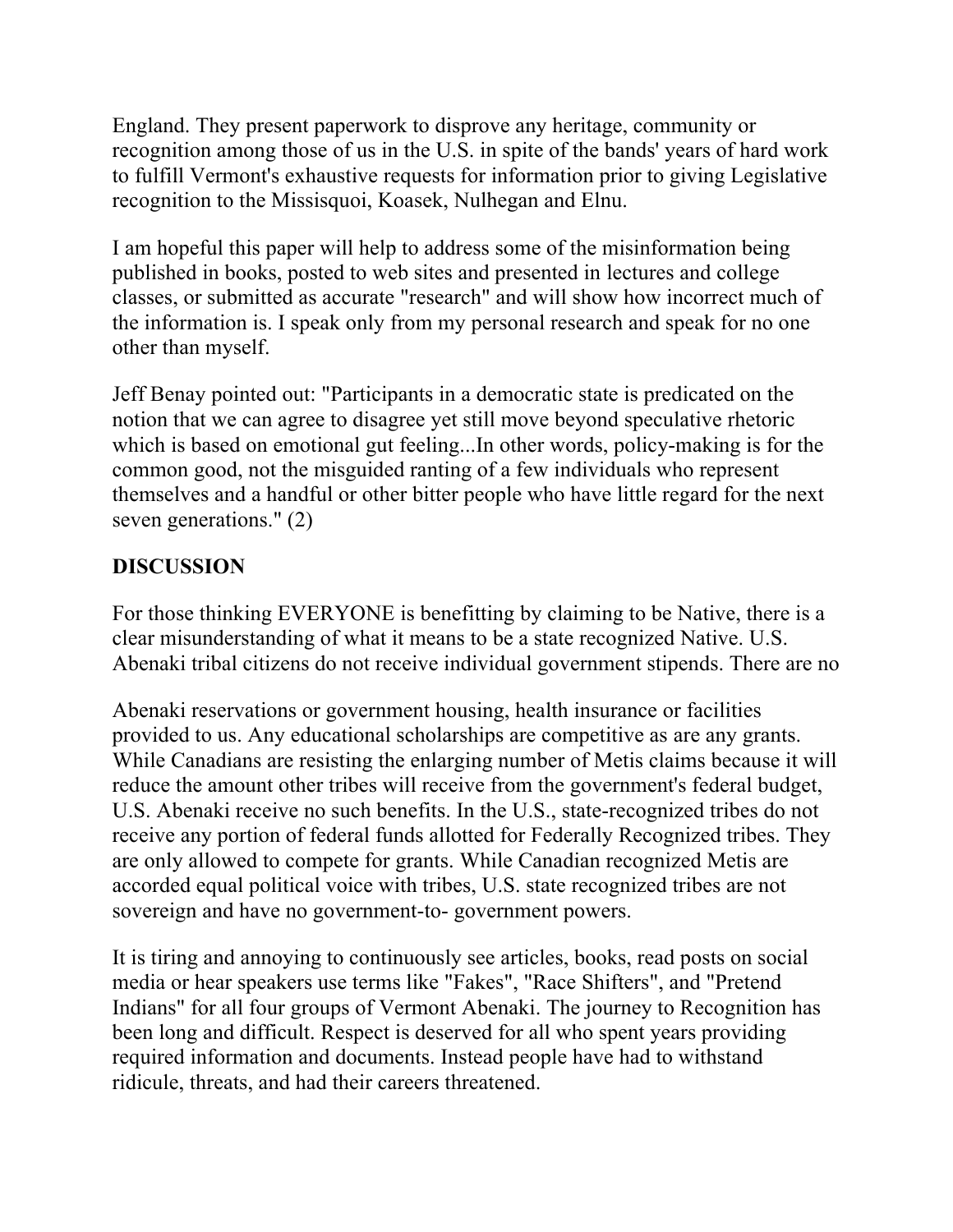England. They present paperwork to disprove any heritage, community or recognition among those of us in the U.S. in spite of the bands' years of hard work to fulfill Vermont's exhaustive requests for information prior to giving Legislative recognition to the Missisquoi, Koasek, Nulhegan and Elnu.

I am hopeful this paper will help to address some of the misinformation being published in books, posted to web sites and presented in lectures and college classes, or submitted as accurate "research" and will show how incorrect much of the information is. I speak only from my personal research and speak for no one other than myself.

Jeff Benay pointed out: "Participants in a democratic state is predicated on the notion that we can agree to disagree yet still move beyond speculative rhetoric which is based on emotional gut feeling...In other words, policy-making is for the common good, not the misguided ranting of a few individuals who represent themselves and a handful or other bitter people who have little regard for the next seven generations." (2)

**DISCUSSION**

For those thinking EVERYONE is benefitting by claiming to be Native, there is a clear misunderstanding of what it means to be a state recognized Native. U.S. Abenaki tribal citizens do not receive individual government stipends. There are no Abenaki reservations or government housing, health insurance or facilities provided to us. Any educational scholarships are competitive as are any grants. While Canadians are resisting the enlarging number of Metis claims because it will reduce the amount other tribes will receive from the government's federal budget, U.S. Abenaki receive no such benefits. In the U.S., state-recognized tribes do not receive any portion of federal funds allotted for Federally Recognized tribes. They are only allowed to compete for grants. While Canadian recognized Metis are accorded equal political voice with tribes, U.S. state recognized tribes are not sovereign and have no government-to- government powers.

It is tiring and annoying to continuously see articles, books, read posts on social media or hear speakers use terms like "Fakes", "Race Shifters", and "Pretend Indians" for all four groups of Vermont Abenaki. The journey to Recognition has been long and difficult. Respect is deserved for all who spent years providing required information and documents. Instead people have had to withstand ridicule, threats, and had their careers threatened.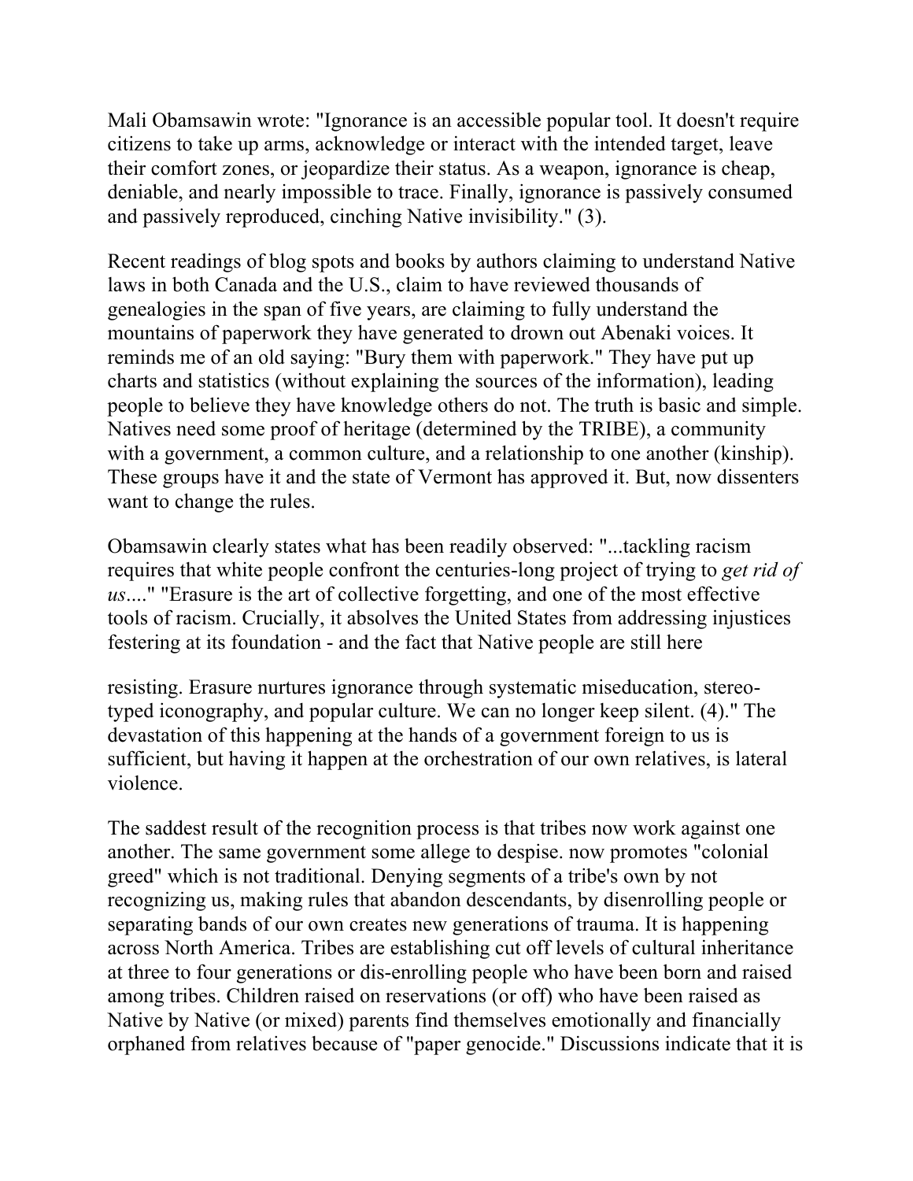Mali Obamsawin wrote: "Ignorance is an accessible popular tool. It doesn't require citizens to take up arms, acknowledge or interact with the intended target, leave their comfort zones, or jeopardize their status. As a weapon, ignorance is cheap, deniable, and nearly impossible to trace. Finally, ignorance is passively consumed and passively reproduced, cinching Native invisibility." (3).

Recent readings of blog spots and books by authors claiming to understand Native laws in both Canada and the U.S., claim to have reviewed thousands of genealogies in the span of five years, are claiming to fully understand the mountains of paperwork they have generated to drown out Abenaki voices. It reminds me of an old saying: "Bury them with paperwork." They have put up charts and statistics (without explaining the sources of the information), leading people to believe they have knowledge others do not. The truth is basic and simple. Natives need some proof of heritage (determined by the TRIBE), a community with a government, a common culture, and a relationship to one another (kinship). These groups have it and the state of Vermont has approved it. But, now dissenters want to change the rules.

Obamsawin clearly states what has been readily observed: "...tackling racism requires that white people confront the centuries-long project of trying to *get rid of us*...." "Erasure is the art of collective forgetting, and one of the most effective tools of racism. Crucially, it absolves the United States from addressing injustices festering at its foundation - and the fact that Native people are still here

resisting. Erasure nurtures ignorance through systematic miseducation, stereo-typed iconography, and popular culture. We can no longer keep silent. (4)." The devastation of this happening at the hands of a government foreign to us is sufficient, but having it happen at the orchestration of our own relatives, is lateral violence.

The saddest result of the recognition process is that tribes now work against one another. The same government some allege to despise. now promotes "colonial greed" which is not traditional. Denying segments of a tribe's own by not recognizing us, making rules that abandon descendants, by disenrolling people or separating bands of our own creates new generations of trauma. It is happening across North America. Tribes are establishing cut off levels of cultural inheritance at three to four generations or dis-enrolling people who have been born and raised among tribes. Children raised on reservations (or off) who have been raised as Native by Native (or mixed) parents find themselves emotionally and financially orphaned from relatives because of "paper genocide." Discussions indicate that it is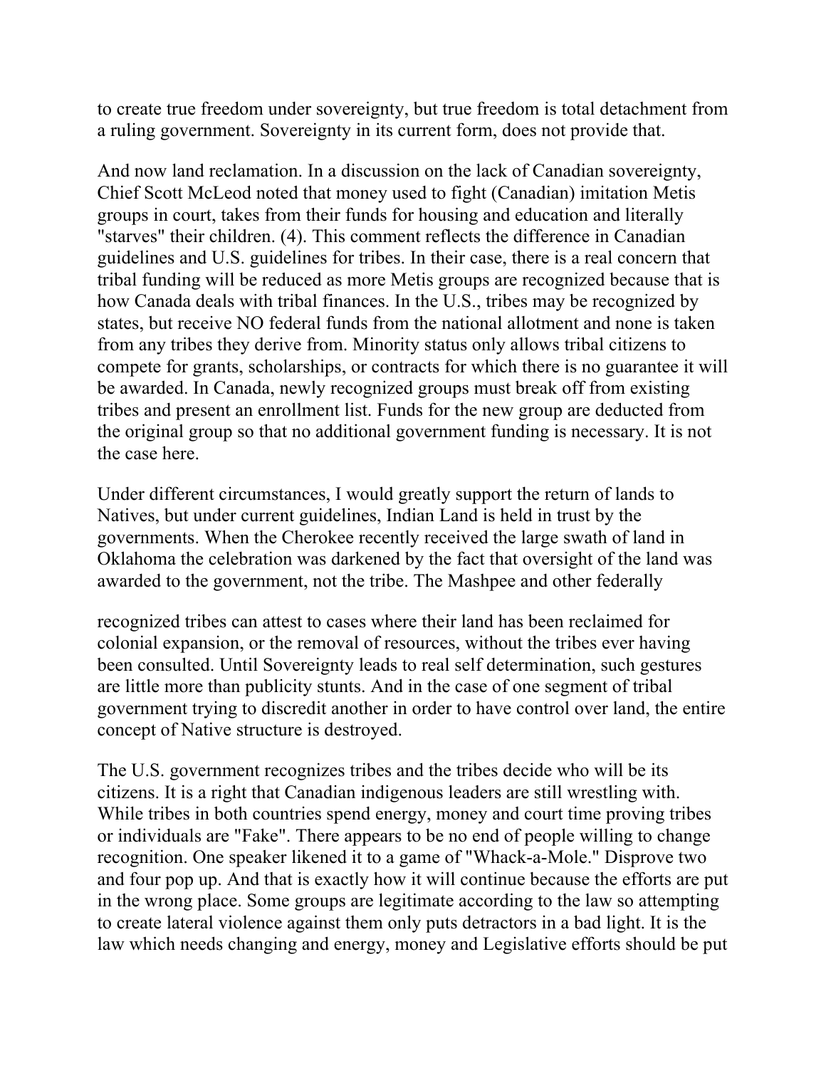to create true freedom under sovereignty, but true freedom is total detachment from a ruling government. Sovereignty in its current form, does not provide that.

And now land reclamation. In a discussion on the lack of Canadian sovereignty, Chief Scott McLeod noted that money used to fight (Canadian) imitation Metis groups in court, takes from their funds for housing and education and literally "starves" their children. (4). This comment reflects the difference in Canadian guidelines and U.S. guidelines for tribes. In their case, there is a real concern that tribal funding will be reduced as more Metis groups are recognized because that is how Canada deals with tribal finances. In the U.S., tribes may be recognized by states, but receive NO federal funds from the national allotment and none is taken from any tribes they derive from. Minority status only allows tribal citizens to compete for grants, scholarships, or contracts for which there is no guarantee it will be awarded. In Canada, newly recognized groups must break off from existing tribes and present an enrollment list. Funds for the new group are deducted from the original group so that no additional government funding is necessary. It is not the case here.

Under different circumstances, I would greatly support the return of lands to Natives, but under current guidelines, Indian Land is held in trust by the governments. When the Cherokee recently received the large swath of land in Oklahoma the celebration was darkened by the fact that oversight of the land was awarded to the government, not the tribe. The Mashpee and other federally recognized tribes can attest to cases where their land has been reclaimed for colonial expansion, or the removal of resources, without the tribes ever having been consulted. Until Sovereignty leads to real self determination, such gestures are little more than publicity stunts. And in the case of one segment of tribal government trying to discredit another in order to have control over land, the entire concept of Native structure is destroyed.

The U.S. government recognizes tribes and the tribes decide who will be its citizens. It is a right that Canadian indigenous leaders are still wrestling with. While tribes in both countries spend energy, money and court time proving tribes or individuals are "Fake". There appears to be no end of people willing to change recognition. One speaker likened it to a game of "Whack-a-Mole." Disprove two and four pop up. And that is exactly how it will continue because the efforts are put in the wrong place. Some groups are legitimate according to the law so attempting to create lateral violence against them only puts detractors in a bad light. It is the law which needs changing and energy, money and Legislative efforts should be put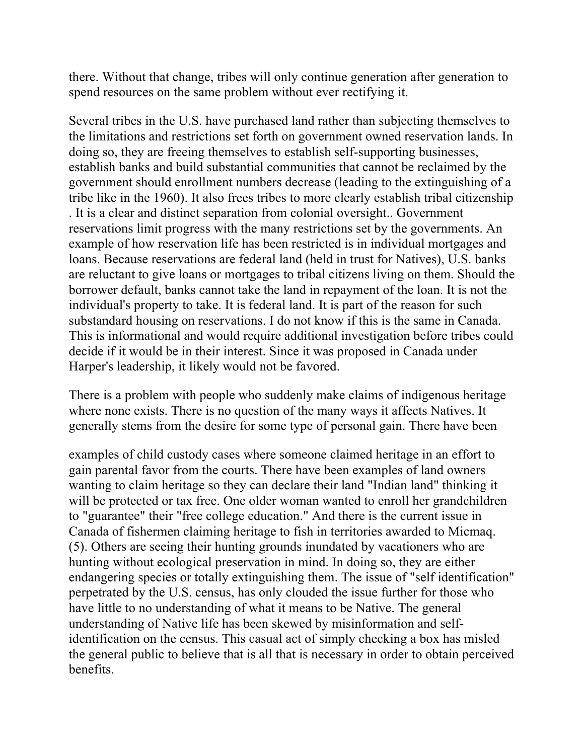there. Without that change, tribes will only continue generation after generation to spend resources on the same problem without ever rectifying it.

Several tribes in the U.S. have purchased land rather than subjecting themselves to the limitations and restrictions set forth on government owned reservation lands. In doing so, they are freeing themselves to establish self-supporting businesses, establish banks and build substantial communities that cannot be reclaimed by the government should enrollment numbers decrease (leading to the extinguishing of a tribe like in the 1960). It also frees tribes to more clearly establish tribal citizenship . It is a clear and distinct separation from colonial oversight.. Government reservations limit progress with the many restrictions set by the governments. An example of how reservation life has been restricted is in individual mortgages and loans. Because reservations are federal land (held in trust for Natives), U.S. banks are reluctant to give loans or mortgages to tribal citizens living on them. Should the borrower default, banks cannot take the land in repayment of the loan. It is not the individual's property to take. It is federal land. It is part of the reason for such substandard housing on reservations. I do not know if this is the same in Canada. This is informational and would require additional investigation before tribes could decide if it would be in their interest. Since it was proposed in Canada under Harper's leadership, it likely would not be favored.

There is a problem with people who suddenly make claims of indigenous heritage where none exists. There is no question of the many ways it affects Natives. It generally stems from the desire for some type of personal gain. There have been examples of child custody cases where someone claimed heritage in an effort to gain parental favor from the courts. There have been examples of land owners wanting to claim heritage so they can declare their land "Indian land" thinking it will be protected or tax free. One older woman wanted to enroll her grandchildren to "guarantee" their "free college education." And there is the current issue in Canada of fishermen claiming heritage to fish in territories awarded to Micmaq. (5). Others are seeing their hunting grounds inundated by vacationers who are hunting without ecological preservation in mind. In doing so, they are either endangering species or totally extinguishing them. The issue of "self identification" perpetrated by the U.S. census, has only clouded the issue further for those who have little to no understanding of what it means to be Native. The general understanding of Native life has been skewed by misinformation and self-identification on the census. This casual act of simply checking a box has misled the general public to believe that is all that is necessary in order to obtain perceived benefits.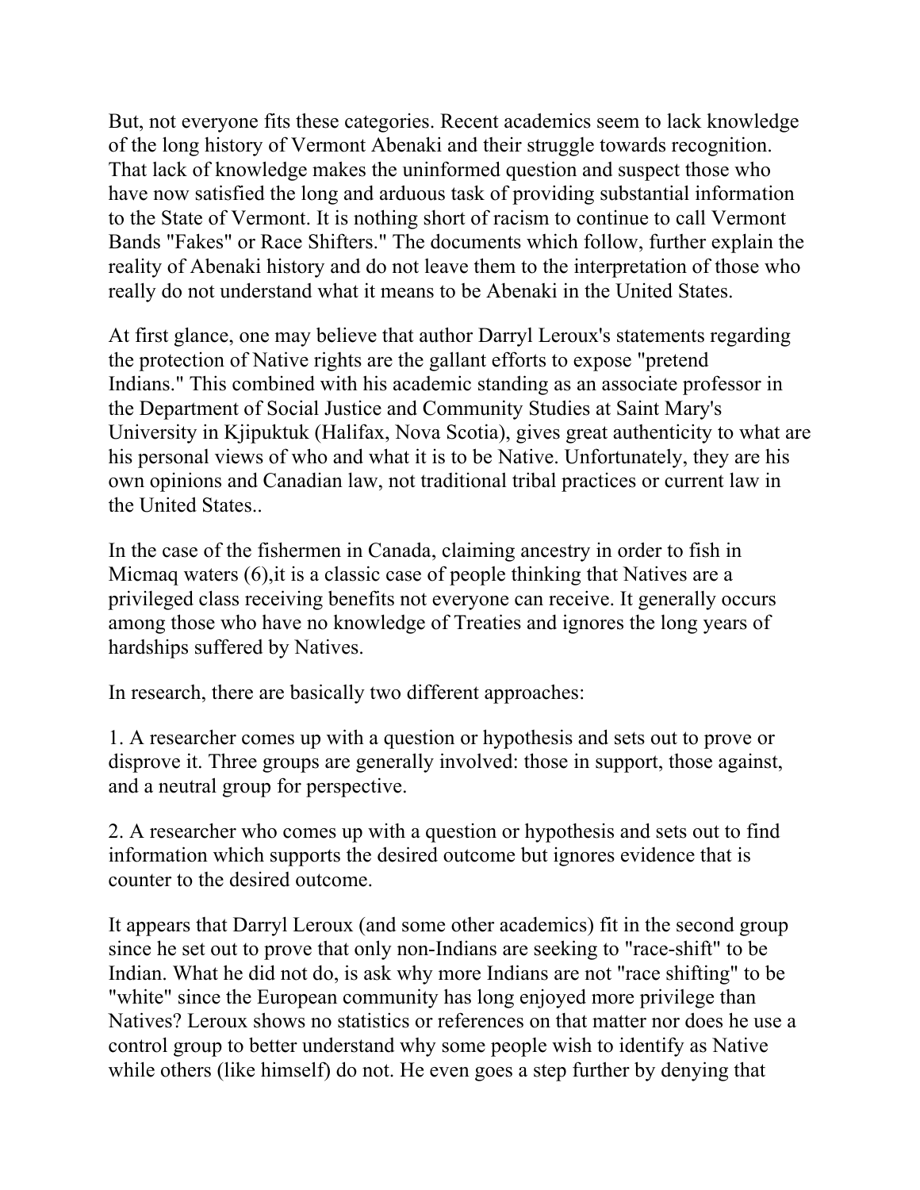But, not everyone fits these categories. Recent academics seem to lack knowledge of the long history of Vermont Abenaki and their struggle towards recognition. That lack of knowledge makes the uninformed question and suspect those who have now satisfied the long and arduous task of providing substantial information to the State of Vermont. It is nothing short of racism to continue to call Vermont Bands "Fakes" or Race Shifters." The documents which follow, further explain the reality of Abenaki history and do not leave them to the interpretation of those who really do not understand what it means to be Abenaki in the United States.

At first glance, one may believe that author Darryl Leroux's statements regarding the protection of Native rights are the gallant efforts to expose "pretend Indians." This combined with his academic standing as an associate professor in the Department of Social Justice and Community Studies at Saint Mary's University in Kjipuktuk (Halifax, Nova Scotia), gives great authenticity to what are his personal views of who and what it is to be Native. Unfortunately, they are his own opinions and Canadian law, not traditional tribal practices or current law in the United States..

In the case of the fishermen in Canada, claiming ancestry in order to fish in Micmaq waters (6),it is a classic case of people thinking that Natives are a privileged class receiving benefits not everyone can receive. It generally occurs among those who have no knowledge of Treaties and ignores the long years of hardships suffered by Natives.

In research, there are basically two different approaches:

1. A researcher comes up with a question or hypothesis and sets out to prove or disprove it. Three groups are generally involved: those in support, those against, and a neutral group for perspective.

2. A researcher who comes up with a question or hypothesis and sets out to find information which supports the desired outcome but ignores evidence that is counter to the desired outcome.

It appears that Darryl Leroux (and some other academics) fit in the second group since he set out to prove that only non-Indians are seeking to "race-shift" to be Indian. What he did not do, is ask why more Indians are not "race shifting" to be "white" since the European community has long enjoyed more privilege than Natives? Leroux shows no statistics or references on that matter nor does he use a control group to better understand why some people wish to identify as Native while others (like himself) do not. He even goes a step further by denying that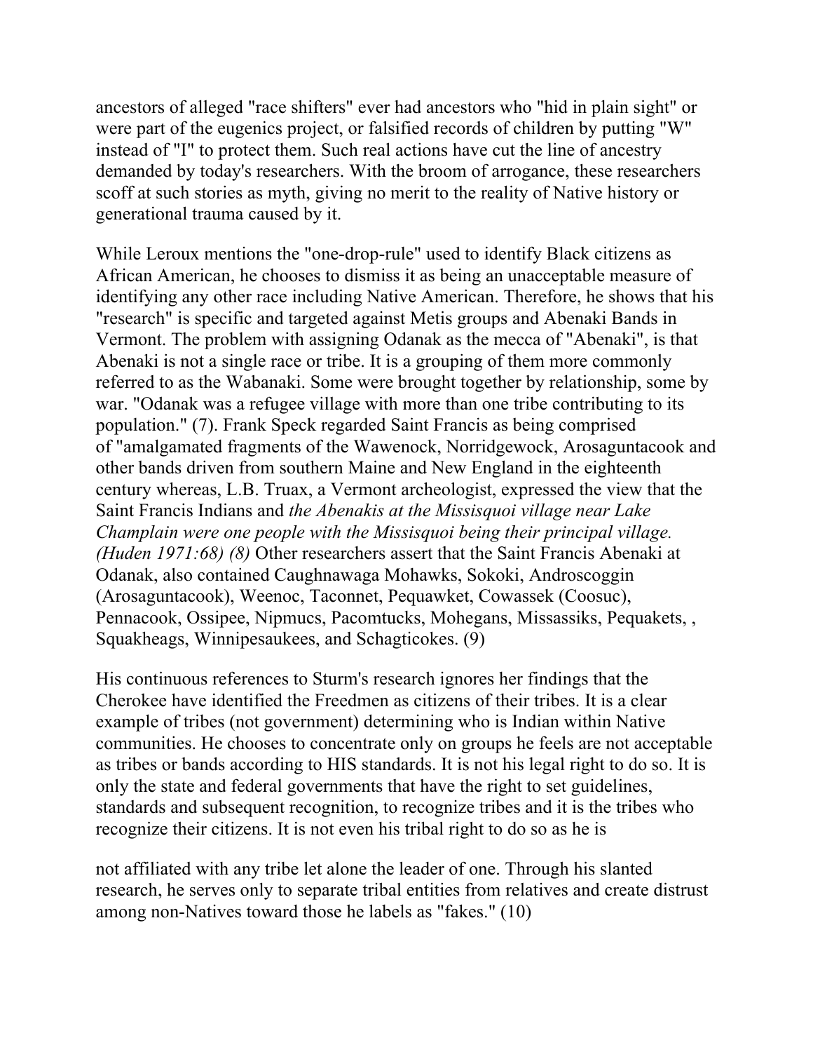ancestors of alleged "race shifters" ever had ancestors who "hid in plain sight" or were part of the eugenics project, or falsified records of children by putting "W" instead of "I" to protect them. Such real actions have cut the line of ancestry demanded by today's researchers. With the broom of arrogance, these researchers scoff at such stories as myth, giving no merit to the reality of Native history or generational trauma caused by it.

While Leroux mentions the "one-drop-rule" used to identify Black citizens as African American, he chooses to dismiss it as being an unacceptable measure of identifying any other race including Native American. Therefore, he shows that his "research" is specific and targeted against Metis groups and Abenaki Bands in Vermont. The problem with assigning Odanak as the mecca of "Abenaki", is that Abenaki is not a single race or tribe. It is a grouping of them more commonly referred to as the Wabanaki. Some were brought together by relationship, some by war. "Odanak was a refugee village with more than one tribe contributing to its population." (7). Frank Speck regarded Saint Francis as being comprised of "amalgamated fragments of the Wawenock, Norridgewock, Arosaguntacook and other bands driven from southern Maine and New England in the eighteenth century whereas, L.B. Truax, a Vermont archeologist, expressed the view that the Saint Francis Indians and *the Abenakis at the Missisquoi village near Lake Champlain were one people with the Missisquoi being their principal village. (Huden 1971:68) (8)* Other researchers assert that the Saint Francis Abenaki at Odanak, also contained Caughnawaga Mohawks, Sokoki, Androscoggin (Arosaguntacook), Weenoc, Taconnet, Pequawket, Cowassek (Coosuc), Pennacook, Ossipee, Nipmucs, Pacomtucks, Mohegans, Missassiks, Pequakets, , Squakheags, Winnipesaukees, and Schagticokes. (9)

His continuous references to Sturm's research ignores her findings that the Cherokee have identified the Freedmen as citizens of their tribes. It is a clear example of tribes (not government) determining who is Indian within Native communities. He chooses to concentrate only on groups he feels are not acceptable as tribes or bands according to HIS standards. It is not his legal right to do so. It is only the state and federal governments that have the right to set guidelines, standards and subsequent recognition, to recognize tribes and it is the tribes who recognize their citizens. It is not even his tribal right to do so as he is not affiliated with any tribe let alone the leader of one. Through his slanted research, he serves only to separate tribal entities from relatives and create distrust among non-Natives toward those he labels as "fakes." (10)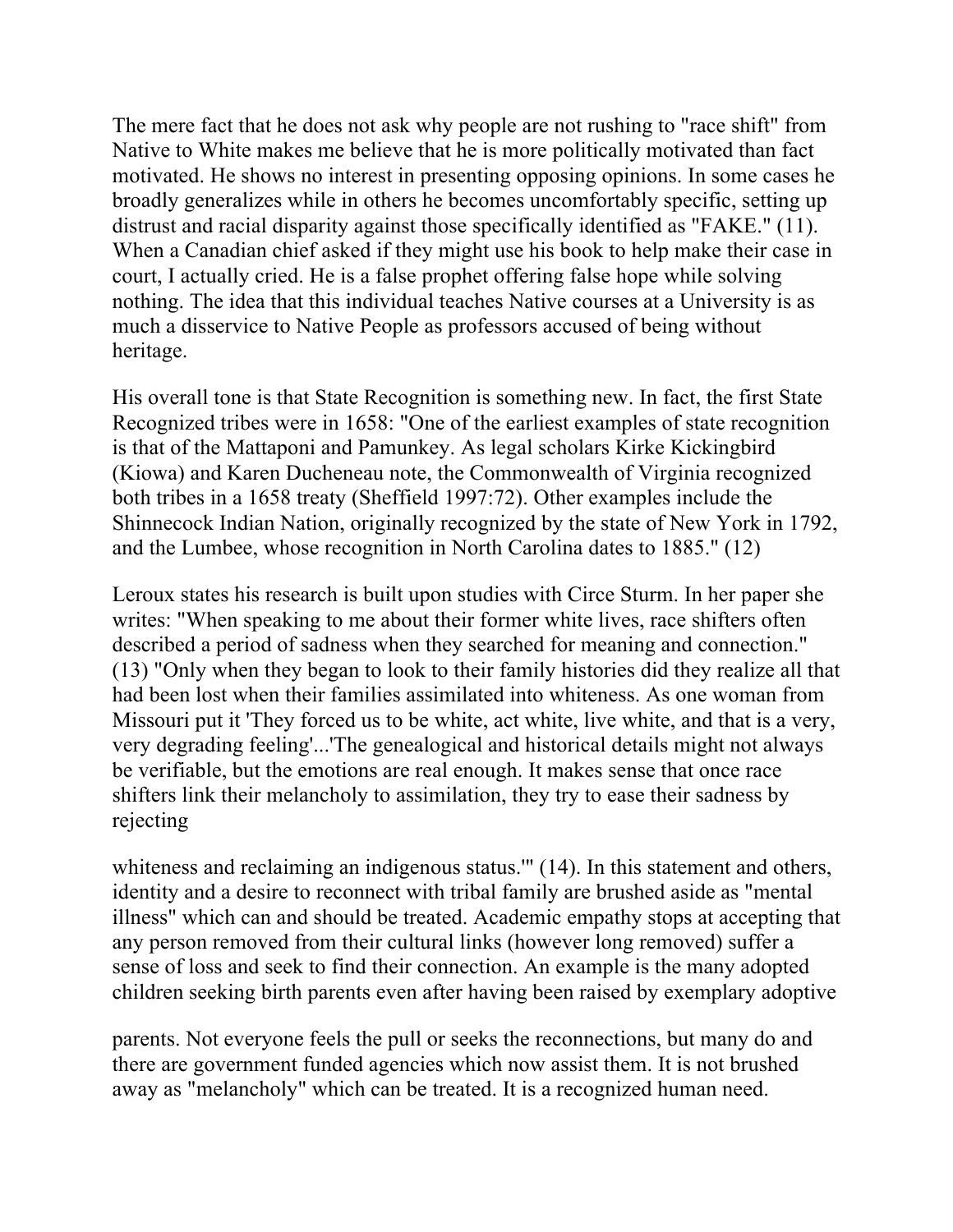The mere fact that he does not ask why people are not rushing to "race shift" from Native to White makes me believe that he is more politically motivated than fact motivated. He shows no interest in presenting opposing opinions. In some cases he broadly generalizes while in others he becomes uncomfortably specific, setting up distrust and racial disparity against those specifically identified as "FAKE." (11). When a Canadian chief asked if they might use his book to help make their case in court, I actually cried. He is a false prophet offering false hope while solving nothing. The idea that this individual teaches Native courses at a University is as much a disservice to Native People as professors accused of being without heritage.

His overall tone is that State Recognition is something new. In fact, the first State Recognized tribes were in 1658: "One of the earliest examples of state recognition is that of the Mattaponi and Pamunkey. As legal scholars Kirke Kickingbird (Kiowa) and Karen Ducheneau note, the Commonwealth of Virginia recognized both tribes in a 1658 treaty (Sheffield 1997:72). Other examples include the Shinnecock Indian Nation, originally recognized by the state of New York in 1792, and the Lumbee, whose recognition in North Carolina dates to 1885." (12)

Leroux states his research is built upon studies with Circe Sturm. In her paper she writes: "When speaking to me about their former white lives, race shifters often described a period of sadness when they searched for meaning and connection." (13) "Only when they began to look to their family histories did they realize all that had been lost when their families assimilated into whiteness. As one woman from Missouri put it 'They forced us to be white, act white, live white, and that is a very, very degrading feeling'...'The genealogical and historical details might not always be verifiable, but the emotions are real enough. It makes sense that once race shifters link their melancholy to assimilation, they try to ease their sadness by rejecting whiteness and reclaiming an indigenous status.'" (14). In this statement and others, identity and a desire to reconnect with tribal family are brushed aside as "mental illness" which can and should be treated. Academic empathy stops at accepting that any person removed from their cultural links (however long removed) suffer a sense of loss and seek to find their connection. An example is the many adopted children seeking birth parents even after having been raised by exemplary adoptive parents. Not everyone feels the pull or seeks the reconnections, but many do and there are government funded agencies which now assist them. It is not brushed away as "melancholy" which can be treated. It is a recognized human need.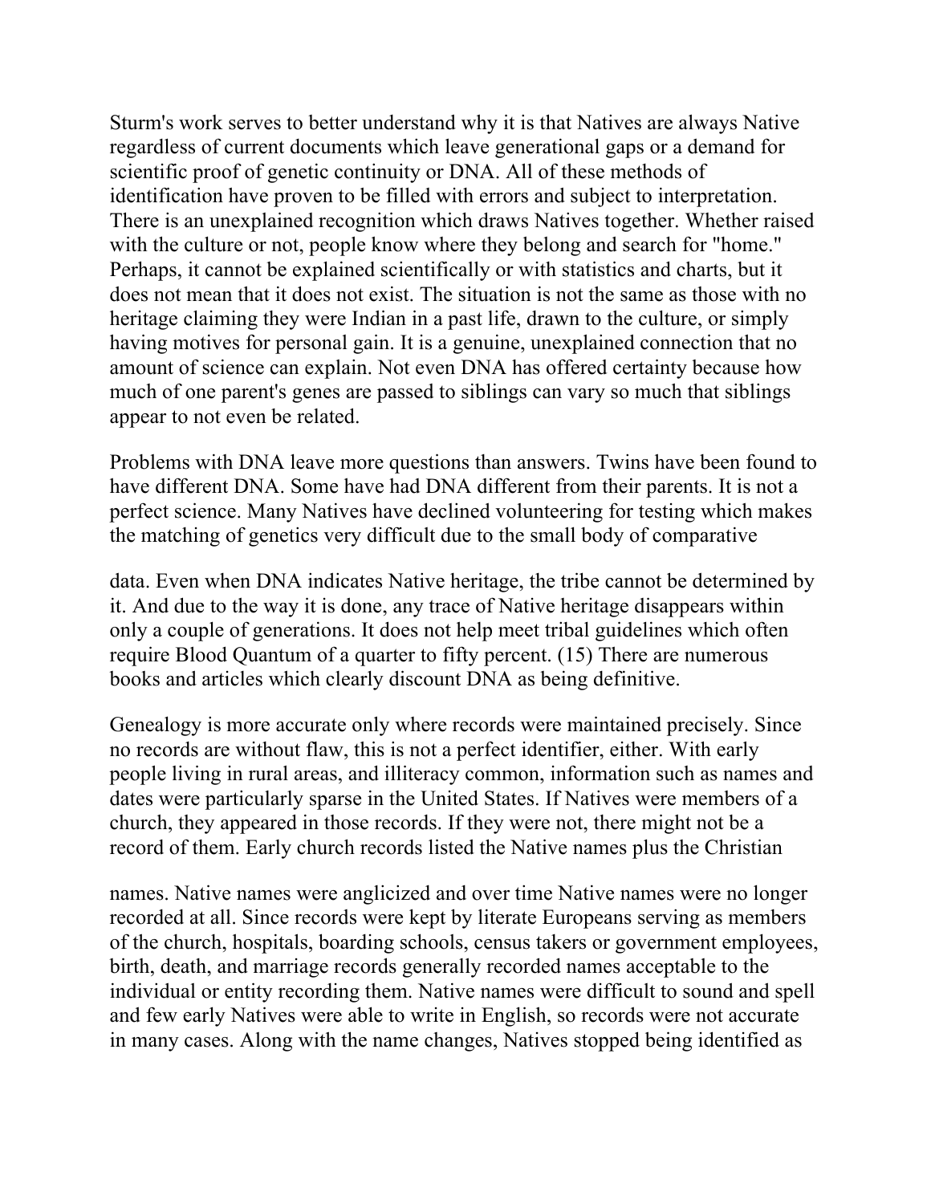Sturm's work serves to better understand why it is that Natives are always Native regardless of current documents which leave generational gaps or a demand for scientific proof of genetic continuity or DNA. All of these methods of identification have proven to be filled with errors and subject to interpretation. There is an unexplained recognition which draws Natives together. Whether raised with the culture or not, people know where they belong and search for "home." Perhaps, it cannot be explained scientifically or with statistics and charts, but it does not mean that it does not exist. The situation is not the same as those with no heritage claiming they were Indian in a past life, drawn to the culture, or simply having motives for personal gain. It is a genuine, unexplained connection that no amount of science can explain. Not even DNA has offered certainty because how much of one parent's genes are passed to siblings can vary so much that siblings appear to not even be related.

Problems with DNA leave more questions than answers. Twins have been found to have different DNA. Some have had DNA different from their parents. It is not a perfect science. Many Natives have declined volunteering for testing which makes the matching of genetics very difficult due to the small body of comparative data. Even when DNA indicates Native heritage, the tribe cannot be determined by it. And due to the way it is done, any trace of Native heritage disappears within only a couple of generations. It does not help meet tribal guidelines which often require Blood Quantum of a quarter to fifty percent. (15) There are numerous books and articles which clearly discount DNA as being definitive.

Genealogy is more accurate only where records were maintained precisely. Since no records are without flaw, this is not a perfect identifier, either. With early people living in rural areas, and illiteracy common, information such as names and dates were particularly sparse in the United States. If Natives were members of a church, they appeared in those records. If they were not, there might not be a record of them. Early church records listed the Native names plus the Christian names. Native names were anglicized and over time Native names were no longer recorded at all. Since records were kept by literate Europeans serving as members of the church, hospitals, boarding schools, census takers or government employees, birth, death, and marriage records generally recorded names acceptable to the individual or entity recording them. Native names were difficult to sound and spell and few early Natives were able to write in English, so records were not accurate in many cases. Along with the name changes, Natives stopped being identified as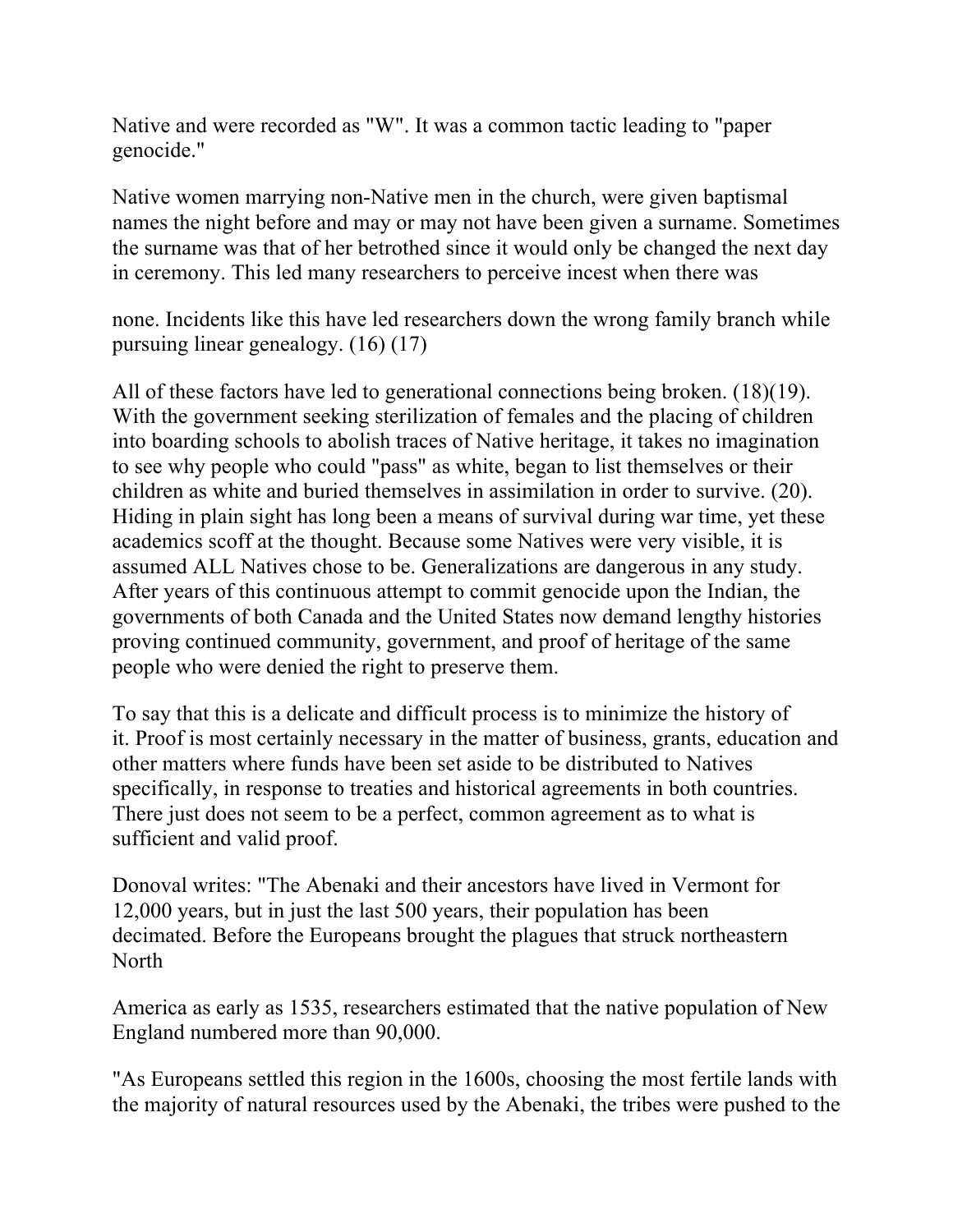Native and were recorded as "W". It was a common tactic leading to "paper genocide."

Native women marrying non-Native men in the church, were given baptismal names the night before and may or may not have been given a surname. Sometimes the surname was that of her betrothed since it would only be changed the next day in ceremony. This led many researchers to perceive incest when there was none. Incidents like this have led researchers down the wrong family branch while pursuing linear genealogy. (16) (17)

All of these factors have led to generational connections being broken. (18)(19). With the government seeking sterilization of females and the placing of children into boarding schools to abolish traces of Native heritage, it takes no imagination to see why people who could "pass" as white, began to list themselves or their children as white and buried themselves in assimilation in order to survive. (20). Hiding in plain sight has long been a means of survival during war time, yet these academics scoff at the thought. Because some Natives were very visible, it is assumed ALL Natives chose to be. Generalizations are dangerous in any study. After years of this continuous attempt to commit genocide upon the Indian, the governments of both Canada and the United States now demand lengthy histories proving continued community, government, and proof of heritage of the same people who were denied the right to preserve them.

To say that this is a delicate and difficult process is to minimize the history of it. Proof is most certainly necessary in the matter of business, grants, education and other matters where funds have been set aside to be distributed to Natives specifically, in response to treaties and historical agreements in both countries. There just does not seem to be a perfect, common agreement as to what is sufficient and valid proof.

Donoval writes: "The Abenaki and their ancestors have lived in Vermont for 12,000 years, but in just the last 500 years, their population has been decimated. Before the Europeans brought the plagues that struck northeastern North America as early as 1535, researchers estimated that the native population of New England numbered more than 90,000.

"As Europeans settled this region in the 1600s, choosing the most fertile lands with the majority of natural resources used by the Abenaki, the tribes were pushed to the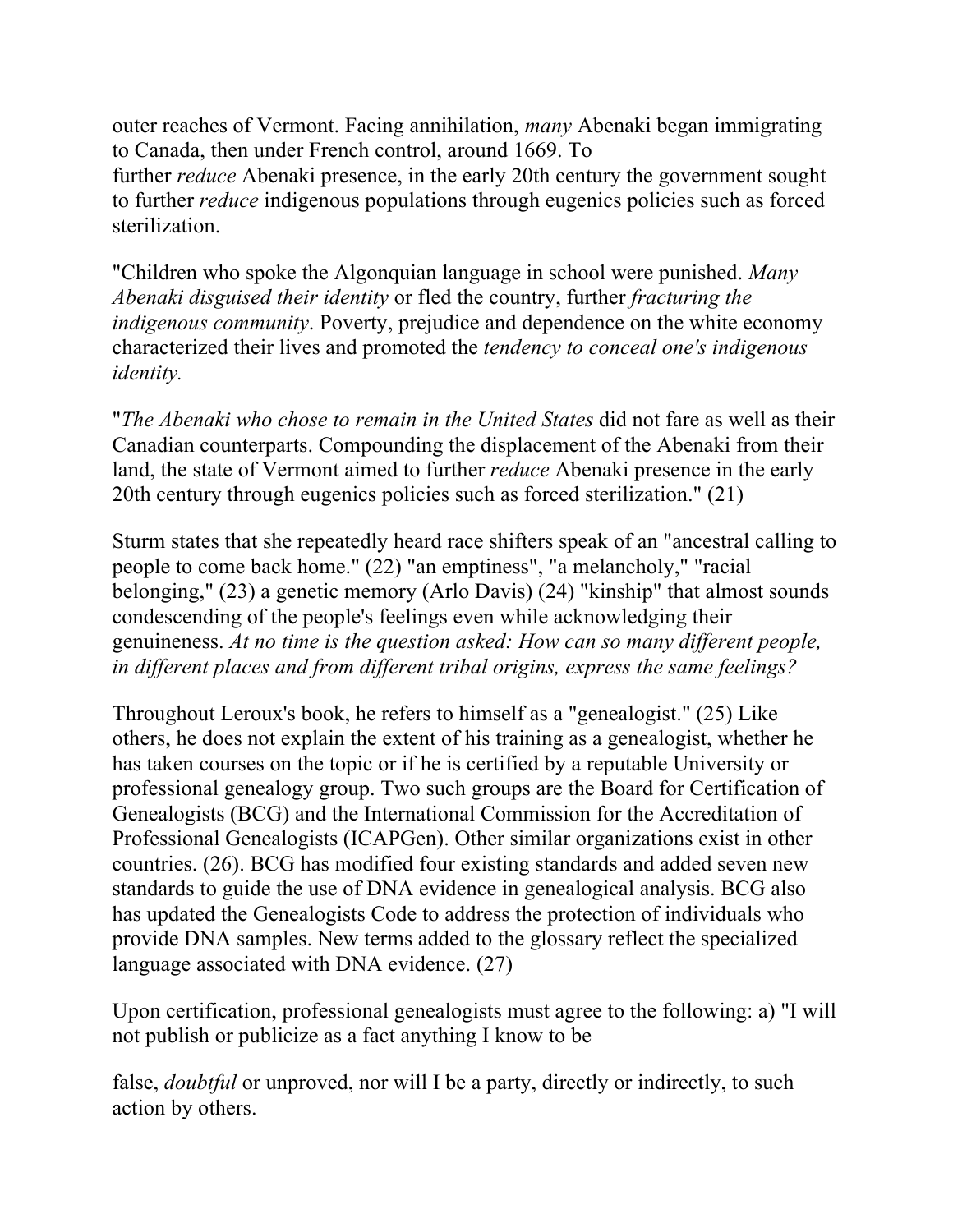outer reaches of Vermont. Facing annihilation, *many* Abenaki began immigrating to Canada, then under French control, around 1669. To further *reduce* Abenaki presence, in the early 20th century the government sought to further *reduce* indigenous populations through eugenics policies such as forced sterilization.

"Children who spoke the Algonquian language in school were punished. *Many Abenaki disguised their identity* or fled the country, further *fracturing the indigenous community*. Poverty, prejudice and dependence on the white economy characterized their lives and promoted the *tendency to conceal one's indigenous identity.*

"*The Abenaki who chose to remain in the United States* did not fare as well as their Canadian counterparts. Compounding the displacement of the Abenaki from their land, the state of Vermont aimed to further *reduce* Abenaki presence in the early 20th century through eugenics policies such as forced sterilization." (21)

Sturm states that she repeatedly heard race shifters speak of an "ancestral calling to people to come back home." (22) "an emptiness", "a melancholy," "racial belonging," (23) a genetic memory (Arlo Davis) (24) "kinship" that almost sounds condescending of the people's feelings even while acknowledging their genuineness. *At no time is the question asked: How can so many different people, in different places and from different tribal origins, express the same feelings?*

Throughout Leroux's book, he refers to himself as a "genealogist." (25) Like others, he does not explain the extent of his training as a genealogist, whether he has taken courses on the topic or if he is certified by a reputable University or professional genealogy group. Two such groups are the Board for Certification of Genealogists (BCG) and the International Commission for the Accreditation of Professional Genealogists (ICAPGen). Other similar organizations exist in other countries. (26). BCG has modified four existing standards and added seven new standards to guide the use of DNA evidence in genealogical analysis. BCG also has updated the Genealogists Code to address the protection of individuals who provide DNA samples. New terms added to the glossary reflect the specialized language associated with DNA evidence. (27)

Upon certification, professional genealogists must agree to the following: a) "I will not publish or publicize as a fact anything I know to be

false, *doubtful* or unproved, nor will I be a party, directly or indirectly, to such action by others.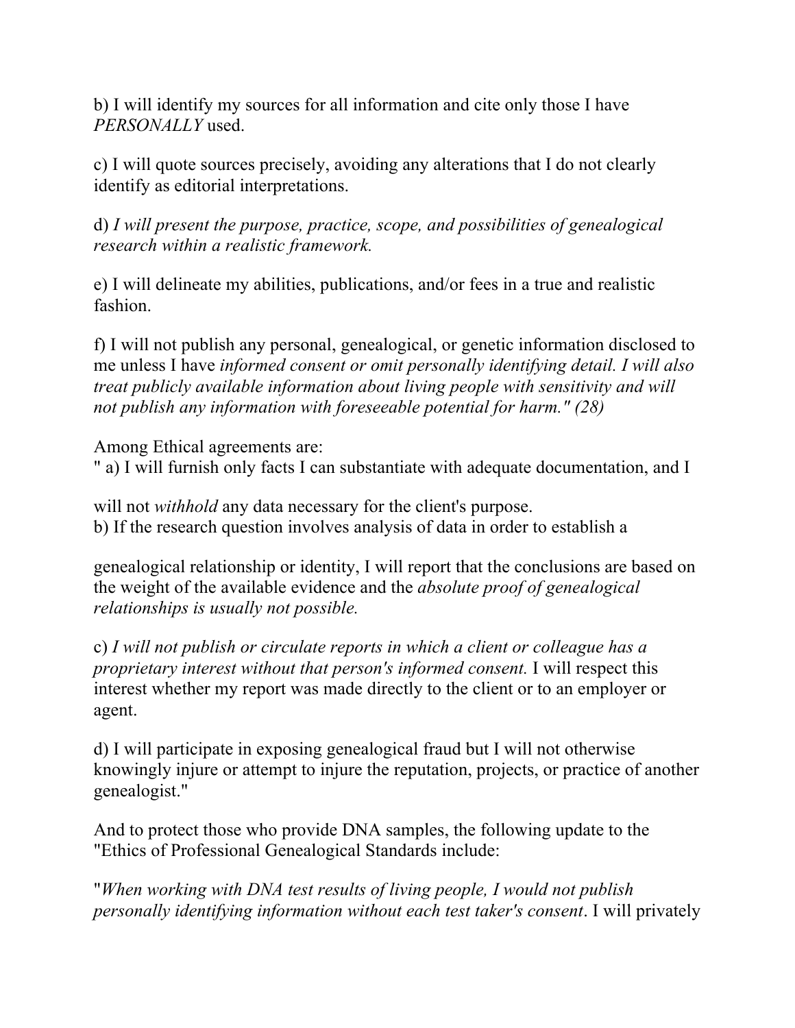b) I will identify my sources for all information and cite only those I have *PERSONALLY* used.

c) I will quote sources precisely, avoiding any alterations that I do not clearly identify as editorial interpretations.

d) *I will present the purpose, practice, scope, and possibilities of genealogical research within a realistic framework.*

e) I will delineate my abilities, publications, and/or fees in a true and realistic fashion.

f) I will not publish any personal, genealogical, or genetic information disclosed to me unless I have *informed consent or omit personally identifying detail. I will also treat publicly available information about living people with sensitivity and will not publish any information with foreseeable potential for harm." (28)*

Among Ethical agreements are:
" a) I will furnish only facts I can substantiate with adequate documentation, and I

will not *withhold* any data necessary for the client's purpose.
b) If the research question involves analysis of data in order to establish a

genealogical relationship or identity, I will report that the conclusions are based on the weight of the available evidence and the *absolute proof of genealogical relationships is usually not possible.*

c) *I will not publish or circulate reports in which a client or colleague has a proprietary interest without that person's informed consent.* I will respect this interest whether my report was made directly to the client or to an employer or agent.

d) I will participate in exposing genealogical fraud but I will not otherwise knowingly injure or attempt to injure the reputation, projects, or practice of another genealogist."

And to protect those who provide DNA samples, the following update to the "Ethics of Professional Genealogical Standards include:

"*When working with DNA test results of living people, I would not publish personally identifying information without each test taker's consent*. I will privately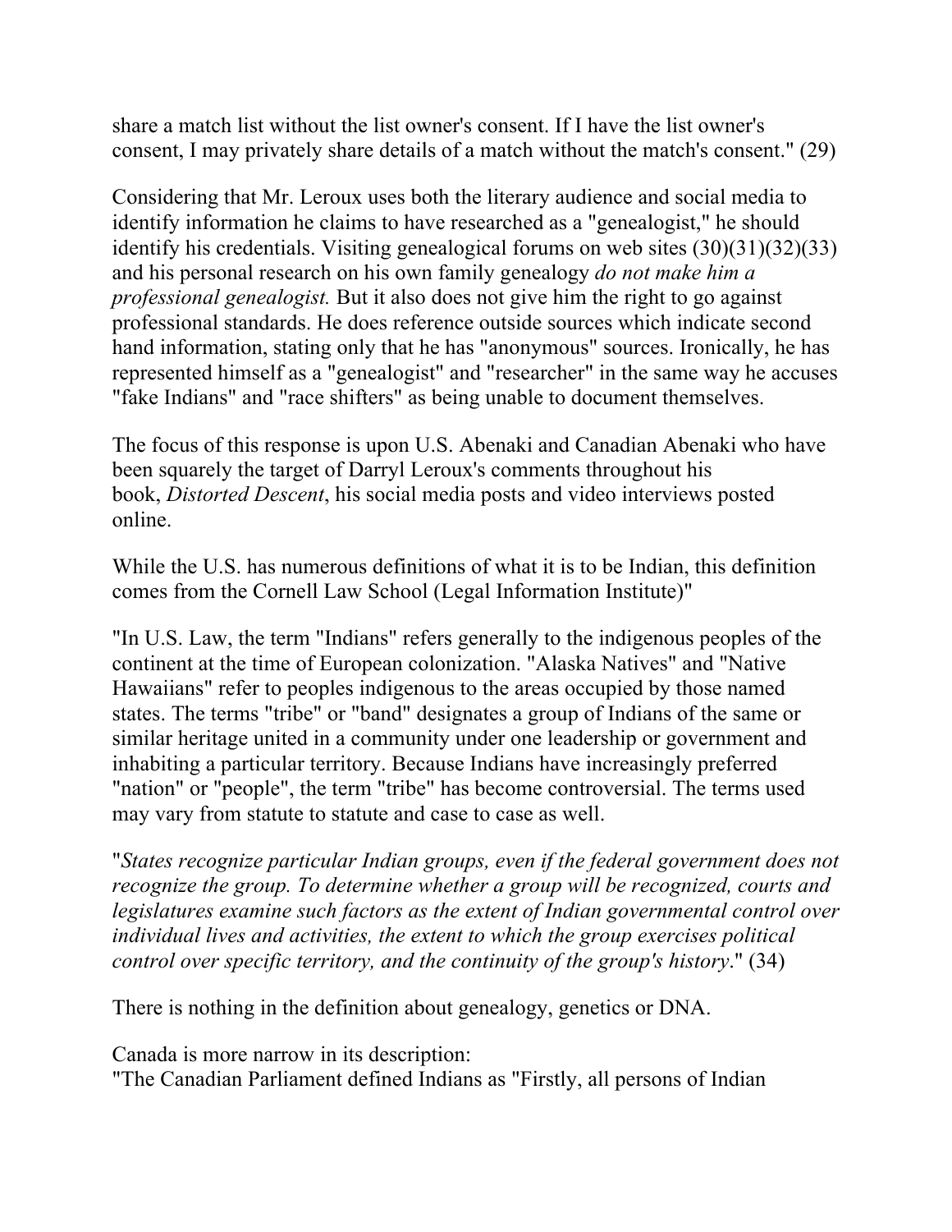share a match list without the list owner's consent. If I have the list owner's consent, I may privately share details of a match without the match's consent." (29)

Considering that Mr. Leroux uses both the literary audience and social media to identify information he claims to have researched as a "genealogist," he should identify his credentials. Visiting genealogical forums on web sites (30)(31)(32)(33) and his personal research on his own family genealogy *do not make him a professional genealogist.* But it also does not give him the right to go against professional standards. He does reference outside sources which indicate second hand information, stating only that he has "anonymous" sources. Ironically, he has represented himself as a "genealogist" and "researcher" in the same way he accuses "fake Indians" and "race shifters" as being unable to document themselves.

The focus of this response is upon U.S. Abenaki and Canadian Abenaki who have been squarely the target of Darryl Leroux's comments throughout his book, *Distorted Descent*, his social media posts and video interviews posted online.

While the U.S. has numerous definitions of what it is to be Indian, this definition comes from the Cornell Law School (Legal Information Institute)"

"In U.S. Law, the term "Indians" refers generally to the indigenous peoples of the continent at the time of European colonization. "Alaska Natives" and "Native Hawaiians" refer to peoples indigenous to the areas occupied by those named states. The terms "tribe" or "band" designates a group of Indians of the same or similar heritage united in a community under one leadership or government and inhabiting a particular territory. Because Indians have increasingly preferred "nation" or "people", the term "tribe" has become controversial. The terms used may vary from statute to statute and case to case as well.

"*States recognize particular Indian groups, even if the federal government does not recognize the group. To determine whether a group will be recognized, courts and legislatures examine such factors as the extent of Indian governmental control over individual lives and activities, the extent to which the group exercises political control over specific territory, and the continuity of the group's history*." (34)

There is nothing in the definition about genealogy, genetics or DNA.

Canada is more narrow in its description:
"The Canadian Parliament defined Indians as "Firstly, all persons of Indian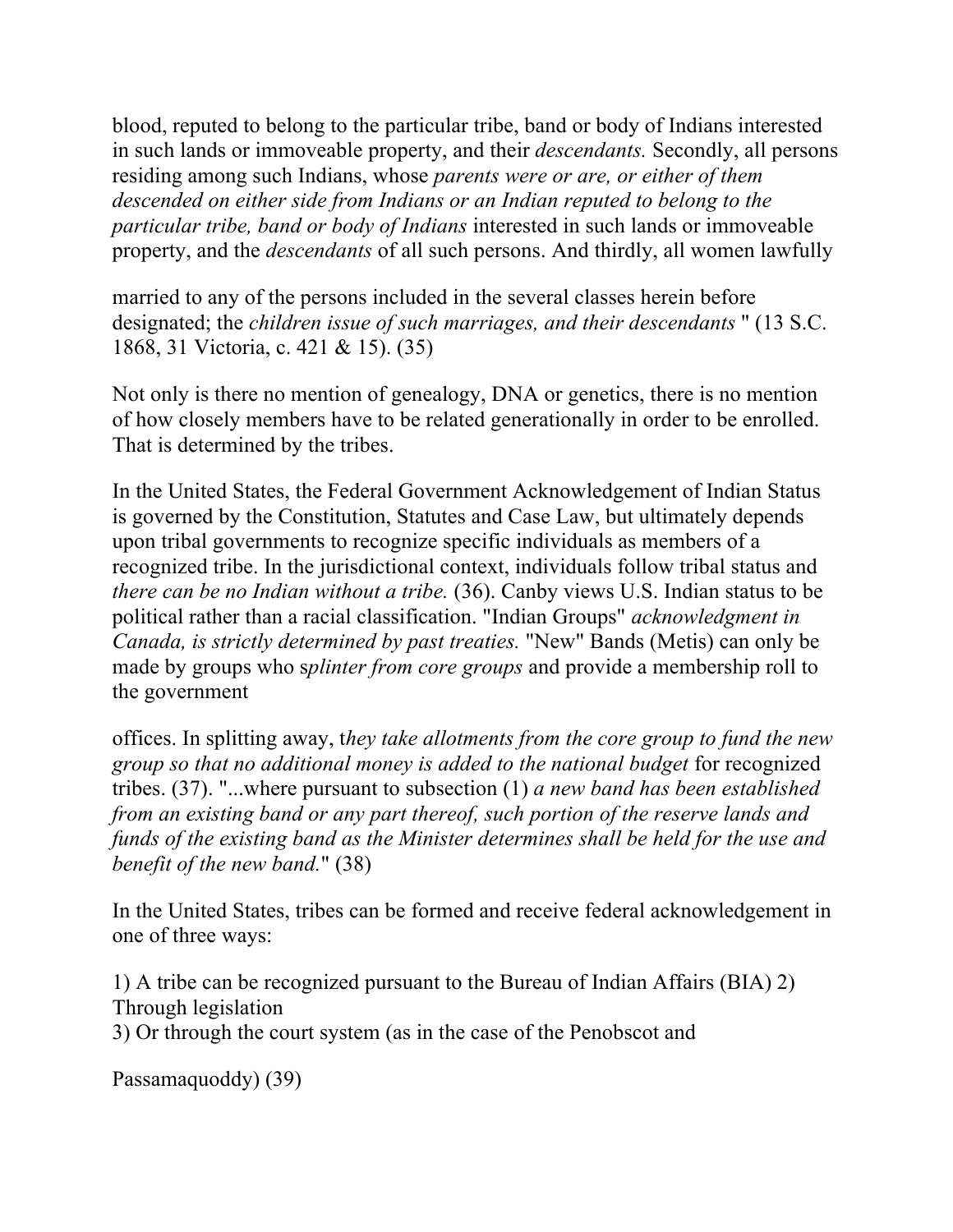blood, reputed to belong to the particular tribe, band or body of Indians interested in such lands or immoveable property, and their *descendants.* Secondly, all persons residing among such Indians, whose *parents were or are, or either of them descended on either side from Indians or an Indian reputed to belong to the particular tribe, band or body of Indians* interested in such lands or immoveable property, and the *descendants* of all such persons. And thirdly, all women lawfully

married to any of the persons included in the several classes herein before designated; the *children issue of such marriages, and their descendants* " (13 S.C. 1868, 31 Victoria, c. 421 & 15). (35)

Not only is there no mention of genealogy, DNA or genetics, there is no mention of how closely members have to be related generationally in order to be enrolled. That is determined by the tribes.

In the United States, the Federal Government Acknowledgement of Indian Status is governed by the Constitution, Statutes and Case Law, but ultimately depends upon tribal governments to recognize specific individuals as members of a recognized tribe. In the jurisdictional context, individuals follow tribal status and *there can be no Indian without a tribe.* (36). Canby views U.S. Indian status to be political rather than a racial classification. "Indian Groups" *acknowledgment in Canada, is strictly determined by past treaties.* "New" Bands (Metis) can only be made by groups who s*plinter from core groups* and provide a membership roll to the government

offices. In splitting away, t*hey take allotments from the core group to fund the new group so that no additional money is added to the national budget* for recognized tribes. (37). "...where pursuant to subsection (1) *a new band has been established from an existing band or any part thereof, such portion of the reserve lands and funds of the existing band as the Minister determines shall be held for the use and benefit of the new band.*" (38)

In the United States, tribes can be formed and receive federal acknowledgement in one of three ways:

1) A tribe can be recognized pursuant to the Bureau of Indian Affairs (BIA) 2) Through legislation
3) Or through the court system (as in the case of the Penobscot and

Passamaquoddy) (39)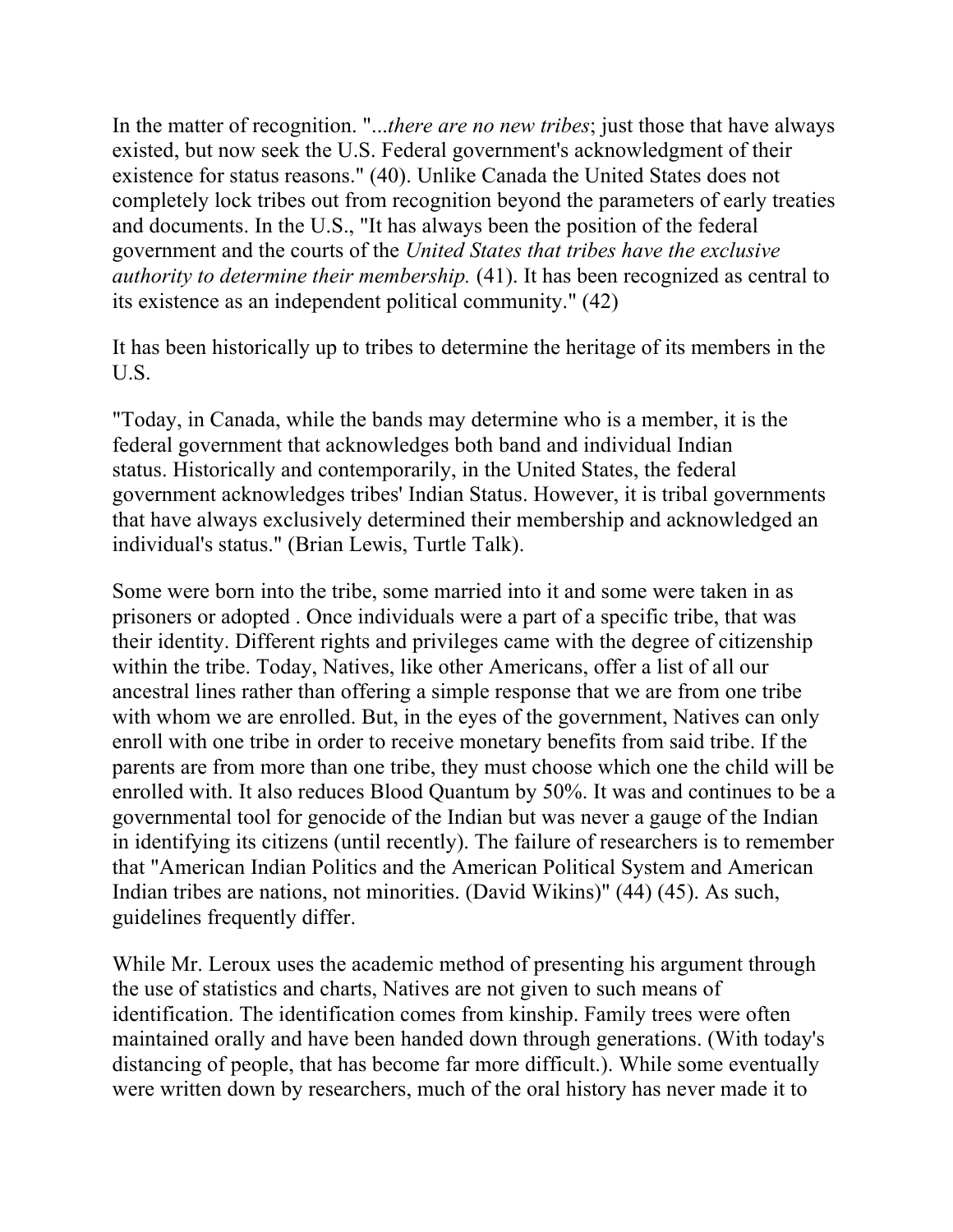In the matter of recognition. "*...there are no new tribes*; just those that have always existed, but now seek the U.S. Federal government's acknowledgment of their existence for status reasons." (40). Unlike Canada the United States does not completely lock tribes out from recognition beyond the parameters of early treaties and documents. In the U.S., "It has always been the position of the federal government and the courts of the *United States that tribes have the exclusive authority to determine their membership.* (41). It has been recognized as central to its existence as an independent political community." (42)

It has been historically up to tribes to determine the heritage of its members in the U.S.

"Today, in Canada, while the bands may determine who is a member, it is the federal government that acknowledges both band and individual Indian status. Historically and contemporarily, in the United States, the federal government acknowledges tribes' Indian Status. However, it is tribal governments that have always exclusively determined their membership and acknowledged an individual's status." (Brian Lewis, Turtle Talk).

Some were born into the tribe, some married into it and some were taken in as prisoners or adopted . Once individuals were a part of a specific tribe, that was their identity. Different rights and privileges came with the degree of citizenship within the tribe. Today, Natives, like other Americans, offer a list of all our ancestral lines rather than offering a simple response that we are from one tribe with whom we are enrolled. But, in the eyes of the government, Natives can only enroll with one tribe in order to receive monetary benefits from said tribe. If the parents are from more than one tribe, they must choose which one the child will be enrolled with. It also reduces Blood Quantum by 50%. It was and continues to be a governmental tool for genocide of the Indian but was never a gauge of the Indian in identifying its citizens (until recently). The failure of researchers is to remember that "American Indian Politics and the American Political System and American Indian tribes are nations, not minorities. (David Wikins)" (44) (45). As such, guidelines frequently differ.

While Mr. Leroux uses the academic method of presenting his argument through the use of statistics and charts, Natives are not given to such means of identification. The identification comes from kinship. Family trees were often maintained orally and have been handed down through generations. (With today's distancing of people, that has become far more difficult.). While some eventually were written down by researchers, much of the oral history has never made it to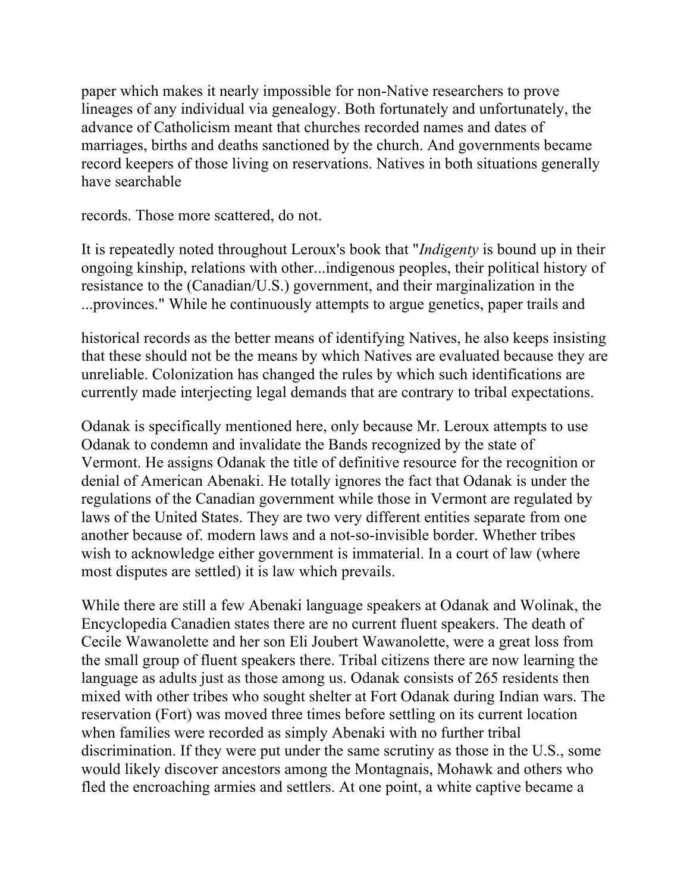paper which makes it nearly impossible for non-Native researchers to prove lineages of any individual via genealogy. Both fortunately and unfortunately, the advance of Catholicism meant that churches recorded names and dates of marriages, births and deaths sanctioned by the church. And governments became record keepers of those living on reservations. Natives in both situations generally have searchable

records. Those more scattered, do not.

It is repeatedly noted throughout Leroux's book that "*Indigenty* is bound up in their ongoing kinship, relations with other...indigenous peoples, their political history of resistance to the (Canadian/U.S.) government, and their marginalization in the ...provinces." While he continuously attempts to argue genetics, paper trails and

historical records as the better means of identifying Natives, he also keeps insisting that these should not be the means by which Natives are evaluated because they are unreliable. Colonization has changed the rules by which such identifications are currently made interjecting legal demands that are contrary to tribal expectations.

Odanak is specifically mentioned here, only because Mr. Leroux attempts to use Odanak to condemn and invalidate the Bands recognized by the state of Vermont. He assigns Odanak the title of definitive resource for the recognition or denial of American Abenaki. He totally ignores the fact that Odanak is under the regulations of the Canadian government while those in Vermont are regulated by laws of the United States. They are two very different entities separate from one another because of. modern laws and a not-so-invisible border. Whether tribes wish to acknowledge either government is immaterial. In a court of law (where most disputes are settled) it is law which prevails.

While there are still a few Abenaki language speakers at Odanak and Wolinak, the Encyclopedia Canadien states there are no current fluent speakers. The death of Cecile Wawanolette and her son Eli Joubert Wawanolette, were a great loss from the small group of fluent speakers there. Tribal citizens there are now learning the language as adults just as those among us. Odanak consists of 265 residents then mixed with other tribes who sought shelter at Fort Odanak during Indian wars. The reservation (Fort) was moved three times before settling on its current location when families were recorded as simply Abenaki with no further tribal discrimination. If they were put under the same scrutiny as those in the U.S., some would likely discover ancestors among the Montagnais, Mohawk and others who fled the encroaching armies and settlers. At one point, a white captive became a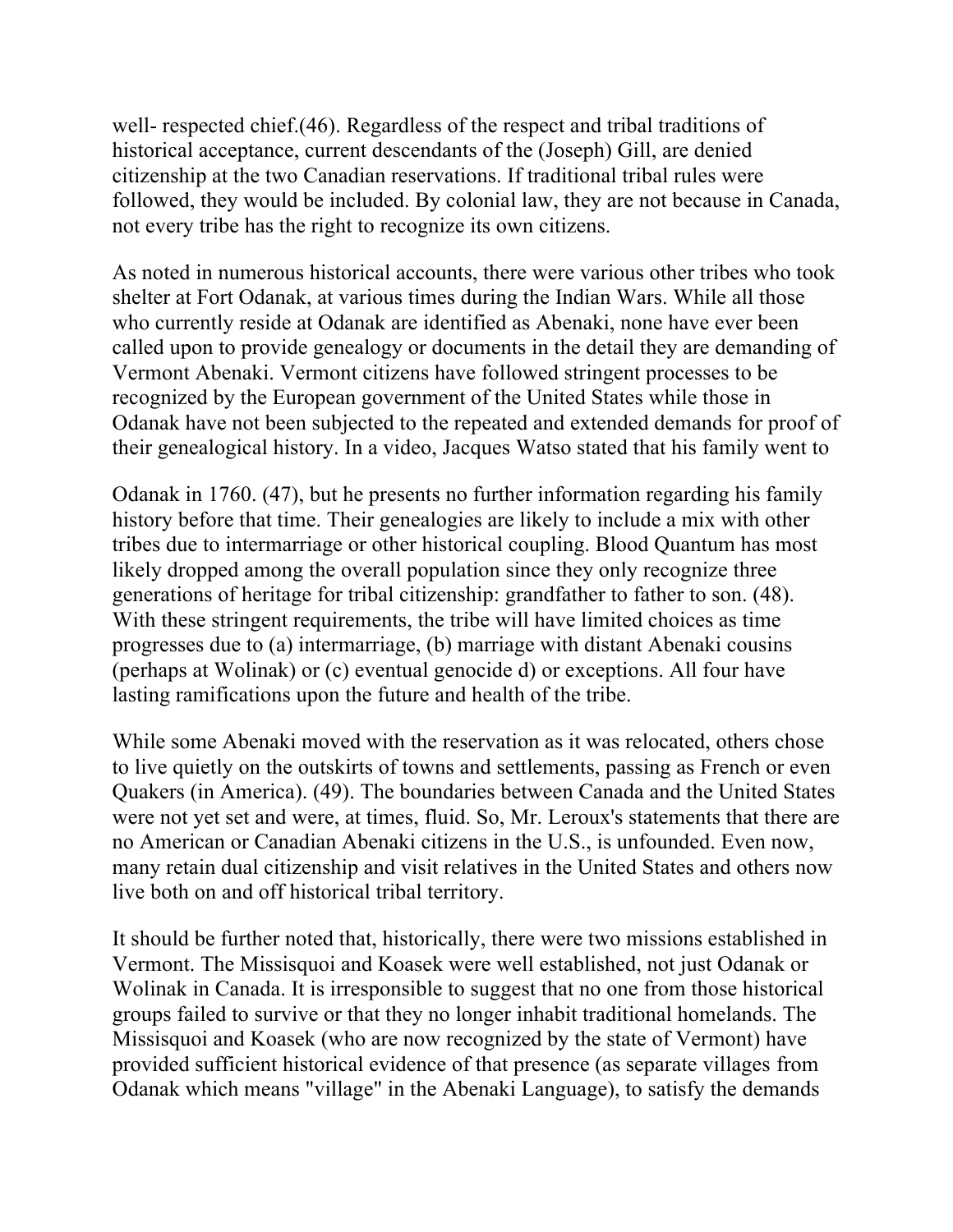well- respected chief.(46). Regardless of the respect and tribal traditions of historical acceptance, current descendants of the (Joseph) Gill, are denied citizenship at the two Canadian reservations. If traditional tribal rules were followed, they would be included. By colonial law, they are not because in Canada, not every tribe has the right to recognize its own citizens.

As noted in numerous historical accounts, there were various other tribes who took shelter at Fort Odanak, at various times during the Indian Wars. While all those who currently reside at Odanak are identified as Abenaki, none have ever been called upon to provide genealogy or documents in the detail they are demanding of Vermont Abenaki. Vermont citizens have followed stringent processes to be recognized by the European government of the United States while those in Odanak have not been subjected to the repeated and extended demands for proof of their genealogical history. In a video, Jacques Watso stated that his family went to

Odanak in 1760. (47), but he presents no further information regarding his family history before that time. Their genealogies are likely to include a mix with other tribes due to intermarriage or other historical coupling. Blood Quantum has most likely dropped among the overall population since they only recognize three generations of heritage for tribal citizenship: grandfather to father to son. (48). With these stringent requirements, the tribe will have limited choices as time progresses due to (a) intermarriage, (b) marriage with distant Abenaki cousins (perhaps at Wolinak) or (c) eventual genocide d) or exceptions. All four have lasting ramifications upon the future and health of the tribe.

While some Abenaki moved with the reservation as it was relocated, others chose to live quietly on the outskirts of towns and settlements, passing as French or even Quakers (in America). (49). The boundaries between Canada and the United States were not yet set and were, at times, fluid. So, Mr. Leroux's statements that there are no American or Canadian Abenaki citizens in the U.S., is unfounded. Even now, many retain dual citizenship and visit relatives in the United States and others now live both on and off historical tribal territory.

It should be further noted that, historically, there were two missions established in Vermont. The Missisquoi and Koasek were well established, not just Odanak or Wolinak in Canada. It is irresponsible to suggest that no one from those historical groups failed to survive or that they no longer inhabit traditional homelands. The Missisquoi and Koasek (who are now recognized by the state of Vermont) have provided sufficient historical evidence of that presence (as separate villages from Odanak which means "village" in the Abenaki Language), to satisfy the demands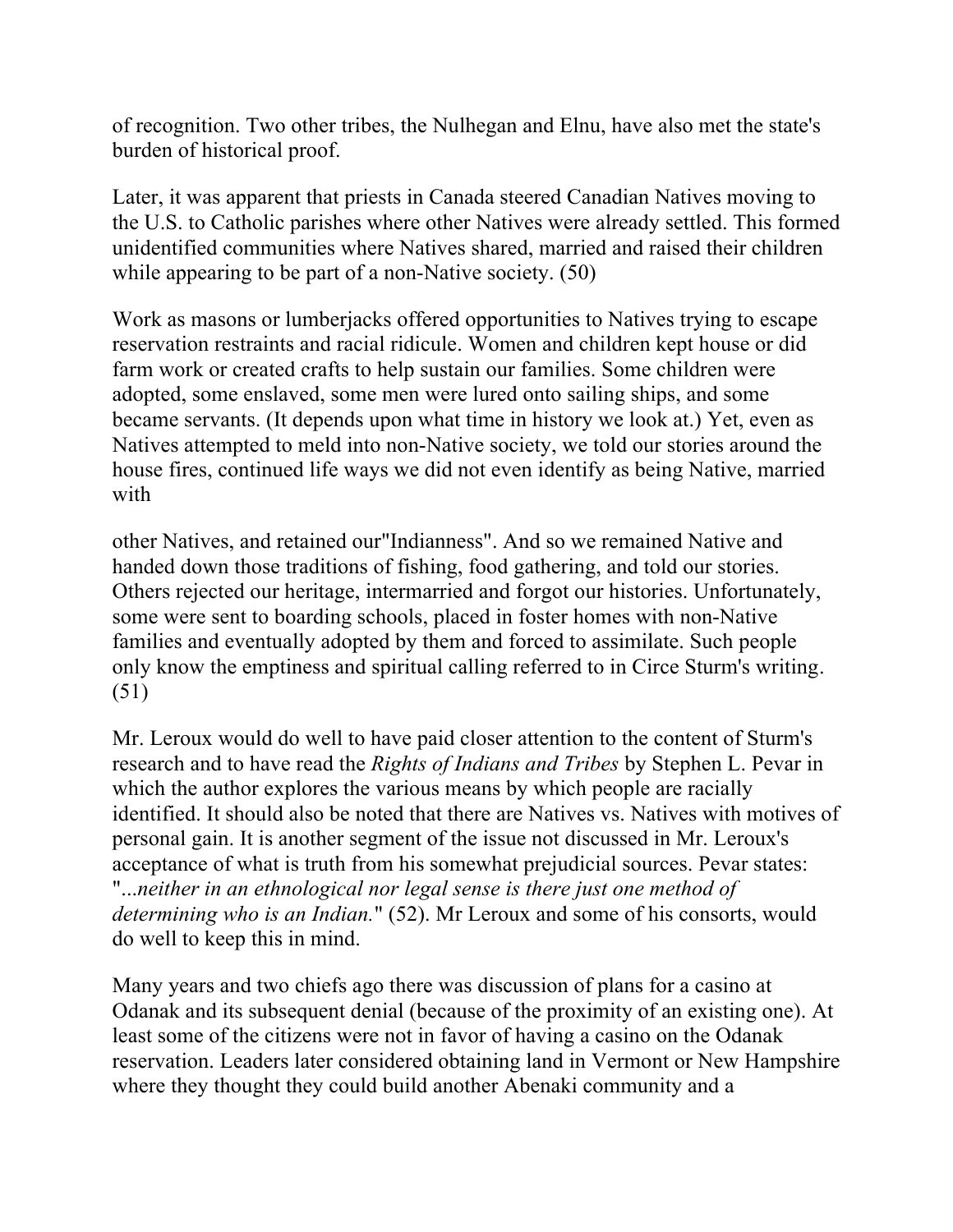of recognition. Two other tribes, the Nulhegan and Elnu, have also met the state's burden of historical proof.

Later, it was apparent that priests in Canada steered Canadian Natives moving to the U.S. to Catholic parishes where other Natives were already settled. This formed unidentified communities where Natives shared, married and raised their children while appearing to be part of a non-Native society. (50)

Work as masons or lumberjacks offered opportunities to Natives trying to escape reservation restraints and racial ridicule. Women and children kept house or did farm work or created crafts to help sustain our families. Some children were adopted, some enslaved, some men were lured onto sailing ships, and some became servants. (It depends upon what time in history we look at.) Yet, even as Natives attempted to meld into non-Native society, we told our stories around the house fires, continued life ways we did not even identify as being Native, married with other Natives, and retained our"Indianness". And so we remained Native and handed down those traditions of fishing, food gathering, and told our stories. Others rejected our heritage, intermarried and forgot our histories. Unfortunately, some were sent to boarding schools, placed in foster homes with non-Native families and eventually adopted by them and forced to assimilate. Such people only know the emptiness and spiritual calling referred to in Circe Sturm's writing. (51)

Mr. Leroux would do well to have paid closer attention to the content of Sturm's research and to have read the *Rights of Indians and Tribes* by Stephen L. Pevar in which the author explores the various means by which people are racially identified. It should also be noted that there are Natives vs. Natives with motives of personal gain. It is another segment of the issue not discussed in Mr. Leroux's acceptance of what is truth from his somewhat prejudicial sources. Pevar states: "*...neither in an ethnological nor legal sense is there just one method of determining who is an Indian.*" (52). Mr Leroux and some of his consorts, would do well to keep this in mind.

Many years and two chiefs ago there was discussion of plans for a casino at Odanak and its subsequent denial (because of the proximity of an existing one). At least some of the citizens were not in favor of having a casino on the Odanak reservation. Leaders later considered obtaining land in Vermont or New Hampshire where they thought they could build another Abenaki community and a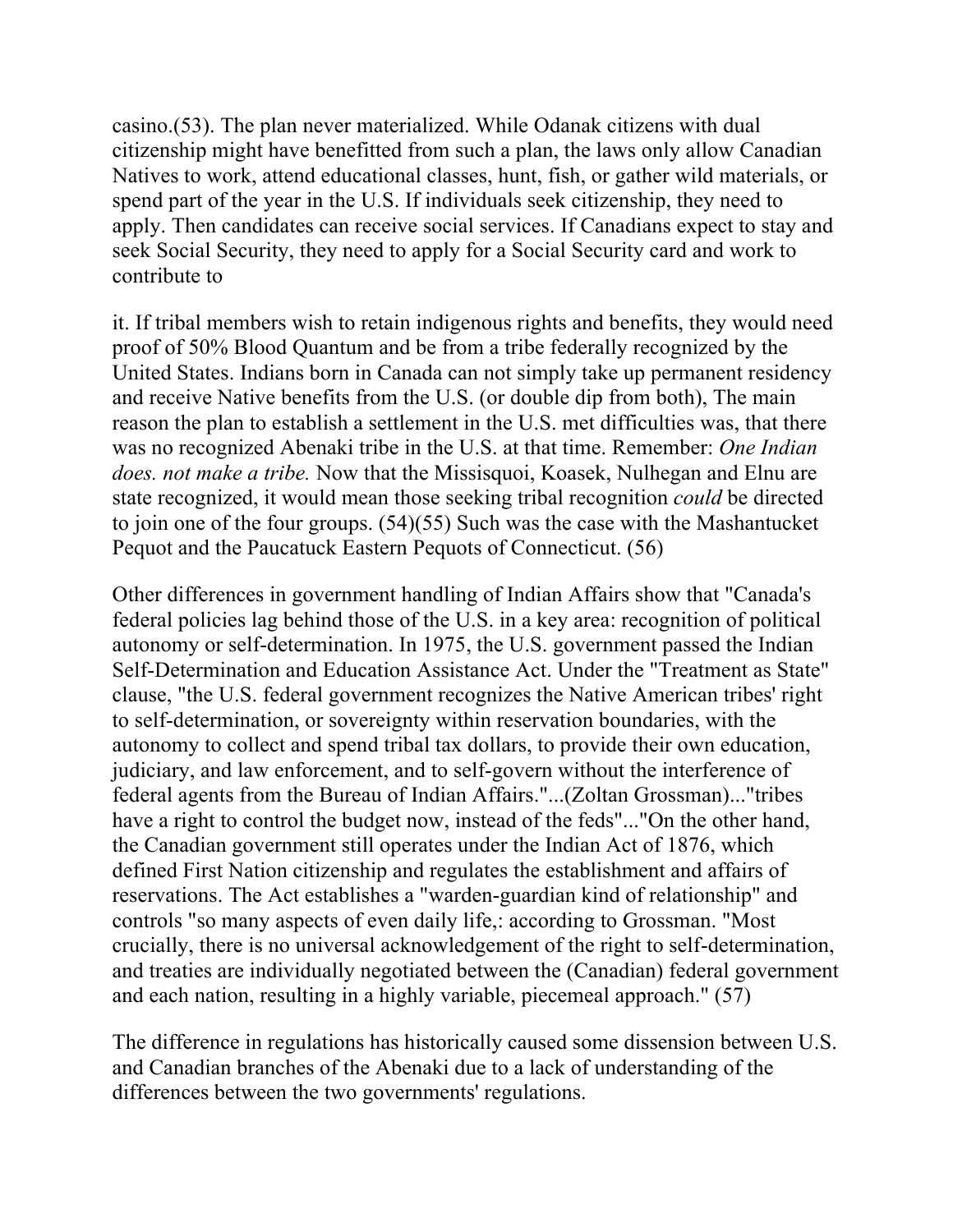casino.(53). The plan never materialized. While Odanak citizens with dual citizenship might have benefitted from such a plan, the laws only allow Canadian Natives to work, attend educational classes, hunt, fish, or gather wild materials, or spend part of the year in the U.S. If individuals seek citizenship, they need to apply. Then candidates can receive social services. If Canadians expect to stay and seek Social Security, they need to apply for a Social Security card and work to contribute to

it. If tribal members wish to retain indigenous rights and benefits, they would need proof of 50% Blood Quantum and be from a tribe federally recognized by the United States. Indians born in Canada can not simply take up permanent residency and receive Native benefits from the U.S. (or double dip from both), The main reason the plan to establish a settlement in the U.S. met difficulties was, that there was no recognized Abenaki tribe in the U.S. at that time. Remember: *One Indian does. not make a tribe.* Now that the Missisquoi, Koasek, Nulhegan and Elnu are state recognized, it would mean those seeking tribal recognition *could* be directed to join one of the four groups. (54)(55) Such was the case with the Mashantucket Pequot and the Paucatuck Eastern Pequots of Connecticut. (56)

Other differences in government handling of Indian Affairs show that "Canada's federal policies lag behind those of the U.S. in a key area: recognition of political autonomy or self-determination. In 1975, the U.S. government passed the Indian Self-Determination and Education Assistance Act. Under the "Treatment as State" clause, "the U.S. federal government recognizes the Native American tribes' right to self-determination, or sovereignty within reservation boundaries, with the autonomy to collect and spend tribal tax dollars, to provide their own education, judiciary, and law enforcement, and to self-govern without the interference of federal agents from the Bureau of Indian Affairs."...(Zoltan Grossman)..."tribes have a right to control the budget now, instead of the feds"..."On the other hand, the Canadian government still operates under the Indian Act of 1876, which defined First Nation citizenship and regulates the establishment and affairs of reservations. The Act establishes a "warden-guardian kind of relationship" and controls "so many aspects of even daily life,: according to Grossman. "Most crucially, there is no universal acknowledgement of the right to self-determination, and treaties are individually negotiated between the (Canadian) federal government and each nation, resulting in a highly variable, piecemeal approach." (57)

The difference in regulations has historically caused some dissension between U.S. and Canadian branches of the Abenaki due to a lack of understanding of the differences between the two governments' regulations.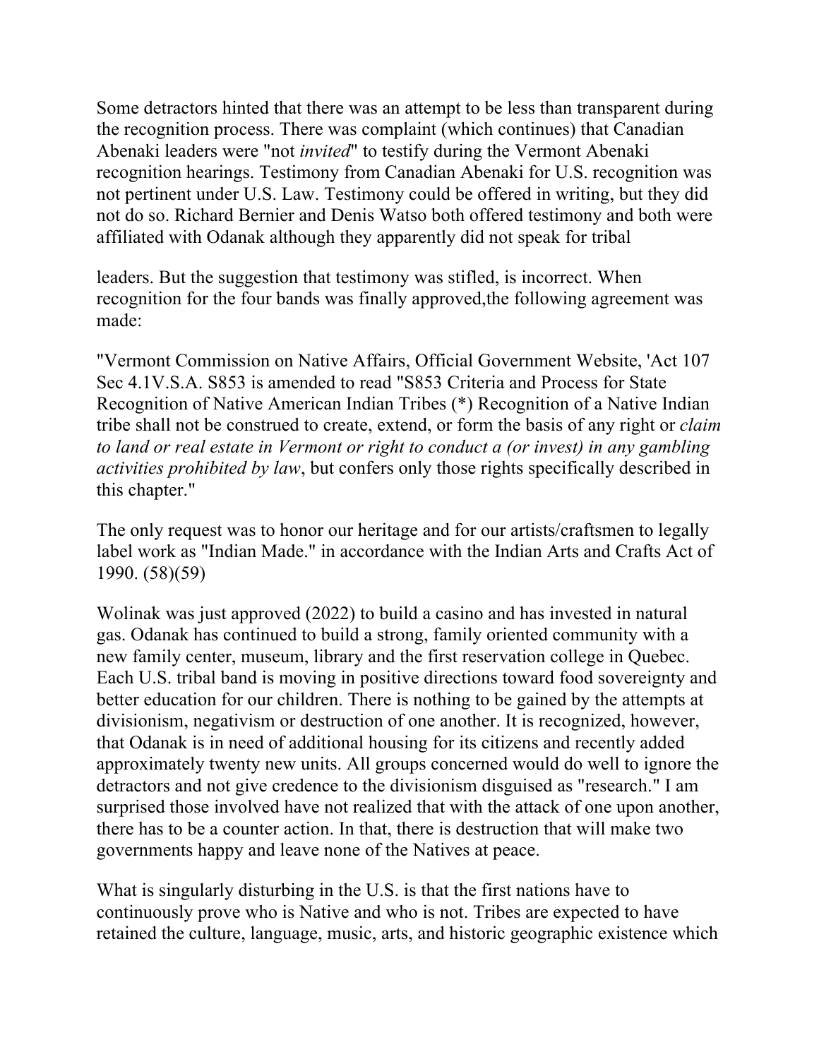Some detractors hinted that there was an attempt to be less than transparent during the recognition process. There was complaint (which continues) that Canadian Abenaki leaders were "not *invited*" to testify during the Vermont Abenaki recognition hearings. Testimony from Canadian Abenaki for U.S. recognition was not pertinent under U.S. Law. Testimony could be offered in writing, but they did not do so. Richard Bernier and Denis Watso both offered testimony and both were affiliated with Odanak although they apparently did not speak for tribal

leaders. But the suggestion that testimony was stifled, is incorrect. When recognition for the four bands was finally approved,the following agreement was made:

"Vermont Commission on Native Affairs, Official Government Website, 'Act 107 Sec 4.1V.S.A. S853 is amended to read "S853 Criteria and Process for State Recognition of Native American Indian Tribes (*) Recognition of a Native Indian tribe shall not be construed to create, extend, or form the basis of any right or *claim to land or real estate in Vermont or right to conduct a (or invest) in any gambling activities prohibited by law*, but confers only those rights specifically described in this chapter."

The only request was to honor our heritage and for our artists/craftsmen to legally label work as "Indian Made." in accordance with the Indian Arts and Crafts Act of 1990. (58)(59)

Wolinak was just approved (2022) to build a casino and has invested in natural gas. Odanak has continued to build a strong, family oriented community with a new family center, museum, library and the first reservation college in Quebec. Each U.S. tribal band is moving in positive directions toward food sovereignty and better education for our children. There is nothing to be gained by the attempts at divisionism, negativism or destruction of one another. It is recognized, however, that Odanak is in need of additional housing for its citizens and recently added approximately twenty new units. All groups concerned would do well to ignore the detractors and not give credence to the divisionism disguised as "research." I am surprised those involved have not realized that with the attack of one upon another, there has to be a counter action. In that, there is destruction that will make two governments happy and leave none of the Natives at peace.

What is singularly disturbing in the U.S. is that the first nations have to continuously prove who is Native and who is not. Tribes are expected to have retained the culture, language, music, arts, and historic geographic existence which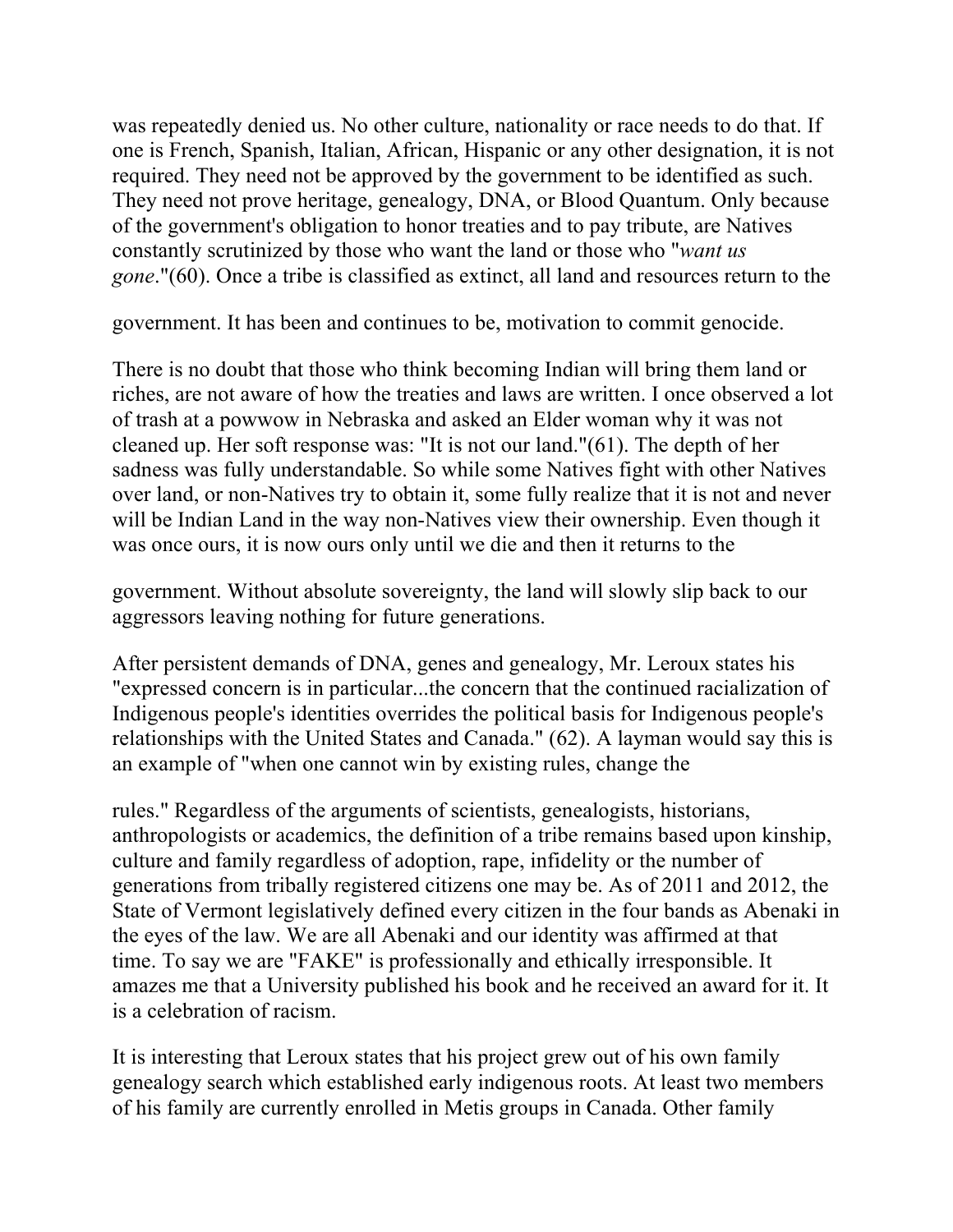was repeatedly denied us. No other culture, nationality or race needs to do that. If one is French, Spanish, Italian, African, Hispanic or any other designation, it is not required. They need not be approved by the government to be identified as such. They need not prove heritage, genealogy, DNA, or Blood Quantum. Only because of the government's obligation to honor treaties and to pay tribute, are Natives constantly scrutinized by those who want the land or those who "*want us gone*."(60). Once a tribe is classified as extinct, all land and resources return to the government. It has been and continues to be, motivation to commit genocide.

There is no doubt that those who think becoming Indian will bring them land or riches, are not aware of how the treaties and laws are written. I once observed a lot of trash at a powwow in Nebraska and asked an Elder woman why it was not cleaned up. Her soft response was: "It is not our land."(61). The depth of her sadness was fully understandable. So while some Natives fight with other Natives over land, or non-Natives try to obtain it, some fully realize that it is not and never will be Indian Land in the way non-Natives view their ownership. Even though it was once ours, it is now ours only until we die and then it returns to the government. Without absolute sovereignty, the land will slowly slip back to our aggressors leaving nothing for future generations.

After persistent demands of DNA, genes and genealogy, Mr. Leroux states his "expressed concern is in particular...the concern that the continued racialization of Indigenous people's identities overrides the political basis for Indigenous people's relationships with the United States and Canada." (62). A layman would say this is an example of "when one cannot win by existing rules, change the rules." Regardless of the arguments of scientists, genealogists, historians, anthropologists or academics, the definition of a tribe remains based upon kinship, culture and family regardless of adoption, rape, infidelity or the number of generations from tribally registered citizens one may be. As of 2011 and 2012, the State of Vermont legislatively defined every citizen in the four bands as Abenaki in the eyes of the law. We are all Abenaki and our identity was affirmed at that time. To say we are "FAKE" is professionally and ethically irresponsible. It amazes me that a University published his book and he received an award for it. It is a celebration of racism.

It is interesting that Leroux states that his project grew out of his own family genealogy search which established early indigenous roots. At least two members of his family are currently enrolled in Metis groups in Canada. Other family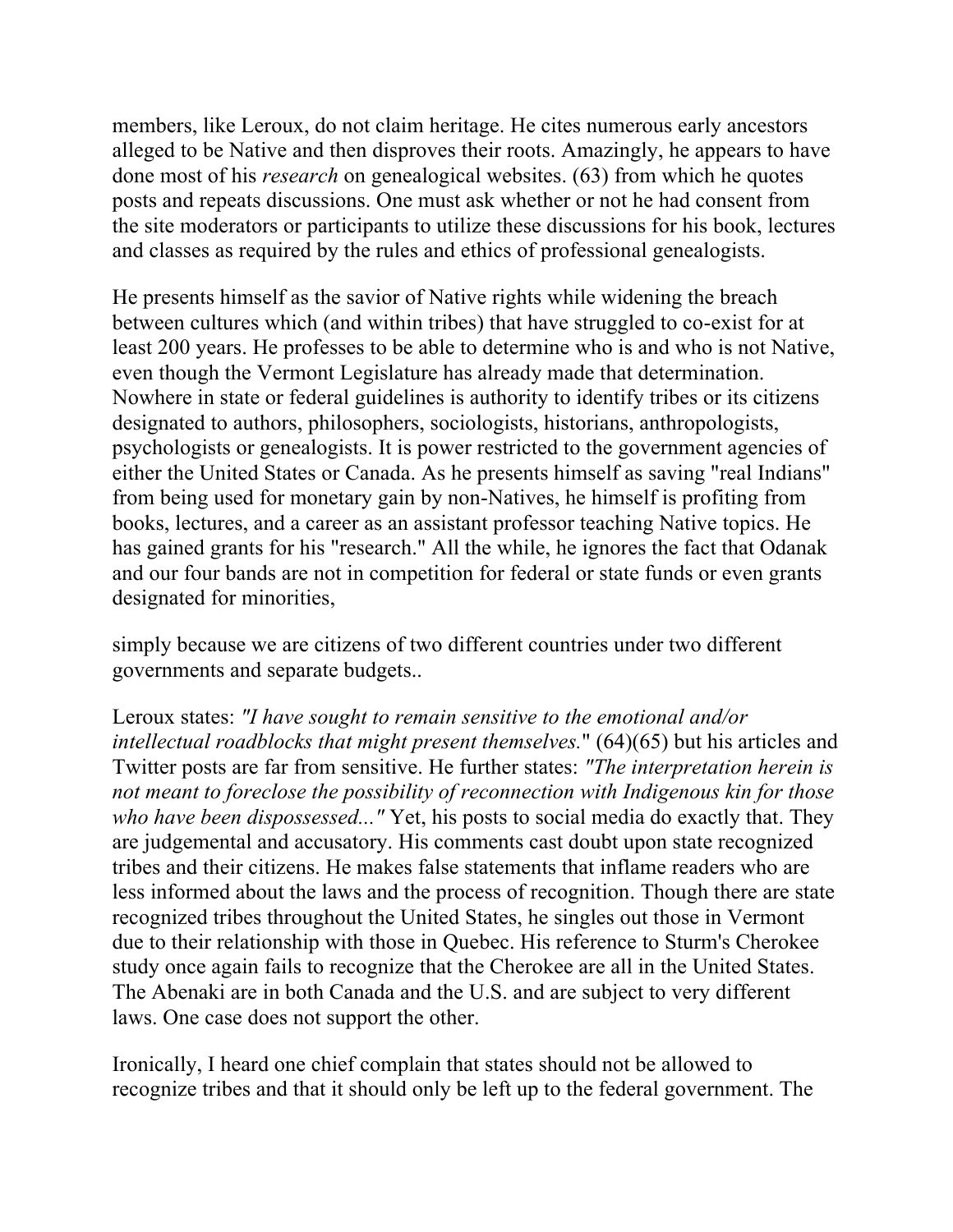members, like Leroux, do not claim heritage. He cites numerous early ancestors alleged to be Native and then disproves their roots. Amazingly, he appears to have done most of his *research* on genealogical websites. (63) from which he quotes posts and repeats discussions. One must ask whether or not he had consent from the site moderators or participants to utilize these discussions for his book, lectures and classes as required by the rules and ethics of professional genealogists.

He presents himself as the savior of Native rights while widening the breach between cultures which (and within tribes) that have struggled to co-exist for at least 200 years. He professes to be able to determine who is and who is not Native, even though the Vermont Legislature has already made that determination. Nowhere in state or federal guidelines is authority to identify tribes or its citizens designated to authors, philosophers, sociologists, historians, anthropologists, psychologists or genealogists. It is power restricted to the government agencies of either the United States or Canada. As he presents himself as saving "real Indians" from being used for monetary gain by non-Natives, he himself is profiting from books, lectures, and a career as an assistant professor teaching Native topics. He has gained grants for his "research." All the while, he ignores the fact that Odanak and our four bands are not in competition for federal or state funds or even grants designated for minorities,

simply because we are citizens of two different countries under two different governments and separate budgets..

Leroux states: *"I have sought to remain sensitive to the emotional and/or intellectual roadblocks that might present themselves.*" (64)(65) but his articles and Twitter posts are far from sensitive. He further states: *"The interpretation herein is not meant to foreclose the possibility of reconnection with Indigenous kin for those who have been dispossessed..."* Yet, his posts to social media do exactly that. They are judgemental and accusatory. His comments cast doubt upon state recognized tribes and their citizens. He makes false statements that inflame readers who are less informed about the laws and the process of recognition. Though there are state recognized tribes throughout the United States, he singles out those in Vermont due to their relationship with those in Quebec. His reference to Sturm's Cherokee study once again fails to recognize that the Cherokee are all in the United States. The Abenaki are in both Canada and the U.S. and are subject to very different laws. One case does not support the other.

Ironically, I heard one chief complain that states should not be allowed to recognize tribes and that it should only be left up to the federal government. The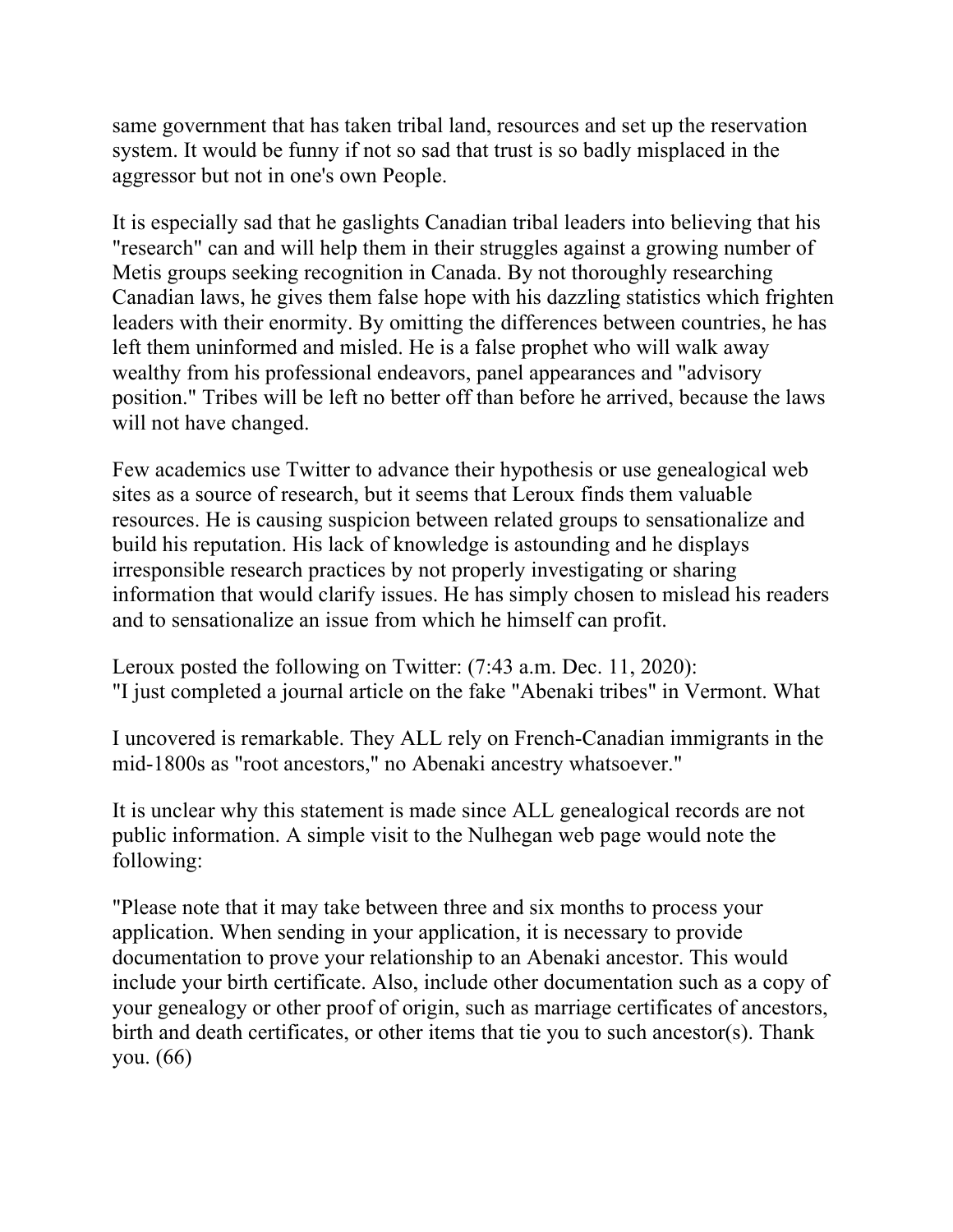same government that has taken tribal land, resources and set up the reservation system. It would be funny if not so sad that trust is so badly misplaced in the aggressor but not in one's own People.

It is especially sad that he gaslights Canadian tribal leaders into believing that his "research" can and will help them in their struggles against a growing number of Metis groups seeking recognition in Canada. By not thoroughly researching Canadian laws, he gives them false hope with his dazzling statistics which frighten leaders with their enormity. By omitting the differences between countries, he has left them uninformed and misled. He is a false prophet who will walk away wealthy from his professional endeavors, panel appearances and "advisory position." Tribes will be left no better off than before he arrived, because the laws will not have changed.

Few academics use Twitter to advance their hypothesis or use genealogical web sites as a source of research, but it seems that Leroux finds them valuable resources. He is causing suspicion between related groups to sensationalize and build his reputation. His lack of knowledge is astounding and he displays irresponsible research practices by not properly investigating or sharing information that would clarify issues. He has simply chosen to mislead his readers and to sensationalize an issue from which he himself can profit.

Leroux posted the following on Twitter: (7:43 a.m. Dec. 11, 2020):
"I just completed a journal article on the fake "Abenaki tribes" in Vermont. What

I uncovered is remarkable. They ALL rely on French-Canadian immigrants in the mid-1800s as "root ancestors," no Abenaki ancestry whatsoever."

It is unclear why this statement is made since ALL genealogical records are not public information. A simple visit to the Nulhegan web page would note the following:

"Please note that it may take between three and six months to process your application. When sending in your application, it is necessary to provide documentation to prove your relationship to an Abenaki ancestor. This would include your birth certificate. Also, include other documentation such as a copy of your genealogy or other proof of origin, such as marriage certificates of ancestors, birth and death certificates, or other items that tie you to such ancestor(s). Thank you. (66)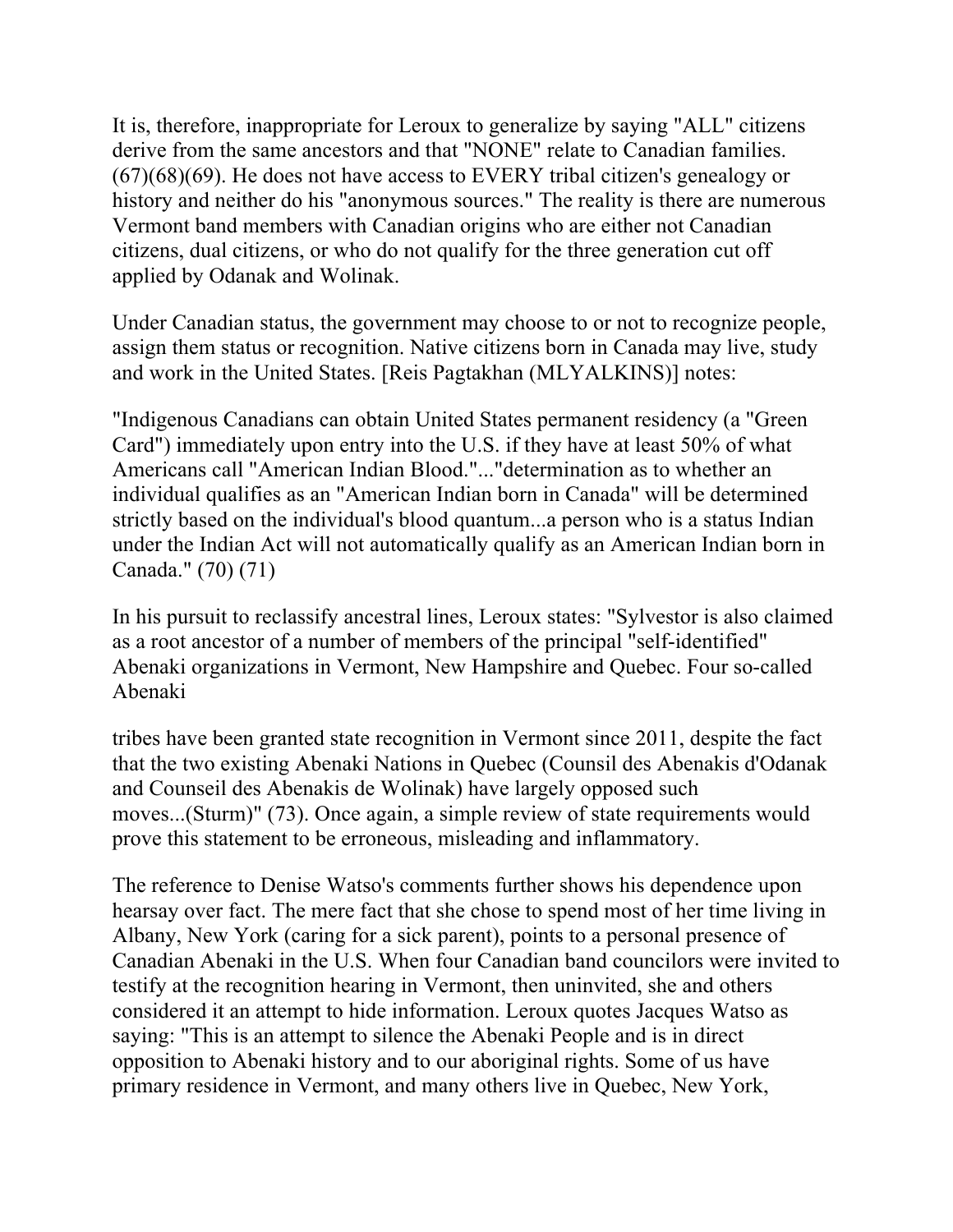It is, therefore, inappropriate for Leroux to generalize by saying "ALL" citizens derive from the same ancestors and that "NONE" relate to Canadian families. (67)(68)(69). He does not have access to EVERY tribal citizen's genealogy or history and neither do his "anonymous sources." The reality is there are numerous Vermont band members with Canadian origins who are either not Canadian citizens, dual citizens, or who do not qualify for the three generation cut off applied by Odanak and Wolinak.

Under Canadian status, the government may choose to or not to recognize people, assign them status or recognition. Native citizens born in Canada may live, study and work in the United States. [Reis Pagtakhan (MLYALKINS)] notes:

"Indigenous Canadians can obtain United States permanent residency (a "Green Card") immediately upon entry into the U.S. if they have at least 50% of what Americans call "American Indian Blood."..."determination as to whether an individual qualifies as an "American Indian born in Canada" will be determined strictly based on the individual's blood quantum...a person who is a status Indian under the Indian Act will not automatically qualify as an American Indian born in Canada." (70) (71)

In his pursuit to reclassify ancestral lines, Leroux states: "Sylvestor is also claimed as a root ancestor of a number of members of the principal "self-identified" Abenaki organizations in Vermont, New Hampshire and Quebec. Four so-called Abenaki tribes have been granted state recognition in Vermont since 2011, despite the fact that the two existing Abenaki Nations in Quebec (Counsil des Abenakis d'Odanak and Counseil des Abenakis de Wolinak) have largely opposed such moves...(Sturm)" (73). Once again, a simple review of state requirements would prove this statement to be erroneous, misleading and inflammatory.

The reference to Denise Watso's comments further shows his dependence upon hearsay over fact. The mere fact that she chose to spend most of her time living in Albany, New York (caring for a sick parent), points to a personal presence of Canadian Abenaki in the U.S. When four Canadian band councilors were invited to testify at the recognition hearing in Vermont, then uninvited, she and others considered it an attempt to hide information. Leroux quotes Jacques Watso as saying: "This is an attempt to silence the Abenaki People and is in direct opposition to Abenaki history and to our aboriginal rights. Some of us have primary residence in Vermont, and many others live in Quebec, New York,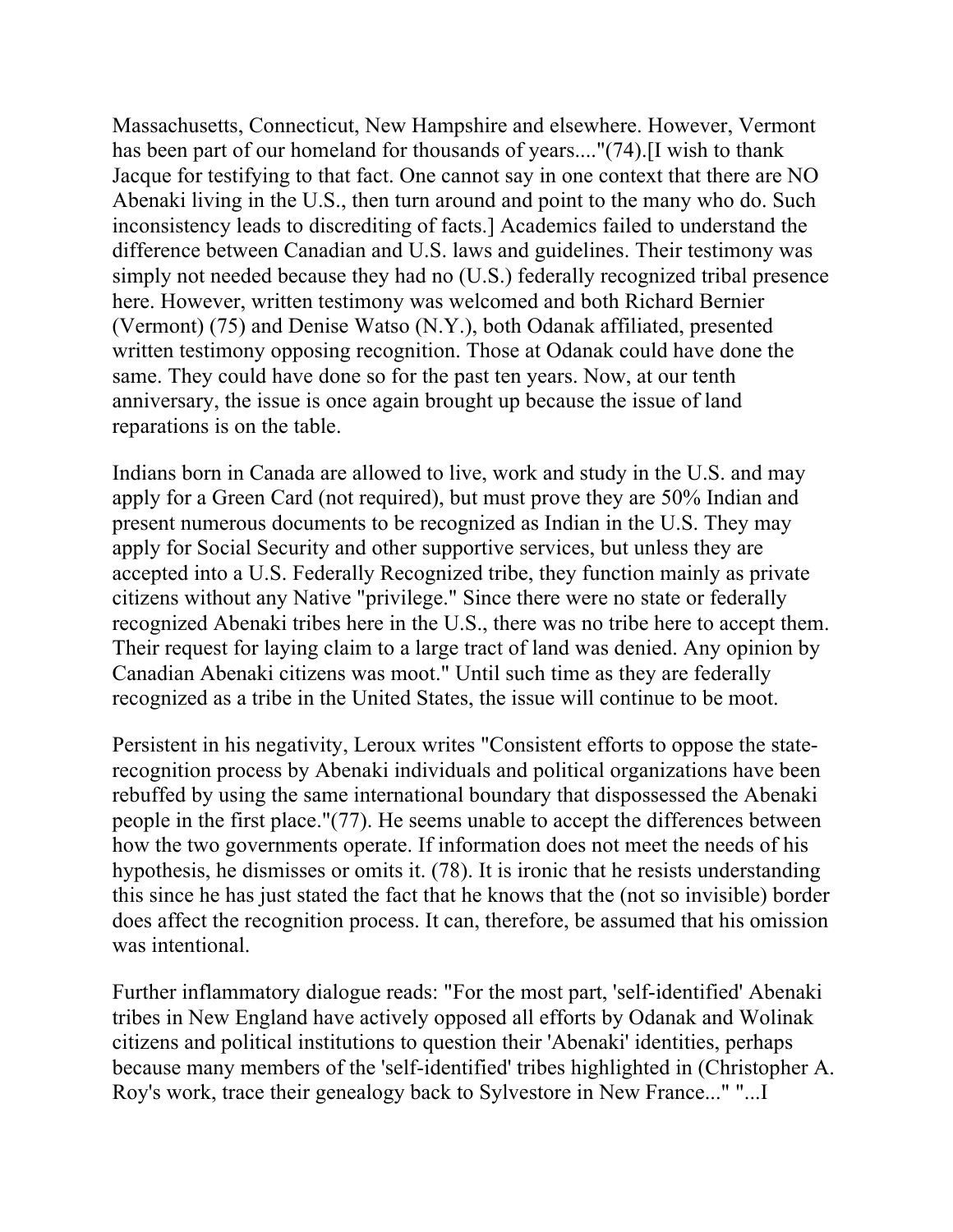Massachusetts, Connecticut, New Hampshire and elsewhere. However, Vermont has been part of our homeland for thousands of years...."(74).[I wish to thank Jacque for testifying to that fact. One cannot say in one context that there are NO Abenaki living in the U.S., then turn around and point to the many who do. Such inconsistency leads to discrediting of facts.] Academics failed to understand the difference between Canadian and U.S. laws and guidelines. Their testimony was simply not needed because they had no (U.S.) federally recognized tribal presence here. However, written testimony was welcomed and both Richard Bernier (Vermont) (75) and Denise Watso (N.Y.), both Odanak affiliated, presented written testimony opposing recognition. Those at Odanak could have done the same. They could have done so for the past ten years. Now, at our tenth anniversary, the issue is once again brought up because the issue of land reparations is on the table.

Indians born in Canada are allowed to live, work and study in the U.S. and may apply for a Green Card (not required), but must prove they are 50% Indian and present numerous documents to be recognized as Indian in the U.S. They may apply for Social Security and other supportive services, but unless they are accepted into a U.S. Federally Recognized tribe, they function mainly as private citizens without any Native "privilege." Since there were no state or federally recognized Abenaki tribes here in the U.S., there was no tribe here to accept them. Their request for laying claim to a large tract of land was denied. Any opinion by Canadian Abenaki citizens was moot." Until such time as they are federally recognized as a tribe in the United States, the issue will continue to be moot.

Persistent in his negativity, Leroux writes "Consistent efforts to oppose the state-recognition process by Abenaki individuals and political organizations have been rebuffed by using the same international boundary that dispossessed the Abenaki people in the first place."(77). He seems unable to accept the differences between how the two governments operate. If information does not meet the needs of his hypothesis, he dismisses or omits it. (78). It is ironic that he resists understanding this since he has just stated the fact that he knows that the (not so invisible) border does affect the recognition process. It can, therefore, be assumed that his omission was intentional.

Further inflammatory dialogue reads: "For the most part, 'self-identified' Abenaki tribes in New England have actively opposed all efforts by Odanak and Wolinak citizens and political institutions to question their 'Abenaki' identities, perhaps because many members of the 'self-identified' tribes highlighted in (Christopher A. Roy's work, trace their genealogy back to Sylvestore in New France..." "...I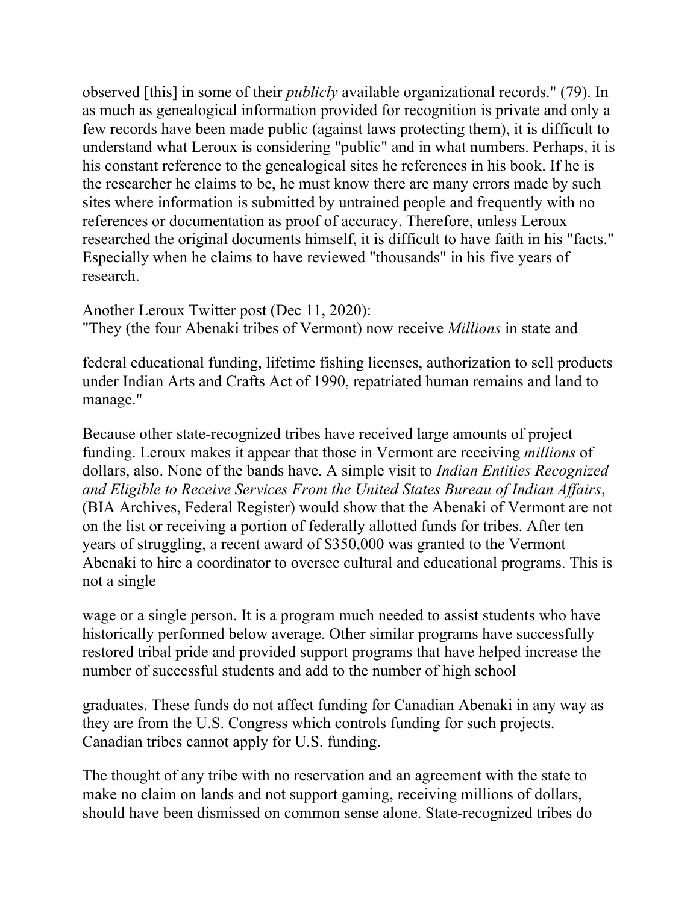observed [this] in some of their *publicly* available organizational records." (79). In as much as genealogical information provided for recognition is private and only a few records have been made public (against laws protecting them), it is difficult to understand what Leroux is considering "public" and in what numbers. Perhaps, it is his constant reference to the genealogical sites he references in his book. If he is the researcher he claims to be, he must know there are many errors made by such sites where information is submitted by untrained people and frequently with no references or documentation as proof of accuracy. Therefore, unless Leroux researched the original documents himself, it is difficult to have faith in his "facts." Especially when he claims to have reviewed "thousands" in his five years of research.

Another Leroux Twitter post (Dec 11, 2020):
"They (the four Abenaki tribes of Vermont) now receive *Millions* in state and federal educational funding, lifetime fishing licenses, authorization to sell products under Indian Arts and Crafts Act of 1990, repatriated human remains and land to manage."

Because other state-recognized tribes have received large amounts of project funding. Leroux makes it appear that those in Vermont are receiving *millions* of dollars, also. None of the bands have. A simple visit to *Indian Entities Recognized and Eligible to Receive Services From the United States Bureau of Indian Affairs*, (BIA Archives, Federal Register) would show that the Abenaki of Vermont are not on the list or receiving a portion of federally allotted funds for tribes. After ten years of struggling, a recent award of $350,000 was granted to the Vermont Abenaki to hire a coordinator to oversee cultural and educational programs. This is not a single wage or a single person. It is a program much needed to assist students who have historically performed below average. Other similar programs have successfully restored tribal pride and provided support programs that have helped increase the number of successful students and add to the number of high school graduates. These funds do not affect funding for Canadian Abenaki in any way as they are from the U.S. Congress which controls funding for such projects. Canadian tribes cannot apply for U.S. funding.

The thought of any tribe with no reservation and an agreement with the state to make no claim on lands and not support gaming, receiving millions of dollars, should have been dismissed on common sense alone. State-recognized tribes do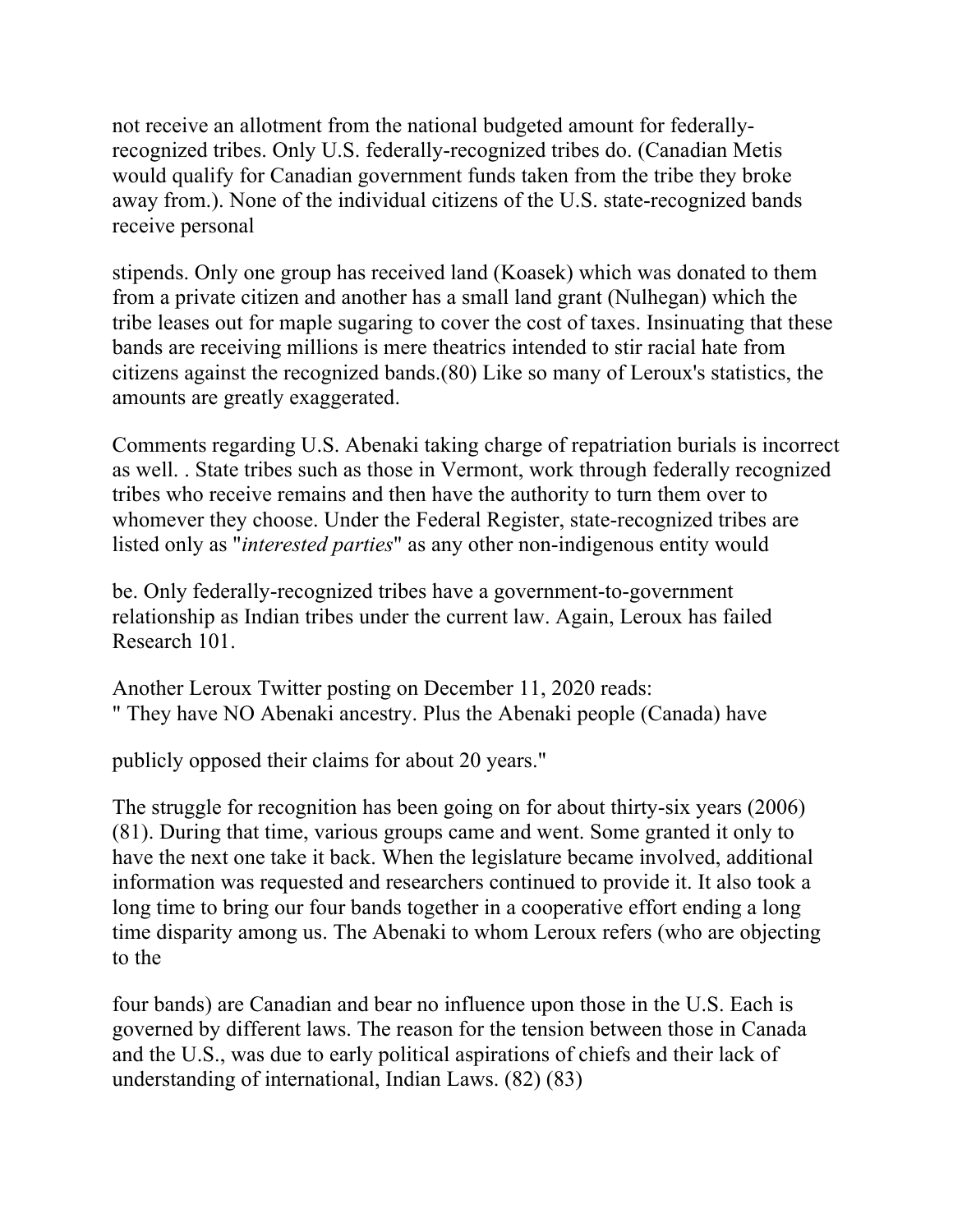not receive an allotment from the national budgeted amount for federally-recognized tribes. Only U.S. federally-recognized tribes do. (Canadian Metis would qualify for Canadian government funds taken from the tribe they broke away from.). None of the individual citizens of the U.S. state-recognized bands receive personal stipends. Only one group has received land (Koasek) which was donated to them from a private citizen and another has a small land grant (Nulhegan) which the tribe leases out for maple sugaring to cover the cost of taxes. Insinuating that these bands are receiving millions is mere theatrics intended to stir racial hate from citizens against the recognized bands.(80) Like so many of Leroux's statistics, the amounts are greatly exaggerated.

Comments regarding U.S. Abenaki taking charge of repatriation burials is incorrect as well. . State tribes such as those in Vermont, work through federally recognized tribes who receive remains and then have the authority to turn them over to whomever they choose. Under the Federal Register, state-recognized tribes are listed only as "*interested parties*" as any other non-indigenous entity would be. Only federally-recognized tribes have a government-to-government relationship as Indian tribes under the current law. Again, Leroux has failed Research 101.

Another Leroux Twitter posting on December 11, 2020 reads:
" They have NO Abenaki ancestry. Plus the Abenaki people (Canada) have publicly opposed their claims for about 20 years."

The struggle for recognition has been going on for about thirty-six years (2006) (81). During that time, various groups came and went. Some granted it only to have the next one take it back. When the legislature became involved, additional information was requested and researchers continued to provide it. It also took a long time to bring our four bands together in a cooperative effort ending a long time disparity among us. The Abenaki to whom Leroux refers (who are objecting to the four bands) are Canadian and bear no influence upon those in the U.S. Each is governed by different laws. The reason for the tension between those in Canada and the U.S., was due to early political aspirations of chiefs and their lack of understanding of international, Indian Laws. (82) (83)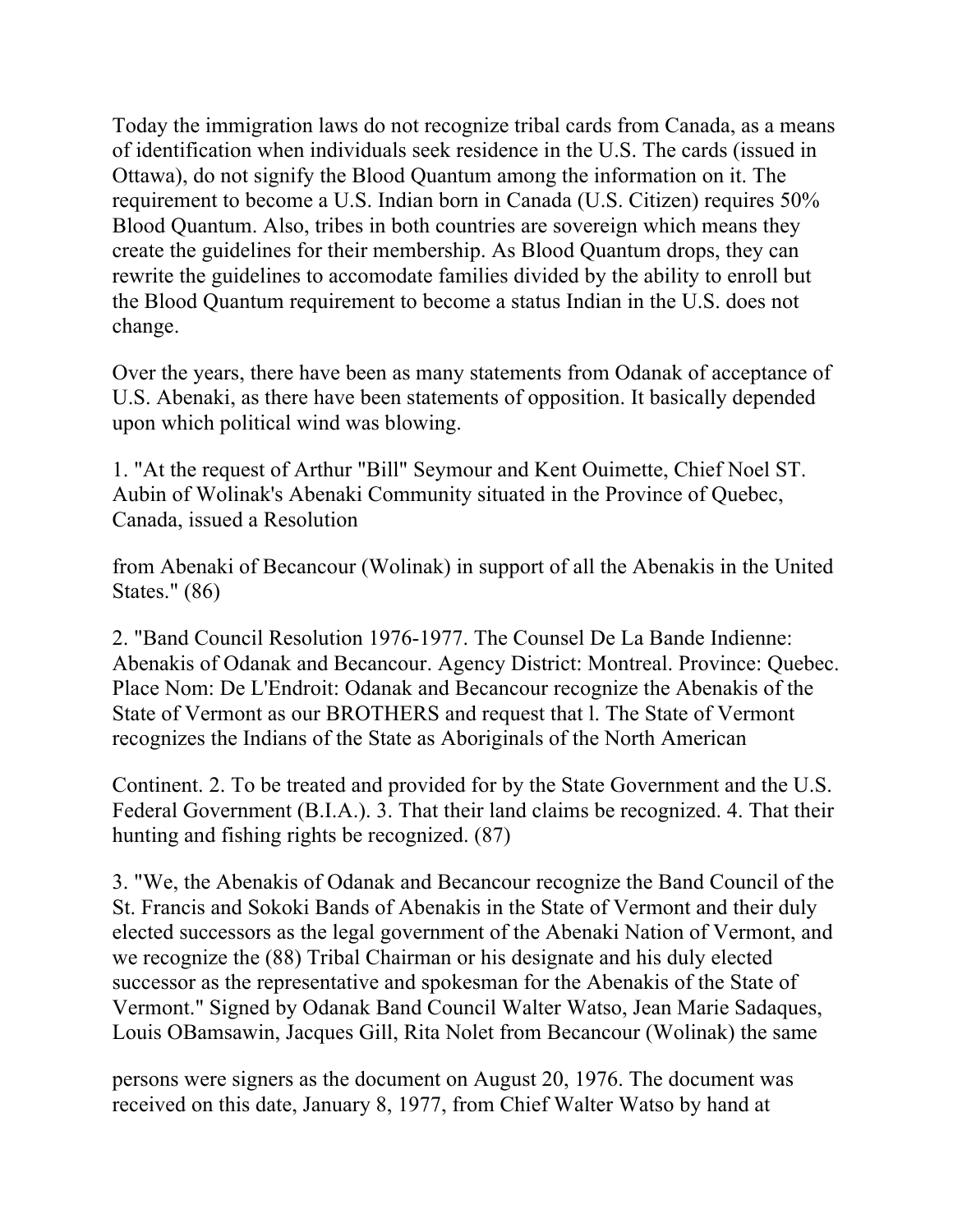Today the immigration laws do not recognize tribal cards from Canada, as a means of identification when individuals seek residence in the U.S. The cards (issued in Ottawa), do not signify the Blood Quantum among the information on it. The requirement to become a U.S. Indian born in Canada (U.S. Citizen) requires 50% Blood Quantum. Also, tribes in both countries are sovereign which means they create the guidelines for their membership. As Blood Quantum drops, they can rewrite the guidelines to accomodate families divided by the ability to enroll but the Blood Quantum requirement to become a status Indian in the U.S. does not change.

Over the years, there have been as many statements from Odanak of acceptance of U.S. Abenaki, as there have been statements of opposition. It basically depended upon which political wind was blowing.

1. "At the request of Arthur "Bill" Seymour and Kent Ouimette, Chief Noel ST. Aubin of Wolinak's Abenaki Community situated in the Province of Quebec, Canada, issued a Resolution

from Abenaki of Becancour (Wolinak) in support of all the Abenakis in the United States." (86)

2. "Band Council Resolution 1976-1977. The Counsel De La Bande Indienne: Abenakis of Odanak and Becancour. Agency District: Montreal. Province: Quebec. Place Nom: De L'Endroit: Odanak and Becancour recognize the Abenakis of the State of Vermont as our BROTHERS and request that l. The State of Vermont recognizes the Indians of the State as Aboriginals of the North American

Continent. 2. To be treated and provided for by the State Government and the U.S. Federal Government (B.I.A.). 3. That their land claims be recognized. 4. That their hunting and fishing rights be recognized. (87)

3. "We, the Abenakis of Odanak and Becancour recognize the Band Council of the St. Francis and Sokoki Bands of Abenakis in the State of Vermont and their duly elected successors as the legal government of the Abenaki Nation of Vermont, and we recognize the (88) Tribal Chairman or his designate and his duly elected successor as the representative and spokesman for the Abenakis of the State of Vermont." Signed by Odanak Band Council Walter Watso, Jean Marie Sadaques, Louis OBamsawin, Jacques Gill, Rita Nolet from Becancour (Wolinak) the same

persons were signers as the document on August 20, 1976. The document was received on this date, January 8, 1977, from Chief Walter Watso by hand at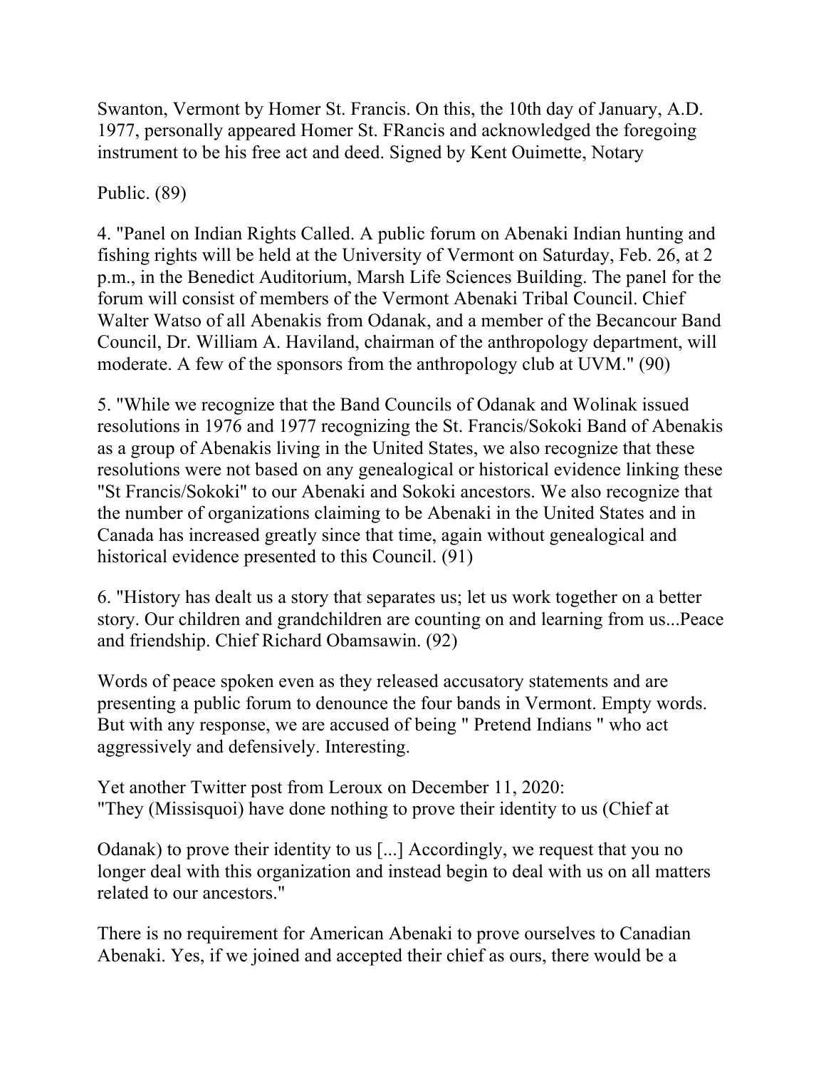Swanton, Vermont by Homer St. Francis. On this, the 10th day of January, A.D. 1977, personally appeared Homer St. FRancis and acknowledged the foregoing instrument to be his free act and deed. Signed by Kent Ouimette, Notary

Public. (89)

4. "Panel on Indian Rights Called. A public forum on Abenaki Indian hunting and fishing rights will be held at the University of Vermont on Saturday, Feb. 26, at 2 p.m., in the Benedict Auditorium, Marsh Life Sciences Building. The panel for the forum will consist of members of the Vermont Abenaki Tribal Council. Chief Walter Watso of all Abenakis from Odanak, and a member of the Becancour Band Council, Dr. William A. Haviland, chairman of the anthropology department, will moderate. A few of the sponsors from the anthropology club at UVM." (90)

5. "While we recognize that the Band Councils of Odanak and Wolinak issued resolutions in 1976 and 1977 recognizing the St. Francis/Sokoki Band of Abenakis as a group of Abenakis living in the United States, we also recognize that these resolutions were not based on any genealogical or historical evidence linking these "St Francis/Sokoki" to our Abenaki and Sokoki ancestors. We also recognize that the number of organizations claiming to be Abenaki in the United States and in Canada has increased greatly since that time, again without genealogical and historical evidence presented to this Council. (91)

6. "History has dealt us a story that separates us; let us work together on a better story. Our children and grandchildren are counting on and learning from us...Peace and friendship. Chief Richard Obamsawin. (92)

Words of peace spoken even as they released accusatory statements and are presenting a public forum to denounce the four bands in Vermont. Empty words. But with any response, we are accused of being " Pretend Indians " who act aggressively and defensively. Interesting.

Yet another Twitter post from Leroux on December 11, 2020:
"They (Missisquoi) have done nothing to prove their identity to us (Chief at

Odanak) to prove their identity to us [...] Accordingly, we request that you no longer deal with this organization and instead begin to deal with us on all matters related to our ancestors."

There is no requirement for American Abenaki to prove ourselves to Canadian Abenaki. Yes, if we joined and accepted their chief as ours, there would be a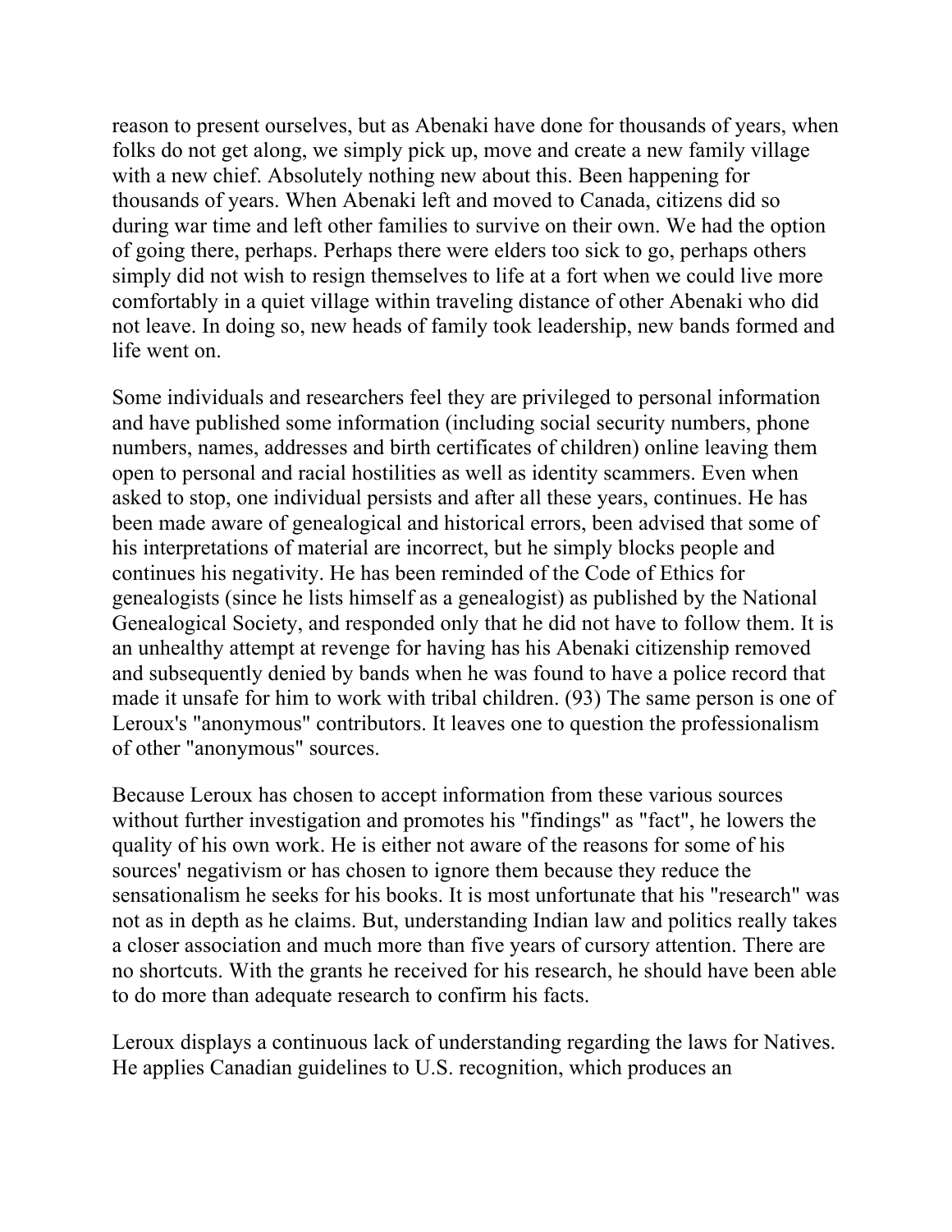reason to present ourselves, but as Abenaki have done for thousands of years, when folks do not get along, we simply pick up, move and create a new family village with a new chief. Absolutely nothing new about this. Been happening for thousands of years. When Abenaki left and moved to Canada, citizens did so during war time and left other families to survive on their own. We had the option of going there, perhaps. Perhaps there were elders too sick to go, perhaps others simply did not wish to resign themselves to life at a fort when we could live more comfortably in a quiet village within traveling distance of other Abenaki who did not leave. In doing so, new heads of family took leadership, new bands formed and life went on.

Some individuals and researchers feel they are privileged to personal information and have published some information (including social security numbers, phone numbers, names, addresses and birth certificates of children) online leaving them open to personal and racial hostilities as well as identity scammers. Even when asked to stop, one individual persists and after all these years, continues. He has been made aware of genealogical and historical errors, been advised that some of his interpretations of material are incorrect, but he simply blocks people and continues his negativity. He has been reminded of the Code of Ethics for genealogists (since he lists himself as a genealogist) as published by the National Genealogical Society, and responded only that he did not have to follow them. It is an unhealthy attempt at revenge for having has his Abenaki citizenship removed and subsequently denied by bands when he was found to have a police record that made it unsafe for him to work with tribal children. (93) The same person is one of Leroux's "anonymous" contributors. It leaves one to question the professionalism of other "anonymous" sources.

Because Leroux has chosen to accept information from these various sources without further investigation and promotes his "findings" as "fact", he lowers the quality of his own work. He is either not aware of the reasons for some of his sources' negativism or has chosen to ignore them because they reduce the sensationalism he seeks for his books. It is most unfortunate that his "research" was not as in depth as he claims. But, understanding Indian law and politics really takes a closer association and much more than five years of cursory attention. There are no shortcuts. With the grants he received for his research, he should have been able to do more than adequate research to confirm his facts.

Leroux displays a continuous lack of understanding regarding the laws for Natives. He applies Canadian guidelines to U.S. recognition, which produces an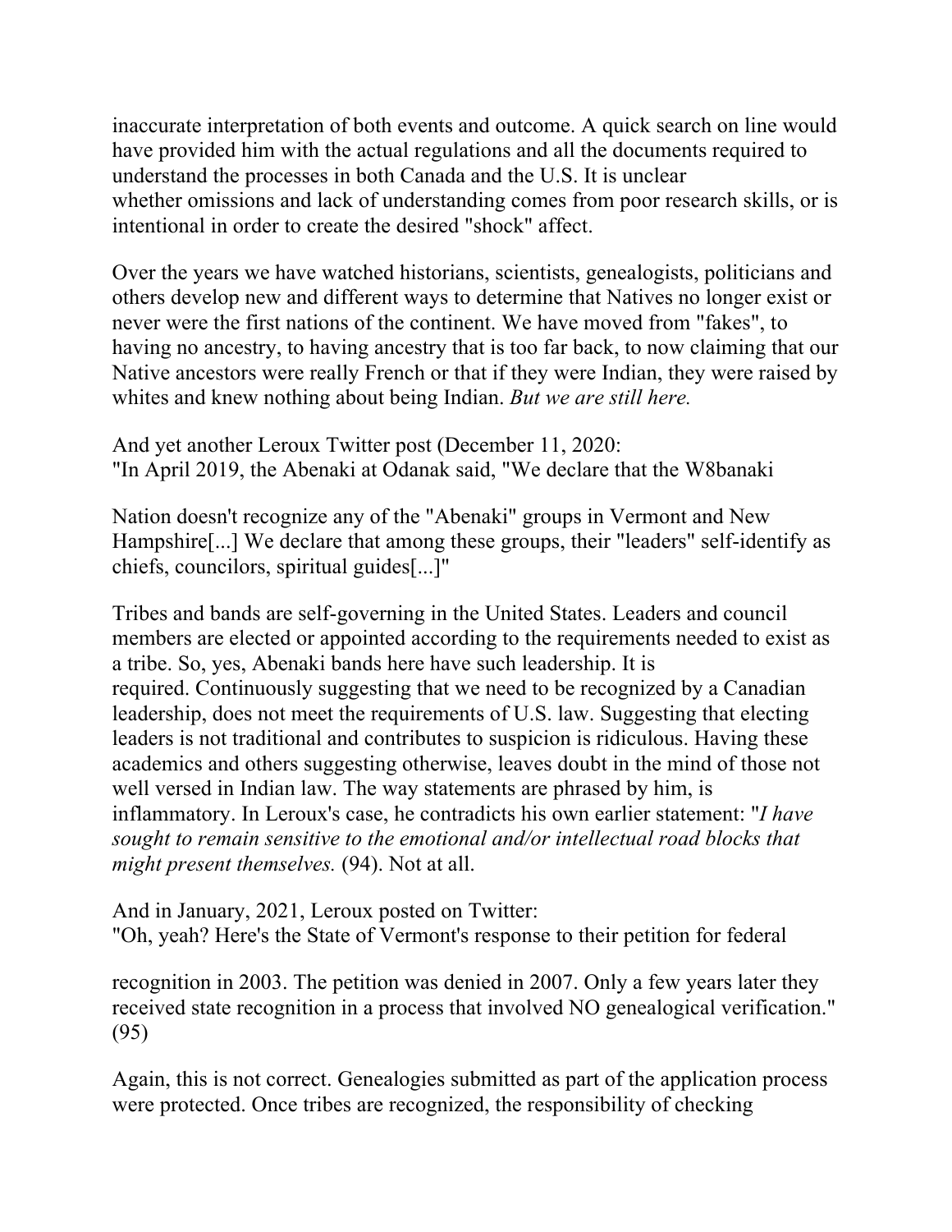inaccurate interpretation of both events and outcome. A quick search on line would have provided him with the actual regulations and all the documents required to understand the processes in both Canada and the U.S. It is unclear whether omissions and lack of understanding comes from poor research skills, or is intentional in order to create the desired "shock" affect.

Over the years we have watched historians, scientists, genealogists, politicians and others develop new and different ways to determine that Natives no longer exist or never were the first nations of the continent. We have moved from "fakes", to having no ancestry, to having ancestry that is too far back, to now claiming that our Native ancestors were really French or that if they were Indian, they were raised by whites and knew nothing about being Indian. *But we are still here.*

And yet another Leroux Twitter post (December 11, 2020:
"In April 2019, the Abenaki at Odanak said, "We declare that the W8banaki

Nation doesn't recognize any of the "Abenaki" groups in Vermont and New Hampshire[...] We declare that among these groups, their "leaders" self-identify as chiefs, councilors, spiritual guides[...]"

Tribes and bands are self-governing in the United States. Leaders and council members are elected or appointed according to the requirements needed to exist as a tribe. So, yes, Abenaki bands here have such leadership. It is required. Continuously suggesting that we need to be recognized by a Canadian leadership, does not meet the requirements of U.S. law. Suggesting that electing leaders is not traditional and contributes to suspicion is ridiculous. Having these academics and others suggesting otherwise, leaves doubt in the mind of those not well versed in Indian law. The way statements are phrased by him, is inflammatory. In Leroux's case, he contradicts his own earlier statement: "*I have sought to remain sensitive to the emotional and/or intellectual road blocks that might present themselves.* (94). Not at all.

And in January, 2021, Leroux posted on Twitter:
"Oh, yeah? Here's the State of Vermont's response to their petition for federal

recognition in 2003. The petition was denied in 2007. Only a few years later they received state recognition in a process that involved NO genealogical verification." (95)

Again, this is not correct. Genealogies submitted as part of the application process were protected. Once tribes are recognized, the responsibility of checking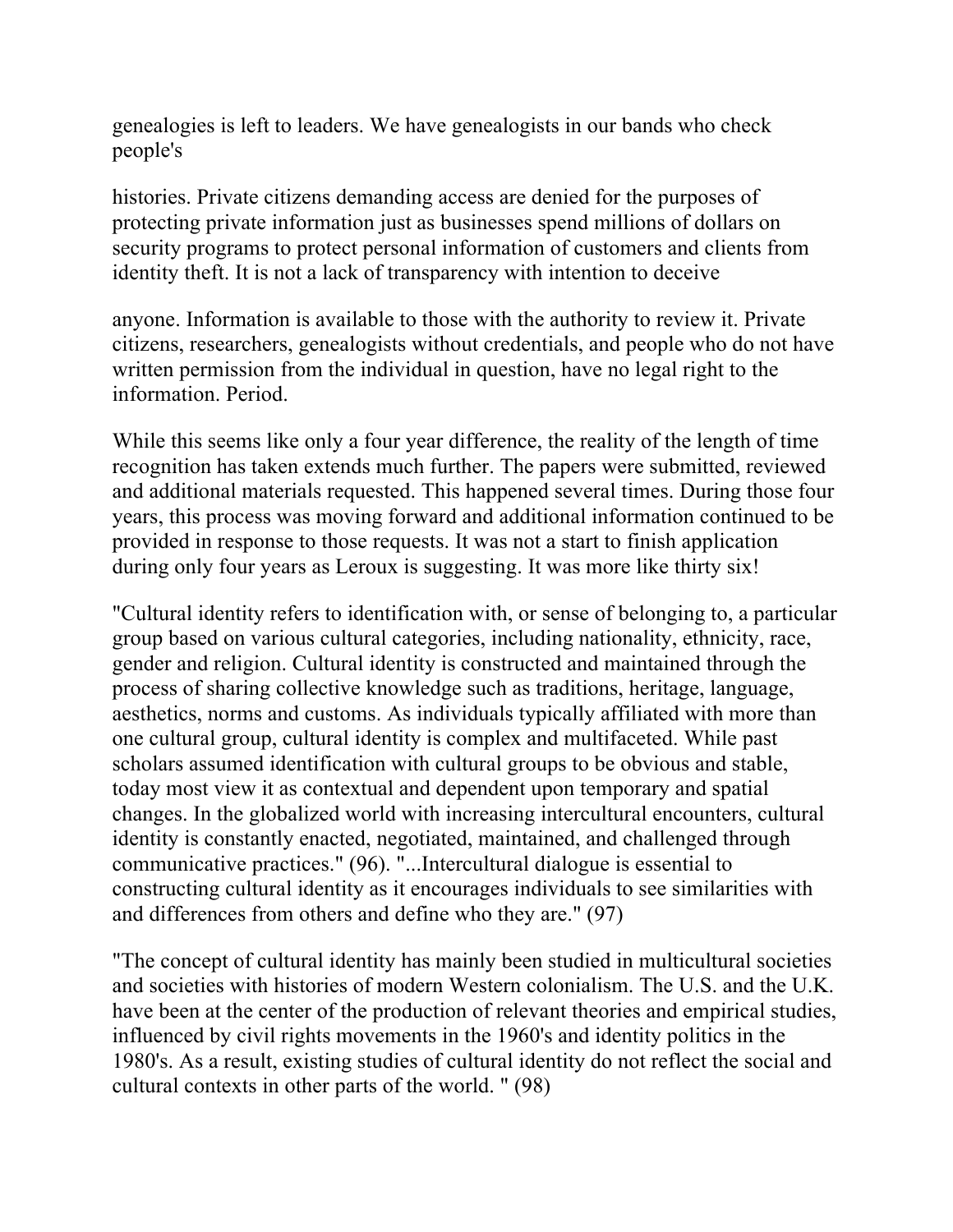genealogies is left to leaders. We have genealogists in our bands who check people's

histories. Private citizens demanding access are denied for the purposes of protecting private information just as businesses spend millions of dollars on security programs to protect personal information of customers and clients from identity theft. It is not a lack of transparency with intention to deceive

anyone. Information is available to those with the authority to review it. Private citizens, researchers, genealogists without credentials, and people who do not have written permission from the individual in question, have no legal right to the information. Period.

While this seems like only a four year difference, the reality of the length of time recognition has taken extends much further. The papers were submitted, reviewed and additional materials requested. This happened several times. During those four years, this process was moving forward and additional information continued to be provided in response to those requests. It was not a start to finish application during only four years as Leroux is suggesting. It was more like thirty six!

"Cultural identity refers to identification with, or sense of belonging to, a particular group based on various cultural categories, including nationality, ethnicity, race, gender and religion. Cultural identity is constructed and maintained through the process of sharing collective knowledge such as traditions, heritage, language, aesthetics, norms and customs. As individuals typically affiliated with more than one cultural group, cultural identity is complex and multifaceted. While past scholars assumed identification with cultural groups to be obvious and stable, today most view it as contextual and dependent upon temporary and spatial changes. In the globalized world with increasing intercultural encounters, cultural identity is constantly enacted, negotiated, maintained, and challenged through communicative practices." (96). "...Intercultural dialogue is essential to constructing cultural identity as it encourages individuals to see similarities with and differences from others and define who they are." (97)

"The concept of cultural identity has mainly been studied in multicultural societies and societies with histories of modern Western colonialism. The U.S. and the U.K. have been at the center of the production of relevant theories and empirical studies, influenced by civil rights movements in the 1960's and identity politics in the 1980's. As a result, existing studies of cultural identity do not reflect the social and cultural contexts in other parts of the world. " (98)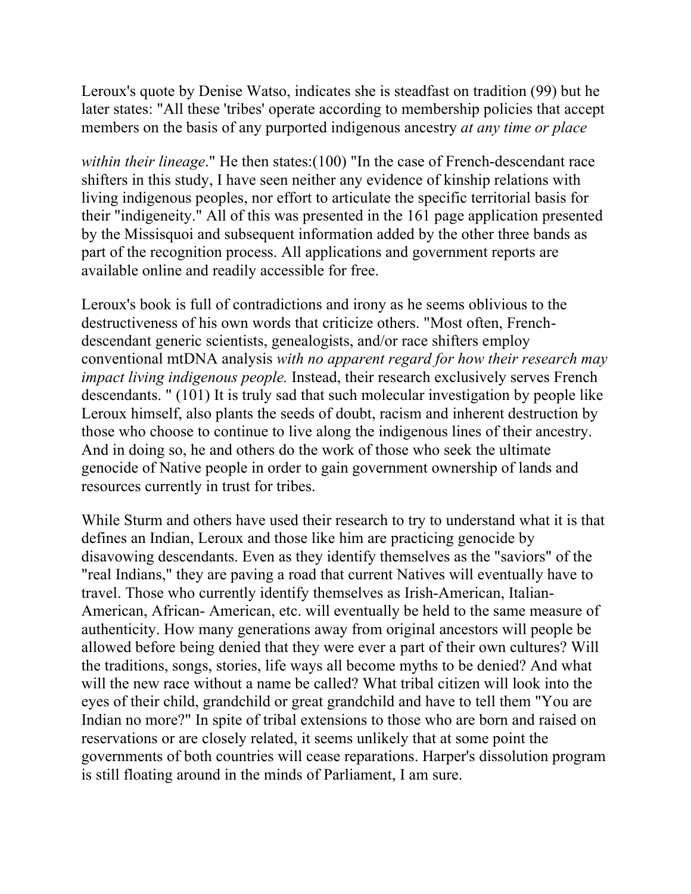Leroux's quote by Denise Watso, indicates she is steadfast on tradition (99) but he later states: "All these 'tribes' operate according to membership policies that accept members on the basis of any purported indigenous ancestry *at any time or place*

*within their lineage*." He then states:(100) "In the case of French-descendant race shifters in this study, I have seen neither any evidence of kinship relations with living indigenous peoples, nor effort to articulate the specific territorial basis for their "indigeneity." All of this was presented in the 161 page application presented by the Missisquoi and subsequent information added by the other three bands as part of the recognition process. All applications and government reports are available online and readily accessible for free.

Leroux's book is full of contradictions and irony as he seems oblivious to the destructiveness of his own words that criticize others. "Most often, French-descendant generic scientists, genealogists, and/or race shifters employ conventional mtDNA analysis *with no apparent regard for how their research may impact living indigenous people.* Instead, their research exclusively serves French descendants. " (101) It is truly sad that such molecular investigation by people like Leroux himself, also plants the seeds of doubt, racism and inherent destruction by those who choose to continue to live along the indigenous lines of their ancestry. And in doing so, he and others do the work of those who seek the ultimate genocide of Native people in order to gain government ownership of lands and resources currently in trust for tribes.

While Sturm and others have used their research to try to understand what it is that defines an Indian, Leroux and those like him are practicing genocide by disavowing descendants. Even as they identify themselves as the "saviors" of the "real Indians," they are paving a road that current Natives will eventually have to travel. Those who currently identify themselves as Irish-American, Italian-American, African- American, etc. will eventually be held to the same measure of authenticity. How many generations away from original ancestors will people be allowed before being denied that they were ever a part of their own cultures? Will the traditions, songs, stories, life ways all become myths to be denied? And what will the new race without a name be called? What tribal citizen will look into the eyes of their child, grandchild or great grandchild and have to tell them "You are Indian no more?" In spite of tribal extensions to those who are born and raised on reservations or are closely related, it seems unlikely that at some point the governments of both countries will cease reparations. Harper's dissolution program is still floating around in the minds of Parliament, I am sure.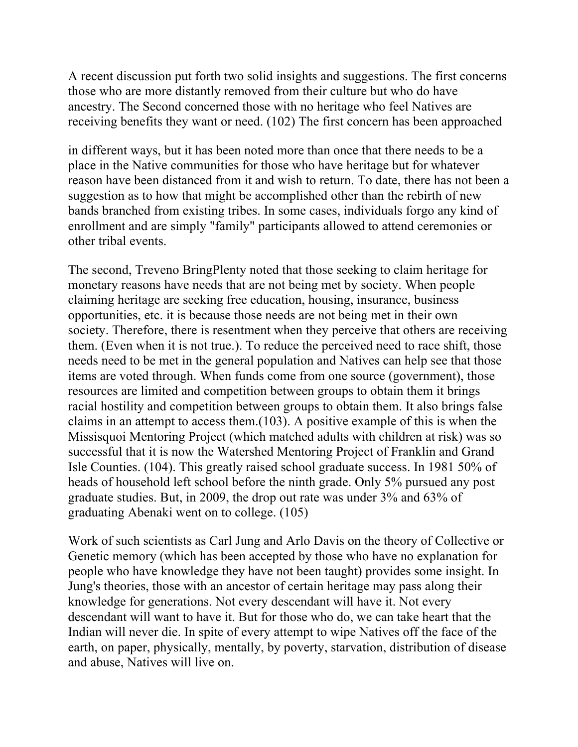A recent discussion put forth two solid insights and suggestions. The first concerns those who are more distantly removed from their culture but who do have ancestry. The Second concerned those with no heritage who feel Natives are receiving benefits they want or need. (102) The first concern has been approached

in different ways, but it has been noted more than once that there needs to be a place in the Native communities for those who have heritage but for whatever reason have been distanced from it and wish to return. To date, there has not been a suggestion as to how that might be accomplished other than the rebirth of new bands branched from existing tribes. In some cases, individuals forgo any kind of enrollment and are simply "family" participants allowed to attend ceremonies or other tribal events.

The second, Treveno BringPlenty noted that those seeking to claim heritage for monetary reasons have needs that are not being met by society. When people claiming heritage are seeking free education, housing, insurance, business opportunities, etc. it is because those needs are not being met in their own society. Therefore, there is resentment when they perceive that others are receiving them. (Even when it is not true.). To reduce the perceived need to race shift, those needs need to be met in the general population and Natives can help see that those items are voted through. When funds come from one source (government), those resources are limited and competition between groups to obtain them it brings racial hostility and competition between groups to obtain them. It also brings false claims in an attempt to access them.(103). A positive example of this is when the Missisquoi Mentoring Project (which matched adults with children at risk) was so successful that it is now the Watershed Mentoring Project of Franklin and Grand Isle Counties. (104). This greatly raised school graduate success. In 1981 50% of heads of household left school before the ninth grade. Only 5% pursued any post graduate studies. But, in 2009, the drop out rate was under 3% and 63% of graduating Abenaki went on to college. (105)

Work of such scientists as Carl Jung and Arlo Davis on the theory of Collective or Genetic memory (which has been accepted by those who have no explanation for people who have knowledge they have not been taught) provides some insight. In Jung's theories, those with an ancestor of certain heritage may pass along their knowledge for generations. Not every descendant will have it. Not every descendant will want to have it. But for those who do, we can take heart that the Indian will never die. In spite of every attempt to wipe Natives off the face of the earth, on paper, physically, mentally, by poverty, starvation, distribution of disease and abuse, Natives will live on.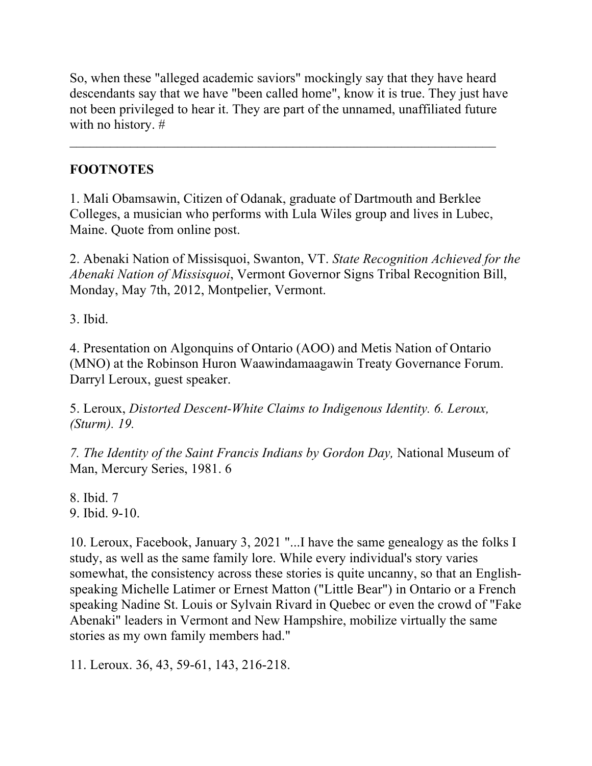So, when these "alleged academic saviors" mockingly say that they have heard descendants say that we have "been called home", know it is true. They just have not been privileged to hear it. They are part of the unnamed, unaffiliated future with no history. #

---

**FOOTNOTES**

1. Mali Obamsawin, Citizen of Odanak, graduate of Dartmouth and Berklee Colleges, a musician who performs with Lula Wiles group and lives in Lubec, Maine. Quote from online post.

2. Abenaki Nation of Missisquoi, Swanton, VT. *State Recognition Achieved for the Abenaki Nation of Missisquoi*, Vermont Governor Signs Tribal Recognition Bill, Monday, May 7th, 2012, Montpelier, Vermont.

3. Ibid.

4. Presentation on Algonquins of Ontario (AOO) and Metis Nation of Ontario (MNO) at the Robinson Huron Waawindamaagawin Treaty Governance Forum. Darryl Leroux, guest speaker.

5. Leroux, *Distorted Descent-White Claims to Indigenous Identity. 6. Leroux, (Sturm). 19.*

*7. The Identity of the Saint Francis Indians by Gordon Day,* National Museum of Man, Mercury Series, 1981. 6

8. Ibid. 7
9. Ibid. 9-10.

10. Leroux, Facebook, January 3, 2021 "...I have the same genealogy as the folks I study, as well as the same family lore. While every individual's story varies somewhat, the consistency across these stories is quite uncanny, so that an English-speaking Michelle Latimer or Ernest Matton ("Little Bear") in Ontario or a French speaking Nadine St. Louis or Sylvain Rivard in Quebec or even the crowd of "Fake Abenaki" leaders in Vermont and New Hampshire, mobilize virtually the same stories as my own family members had."

11. Leroux. 36, 43, 59-61, 143, 216-218.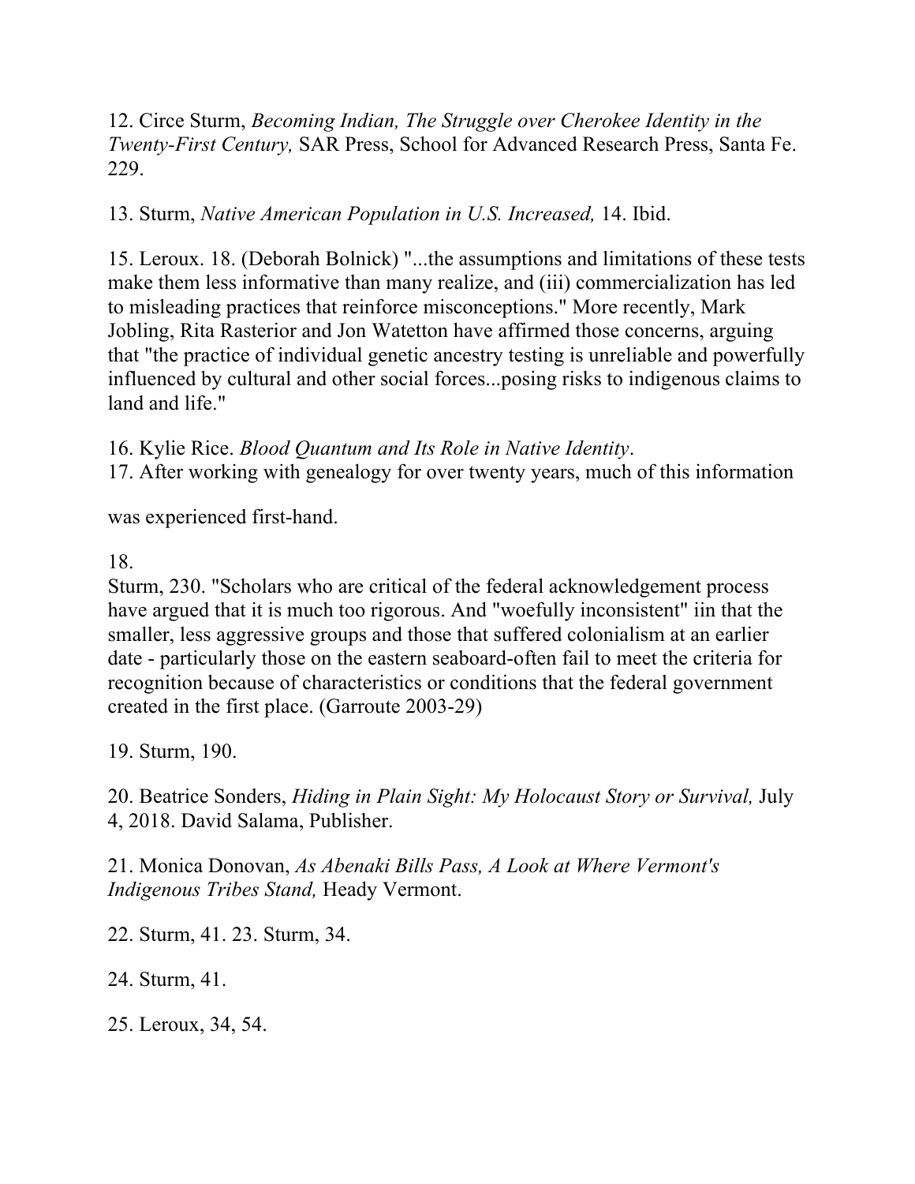12. Circe Sturm, *Becoming Indian, The Struggle over Cherokee Identity in the Twenty-First Century,* SAR Press, School for Advanced Research Press, Santa Fe. 229.

13. Sturm, *Native American Population in U.S. Increased,* 14. Ibid.

15. Leroux. 18. (Deborah Bolnick) "...the assumptions and limitations of these tests make them less informative than many realize, and (iii) commercialization has led to misleading practices that reinforce misconceptions." More recently, Mark Jobling, Rita Rasterior and Jon Watetton have affirmed those concerns, arguing that "the practice of individual genetic ancestry testing is unreliable and powerfully influenced by cultural and other social forces...posing risks to indigenous claims to land and life."

16. Kylie Rice. *Blood Quantum and Its Role in Native Identity*.
17. After working with genealogy for over twenty years, much of this information

was experienced first-hand.

18.
Sturm, 230. "Scholars who are critical of the federal acknowledgement process have argued that it is much too rigorous. And "woefully inconsistent" iin that the smaller, less aggressive groups and those that suffered colonialism at an earlier date - particularly those on the eastern seaboard-often fail to meet the criteria for recognition because of characteristics or conditions that the federal government created in the first place. (Garroute 2003-29)

19. Sturm, 190.

20. Beatrice Sonders, *Hiding in Plain Sight: My Holocaust Story or Survival,* July 4, 2018. David Salama, Publisher.

21. Monica Donovan, *As Abenaki Bills Pass, A Look at Where Vermont's Indigenous Tribes Stand,* Heady Vermont.

22. Sturm, 41. 23. Sturm, 34.

24. Sturm, 41.

25. Leroux, 34, 54.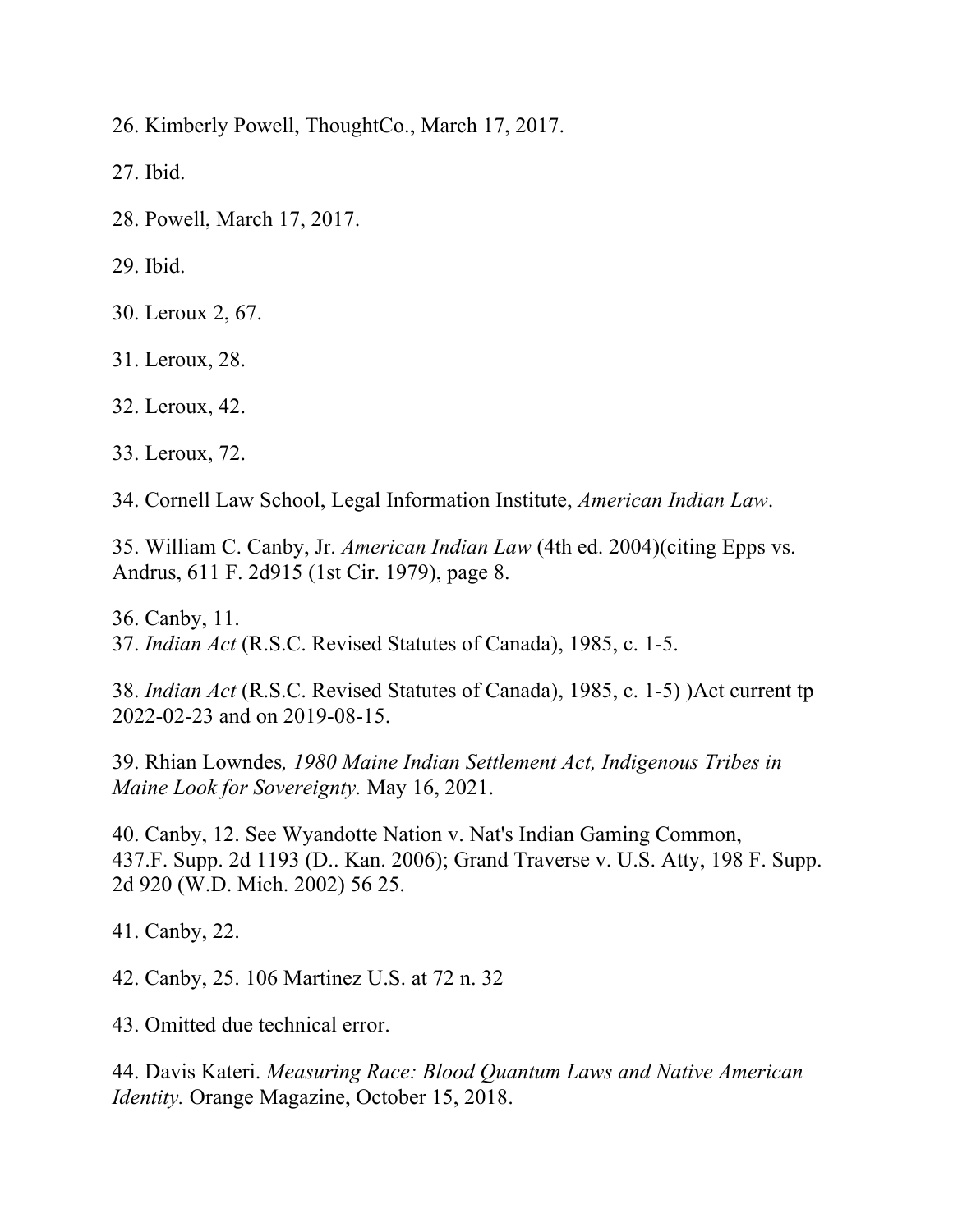26. Kimberly Powell, ThoughtCo., March 17, 2017.

27. Ibid.

28. Powell, March 17, 2017.

29. Ibid.

30. Leroux 2, 67.

31. Leroux, 28.

32. Leroux, 42.

33. Leroux, 72.

34. Cornell Law School, Legal Information Institute, *American Indian Law*.

35. William C. Canby, Jr. *American Indian Law* (4th ed. 2004)(citing Epps vs. Andrus, 611 F. 2d915 (1st Cir. 1979), page 8.

36. Canby, 11.

37. *Indian Act* (R.S.C. Revised Statutes of Canada), 1985, c. 1-5.

38. *Indian Act* (R.S.C. Revised Statutes of Canada), 1985, c. 1-5) )Act current tp 2022-02-23 and on 2019-08-15.

39. Rhian Lowndes*, 1980 Maine Indian Settlement Act, Indigenous Tribes in Maine Look for Sovereignty.* May 16, 2021.

40. Canby, 12. See Wyandotte Nation v. Nat's Indian Gaming Common, 437.F. Supp. 2d 1193 (D.. Kan. 2006); Grand Traverse v. U.S. Atty, 198 F. Supp. 2d 920 (W.D. Mich. 2002) 56 25.

41. Canby, 22.

42. Canby, 25. 106 Martinez U.S. at 72 n. 32

43. Omitted due technical error.

44. Davis Kateri. *Measuring Race: Blood Quantum Laws and Native American Identity.* Orange Magazine, October 15, 2018.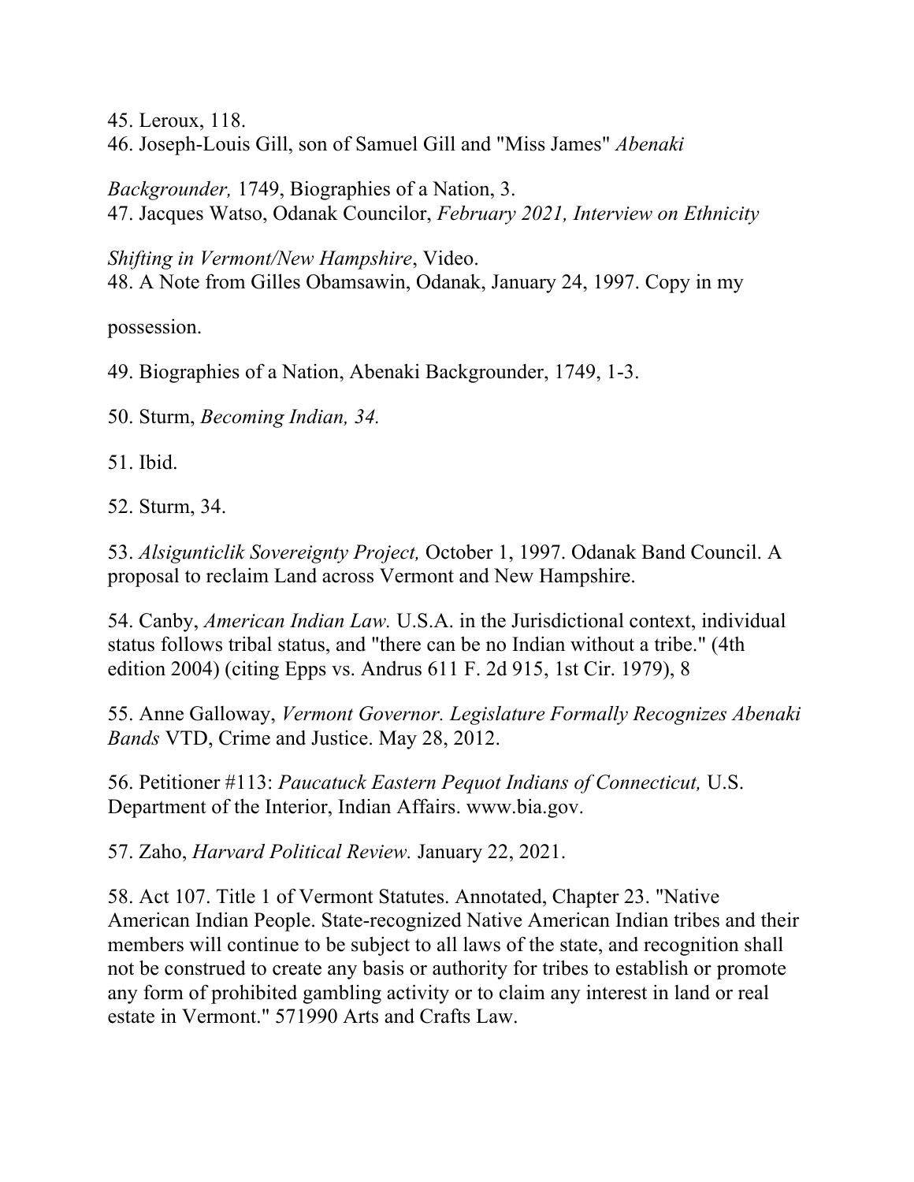45. Leroux, 118.

46. Joseph-Louis Gill, son of Samuel Gill and "Miss James" *Abenaki Backgrounder,* 1749, Biographies of a Nation, 3.

47. Jacques Watso, Odanak Councilor, *February 2021, Interview on Ethnicity Shifting in Vermont/New Hampshire*, Video.

48. A Note from Gilles Obamsawin, Odanak, January 24, 1997. Copy in my possession.

49. Biographies of a Nation, Abenaki Backgrounder, 1749, 1-3.

50. Sturm, *Becoming Indian, 34.*

51. Ibid.

52. Sturm, 34.

53. *Alsigunticlik Sovereignty Project,* October 1, 1997. Odanak Band Council. A proposal to reclaim Land across Vermont and New Hampshire.

54. Canby, *American Indian Law.* U.S.A. in the Jurisdictional context, individual status follows tribal status, and "there can be no Indian without a tribe." (4th edition 2004) (citing Epps vs. Andrus 611 F. 2d 915, 1st Cir. 1979), 8

55. Anne Galloway, *Vermont Governor. Legislature Formally Recognizes Abenaki Bands* VTD, Crime and Justice. May 28, 2012.

56. Petitioner #113: *Paucatuck Eastern Pequot Indians of Connecticut,* U.S. Department of the Interior, Indian Affairs. www.bia.gov.

57. Zaho, *Harvard Political Review.* January 22, 2021.

58. Act 107. Title 1 of Vermont Statutes. Annotated, Chapter 23. "Native American Indian People. State-recognized Native American Indian tribes and their members will continue to be subject to all laws of the state, and recognition shall not be construed to create any basis or authority for tribes to establish or promote any form of prohibited gambling activity or to claim any interest in land or real estate in Vermont." 571990 Arts and Crafts Law.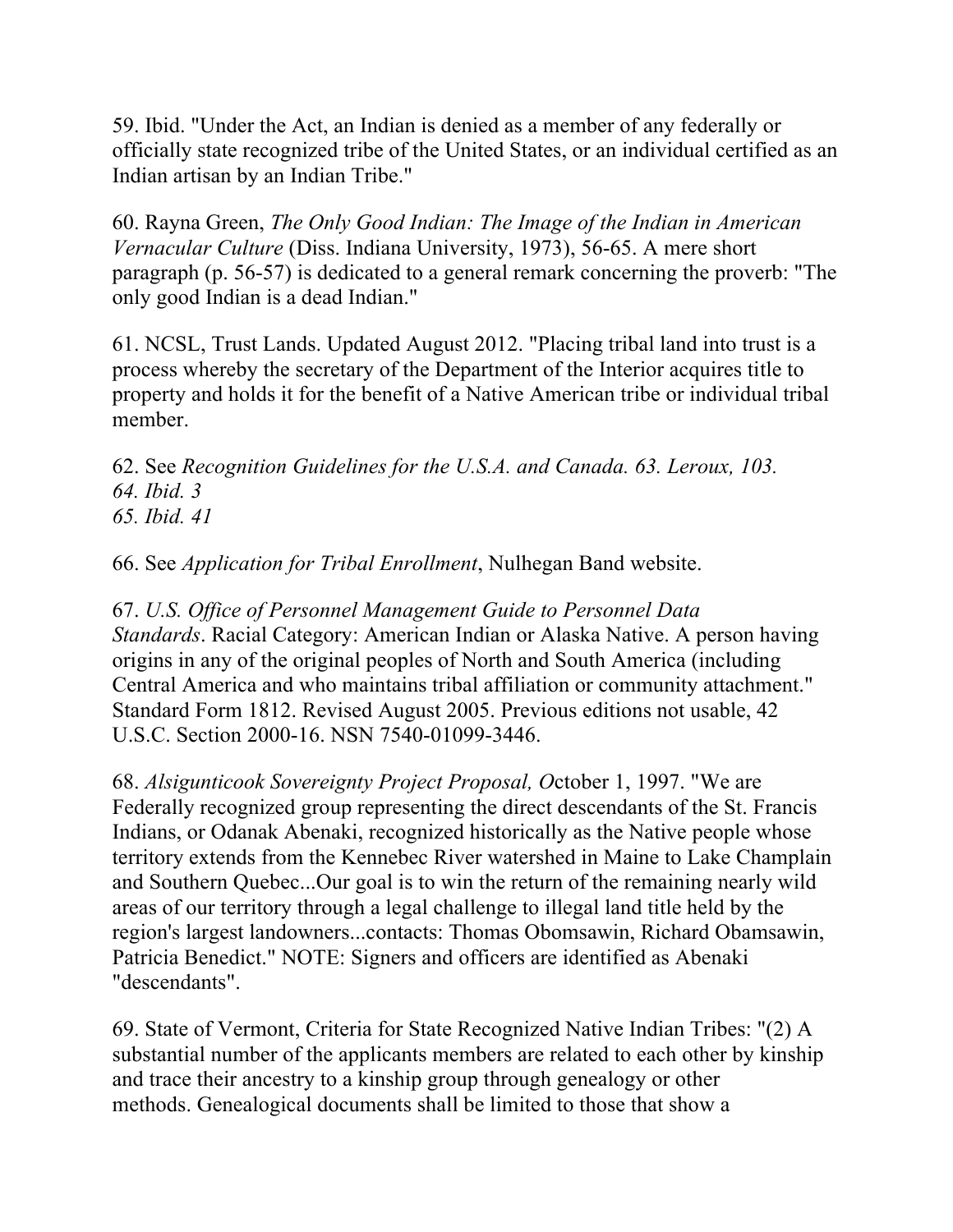59. Ibid. "Under the Act, an Indian is denied as a member of any federally or officially state recognized tribe of the United States, or an individual certified as an Indian artisan by an Indian Tribe."

60. Rayna Green, *The Only Good Indian: The Image of the Indian in American Vernacular Culture* (Diss. Indiana University, 1973), 56-65. A mere short paragraph (p. 56-57) is dedicated to a general remark concerning the proverb: "The only good Indian is a dead Indian."

61. NCSL, Trust Lands. Updated August 2012. "Placing tribal land into trust is a process whereby the secretary of the Department of the Interior acquires title to property and holds it for the benefit of a Native American tribe or individual tribal member.

62. See *Recognition Guidelines for the U.S.A. and Canada. 63. Leroux, 103.*
*64. Ibid. 3*
*65. Ibid. 41*

66. See *Application for Tribal Enrollment*, Nulhegan Band website.

67. *U.S. Office of Personnel Management Guide to Personnel Data Standards*. Racial Category: American Indian or Alaska Native. A person having origins in any of the original peoples of North and South America (including Central America and who maintains tribal affiliation or community attachment." Standard Form 1812. Revised August 2005. Previous editions not usable, 42 U.S.C. Section 2000-16. NSN 7540-01099-3446.

68. *Alsigunticook Sovereignty Project Proposal, O*ctober 1, 1997. "We are Federally recognized group representing the direct descendants of the St. Francis Indians, or Odanak Abenaki, recognized historically as the Native people whose territory extends from the Kennebec River watershed in Maine to Lake Champlain and Southern Quebec...Our goal is to win the return of the remaining nearly wild areas of our territory through a legal challenge to illegal land title held by the region's largest landowners...contacts: Thomas Obomsawin, Richard Obamsawin, Patricia Benedict." NOTE: Signers and officers are identified as Abenaki "descendants".

69. State of Vermont, Criteria for State Recognized Native Indian Tribes: "(2) A substantial number of the applicants members are related to each other by kinship and trace their ancestry to a kinship group through genealogy or other methods. Genealogical documents shall be limited to those that show a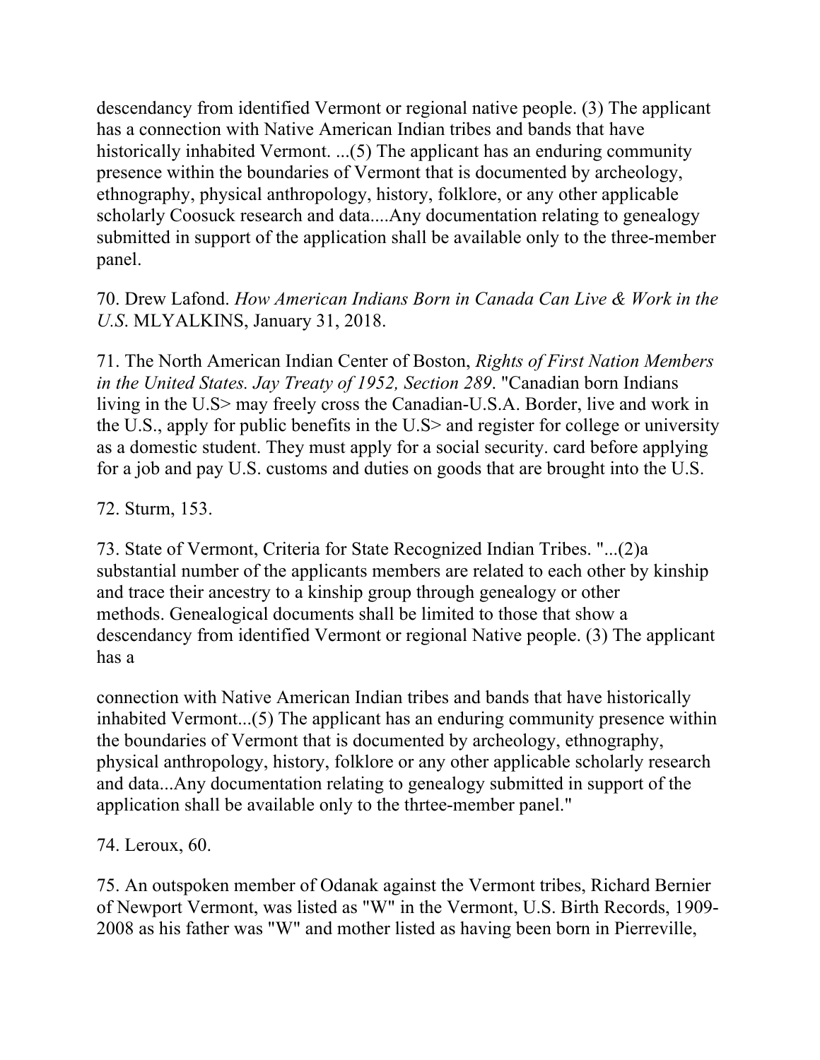descendancy from identified Vermont or regional native people. (3) The applicant has a connection with Native American Indian tribes and bands that have historically inhabited Vermont. ...(5) The applicant has an enduring community presence within the boundaries of Vermont that is documented by archeology, ethnography, physical anthropology, history, folklore, or any other applicable scholarly Coosuck research and data....Any documentation relating to genealogy submitted in support of the application shall be available only to the three-member panel.

70. Drew Lafond. *How American Indians Born in Canada Can Live & Work in the U.S.* MLYALKINS, January 31, 2018.

71. The North American Indian Center of Boston, *Rights of First Nation Members in the United States. Jay Treaty of 1952, Section 289*. "Canadian born Indians living in the U.S> may freely cross the Canadian-U.S.A. Border, live and work in the U.S., apply for public benefits in the U.S> and register for college or university as a domestic student. They must apply for a social security. card before applying for a job and pay U.S. customs and duties on goods that are brought into the U.S.

72. Sturm, 153.

73. State of Vermont, Criteria for State Recognized Indian Tribes. "...(2)a substantial number of the applicants members are related to each other by kinship and trace their ancestry to a kinship group through genealogy or other methods. Genealogical documents shall be limited to those that show a descendancy from identified Vermont or regional Native people. (3) The applicant has a connection with Native American Indian tribes and bands that have historically inhabited Vermont...(5) The applicant has an enduring community presence within the boundaries of Vermont that is documented by archeology, ethnography, physical anthropology, history, folklore or any other applicable scholarly research and data...Any documentation relating to genealogy submitted in support of the application shall be available only to the thrtee-member panel."

74. Leroux, 60.

75. An outspoken member of Odanak against the Vermont tribes, Richard Bernier of Newport Vermont, was listed as "W" in the Vermont, U.S. Birth Records, 1909-2008 as his father was "W" and mother listed as having been born in Pierreville,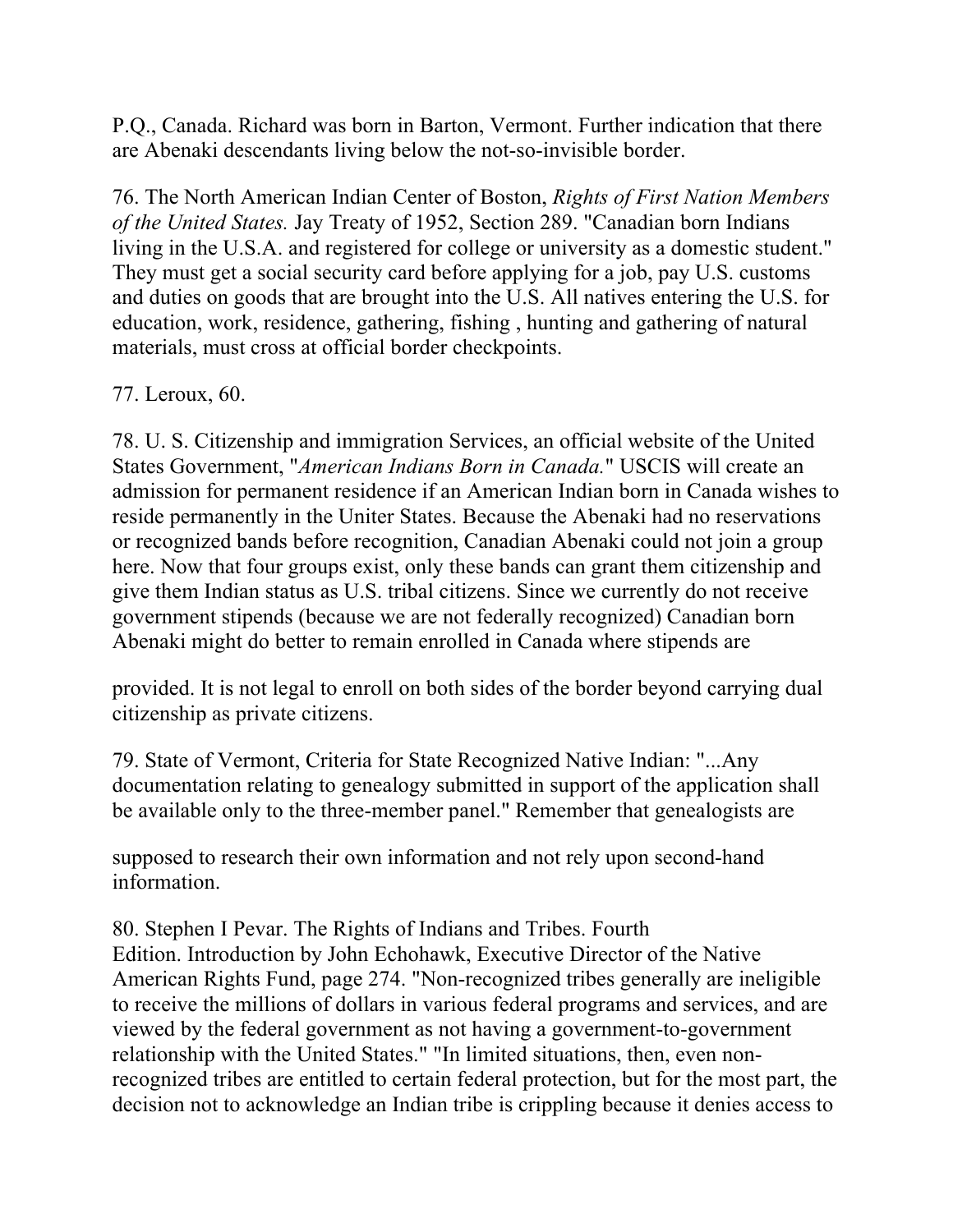P.Q., Canada. Richard was born in Barton, Vermont. Further indication that there are Abenaki descendants living below the not-so-invisible border.

76. The North American Indian Center of Boston, *Rights of First Nation Members of the United States.* Jay Treaty of 1952, Section 289. "Canadian born Indians living in the U.S.A. and registered for college or university as a domestic student." They must get a social security card before applying for a job, pay U.S. customs and duties on goods that are brought into the U.S. All natives entering the U.S. for education, work, residence, gathering, fishing , hunting and gathering of natural materials, must cross at official border checkpoints.

77. Leroux, 60.

78. U. S. Citizenship and immigration Services, an official website of the United States Government, "*American Indians Born in Canada.*" USCIS will create an admission for permanent residence if an American Indian born in Canada wishes to reside permanently in the Uniter States. Because the Abenaki had no reservations or recognized bands before recognition, Canadian Abenaki could not join a group here. Now that four groups exist, only these bands can grant them citizenship and give them Indian status as U.S. tribal citizens. Since we currently do not receive government stipends (because we are not federally recognized) Canadian born Abenaki might do better to remain enrolled in Canada where stipends are provided. It is not legal to enroll on both sides of the border beyond carrying dual citizenship as private citizens.

79. State of Vermont, Criteria for State Recognized Native Indian: "...Any documentation relating to genealogy submitted in support of the application shall be available only to the three-member panel." Remember that genealogists are supposed to research their own information and not rely upon second-hand information.

80. Stephen I Pevar. The Rights of Indians and Tribes. Fourth Edition. Introduction by John Echohawk, Executive Director of the Native American Rights Fund, page 274. "Non-recognized tribes generally are ineligible to receive the millions of dollars in various federal programs and services, and are viewed by the federal government as not having a government-to-government relationship with the United States." "In limited situations, then, even non-recognized tribes are entitled to certain federal protection, but for the most part, the decision not to acknowledge an Indian tribe is crippling because it denies access to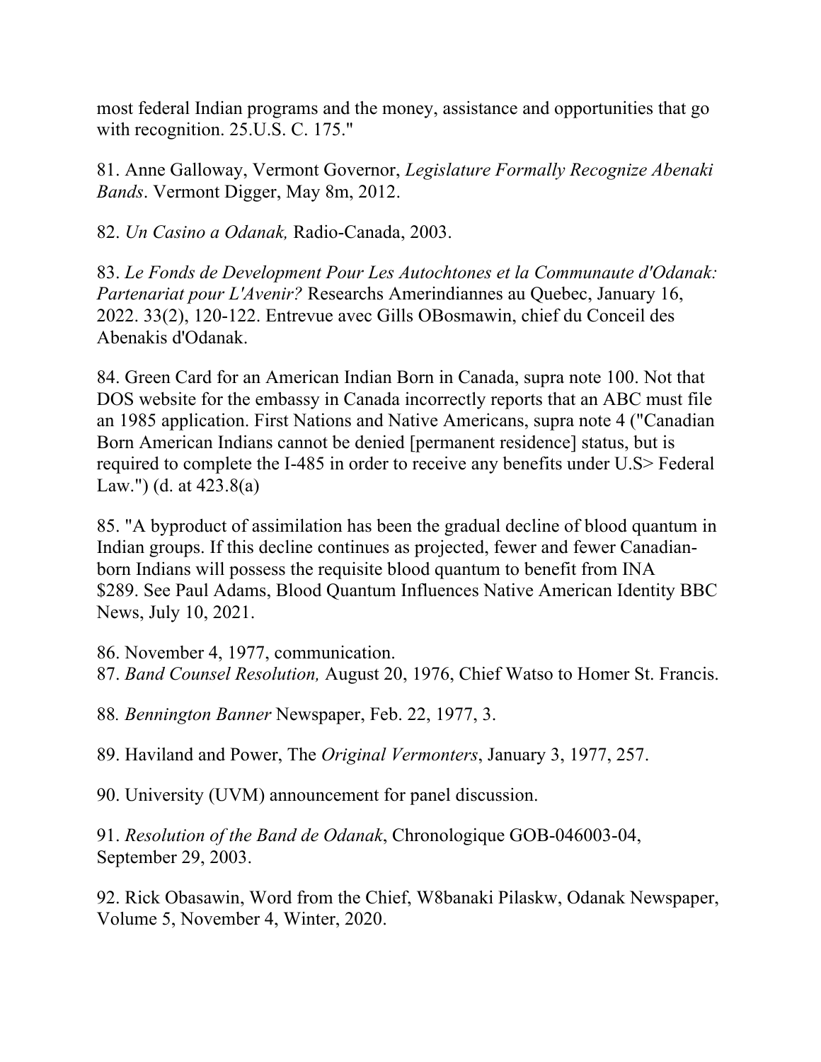most federal Indian programs and the money, assistance and opportunities that go with recognition. 25.U.S. C. 175."

81. Anne Galloway, Vermont Governor, *Legislature Formally Recognize Abenaki Bands*. Vermont Digger, May 8m, 2012.

82. *Un Casino a Odanak,* Radio-Canada, 2003.

83. *Le Fonds de Development Pour Les Autochtones et la Communaute d'Odanak: Partenariat pour L'Avenir?* Researchs Amerindiannes au Quebec, January 16, 2022. 33(2), 120-122. Entrevue avec Gills OBosmawin, chief du Conceil des Abenakis d'Odanak.

84. Green Card for an American Indian Born in Canada, supra note 100. Not that DOS website for the embassy in Canada incorrectly reports that an ABC must file an 1985 application. First Nations and Native Americans, supra note 4 ("Canadian Born American Indians cannot be denied [permanent residence] status, but is required to complete the I-485 in order to receive any benefits under U.S> Federal Law.") (d. at 423.8(a)

85. "A byproduct of assimilation has been the gradual decline of blood quantum in Indian groups. If this decline continues as projected, fewer and fewer Canadian-born Indians will possess the requisite blood quantum to benefit from INA $289. See Paul Adams, Blood Quantum Influences Native American Identity BBC News, July 10, 2021.

86. November 4, 1977, communication.

87. *Band Counsel Resolution,* August 20, 1976, Chief Watso to Homer St. Francis.

88. *Bennington Banner* Newspaper, Feb. 22, 1977, 3.

89. Haviland and Power, The *Original Vermonters*, January 3, 1977, 257.

90. University (UVM) announcement for panel discussion.

91. *Resolution of the Band de Odanak*, Chronologique GOB-046003-04, September 29, 2003.

92. Rick Obasawin, Word from the Chief, W8banaki Pilaskw, Odanak Newspaper, Volume 5, November 4, Winter, 2020.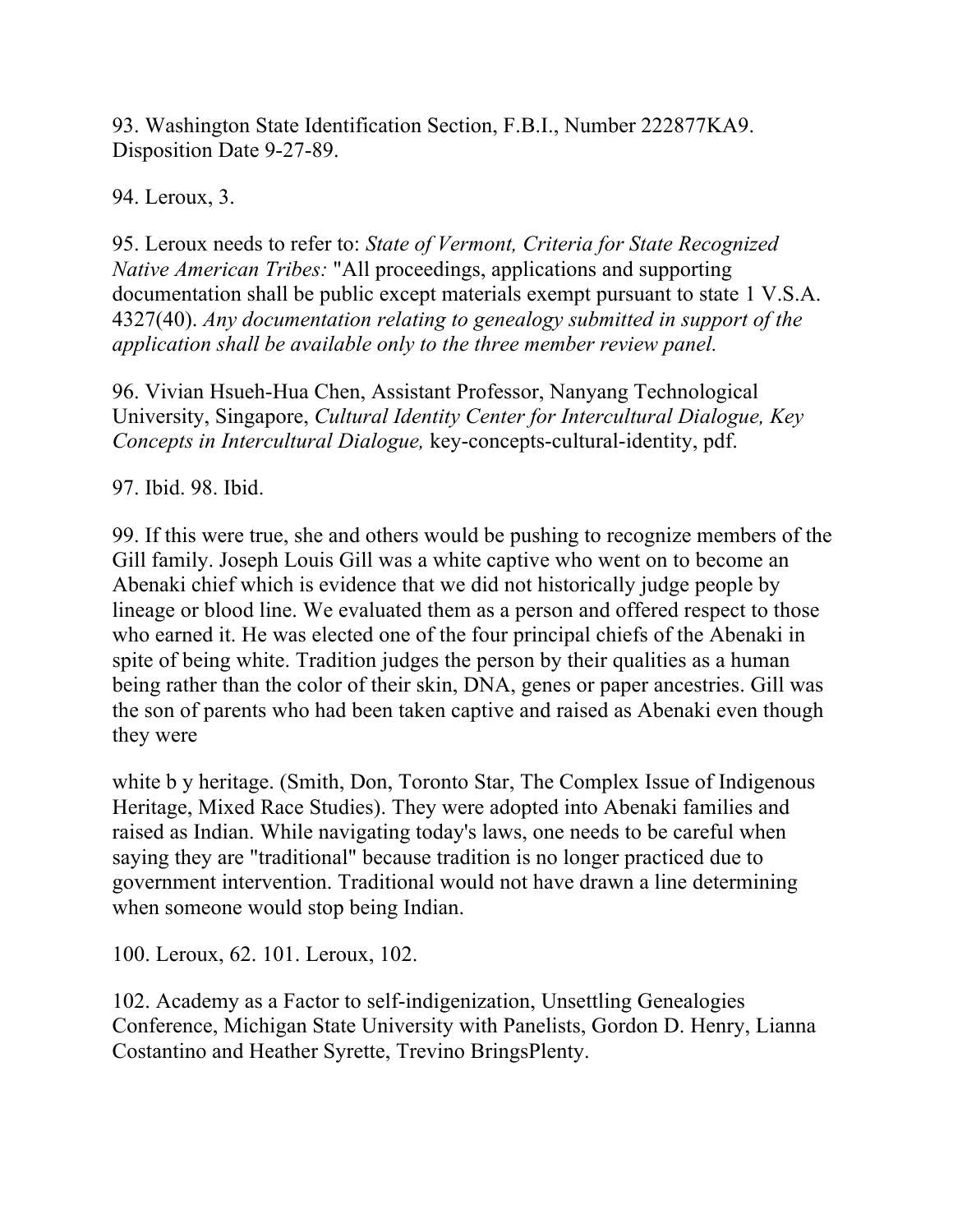93. Washington State Identification Section, F.B.I., Number 222877KA9. Disposition Date 9-27-89.

94. Leroux, 3.

95. Leroux needs to refer to: *State of Vermont, Criteria for State Recognized Native American Tribes:* "All proceedings, applications and supporting documentation shall be public except materials exempt pursuant to state 1 V.S.A. 4327(40). *Any documentation relating to genealogy submitted in support of the application shall be available only to the three member review panel.*

96. Vivian Hsueh-Hua Chen, Assistant Professor, Nanyang Technological University, Singapore, *Cultural Identity Center for Intercultural Dialogue, Key Concepts in Intercultural Dialogue,* key-concepts-cultural-identity, pdf.

97. Ibid. 98. Ibid.

99. If this were true, she and others would be pushing to recognize members of the Gill family. Joseph Louis Gill was a white captive who went on to become an Abenaki chief which is evidence that we did not historically judge people by lineage or blood line. We evaluated them as a person and offered respect to those who earned it. He was elected one of the four principal chiefs of the Abenaki in spite of being white. Tradition judges the person by their qualities as a human being rather than the color of their skin, DNA, genes or paper ancestries. Gill was the son of parents who had been taken captive and raised as Abenaki even though they were

white b y heritage. (Smith, Don, Toronto Star, The Complex Issue of Indigenous Heritage, Mixed Race Studies). They were adopted into Abenaki families and raised as Indian. While navigating today's laws, one needs to be careful when saying they are "traditional" because tradition is no longer practiced due to government intervention. Traditional would not have drawn a line determining when someone would stop being Indian.

100. Leroux, 62. 101. Leroux, 102.

102. Academy as a Factor to self-indigenization, Unsettling Genealogies Conference, Michigan State University with Panelists, Gordon D. Henry, Lianna Costantino and Heather Syrette, Trevino BringsPlenty.